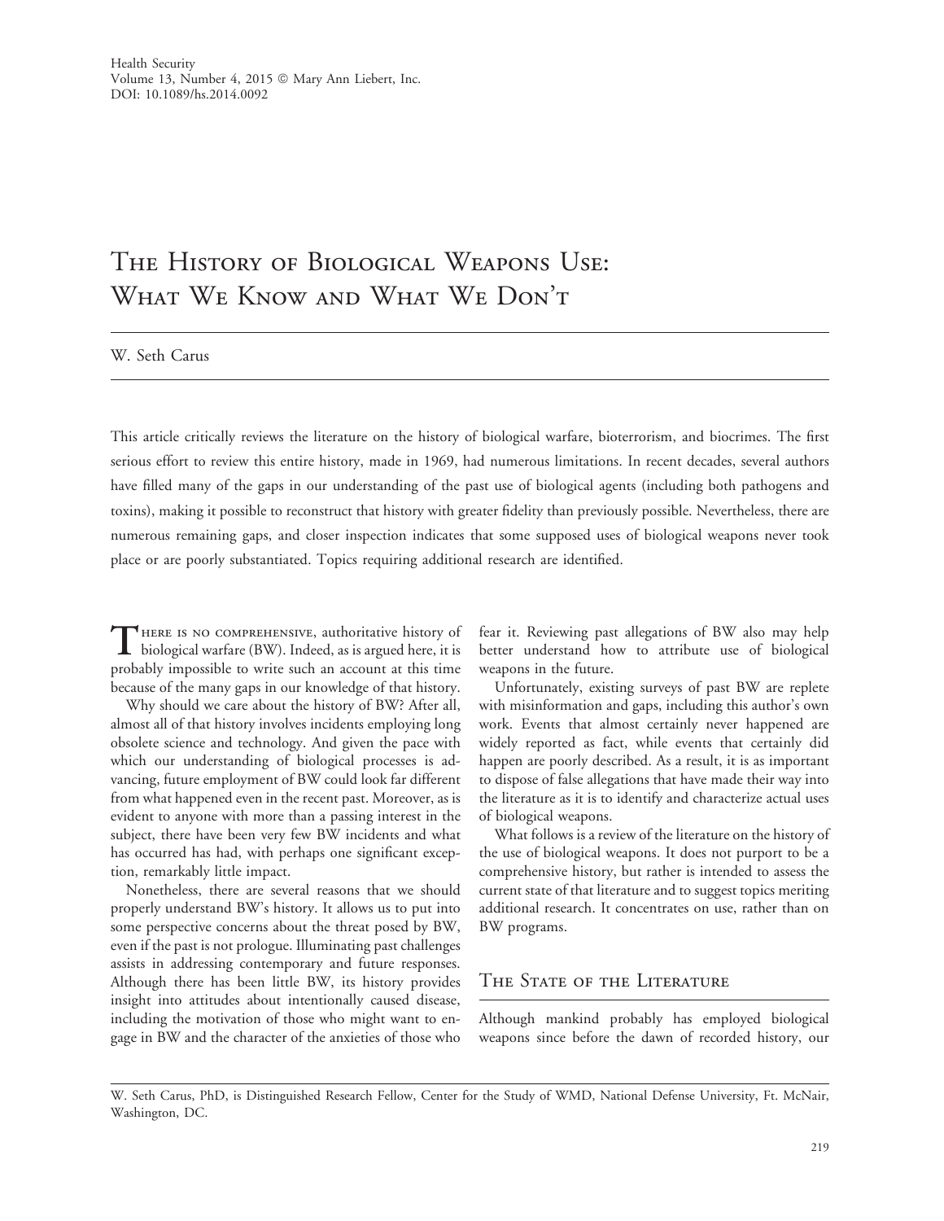# The History of Biological Weapons Use: What We Know and What We Don't

W. Seth Carus

This article critically reviews the literature on the history of biological warfare, bioterrorism, and biocrimes. The first serious effort to review this entire history, made in 1969, had numerous limitations. In recent decades, several authors have filled many of the gaps in our understanding of the past use of biological agents (including both pathogens and toxins), making it possible to reconstruct that history with greater fidelity than previously possible. Nevertheless, there are numerous remaining gaps, and closer inspection indicates that some supposed uses of biological weapons never took place or are poorly substantiated. Topics requiring additional research are identified.

There is no comprehensive, authoritative history of biological warfare (BW). Indeed, as is argued here, it is probably impossible to write such an account at this time because of the many gaps in our knowledge of that history.

Why should we care about the history of BW? After all, almost all of that history involves incidents employing long obsolete science and technology. And given the pace with which our understanding of biological processes is advancing, future employment of BW could look far different from what happened even in the recent past. Moreover, as is evident to anyone with more than a passing interest in the subject, there have been very few BW incidents and what has occurred has had, with perhaps one significant exception, remarkably little impact.

Nonetheless, there are several reasons that we should properly understand BW's history. It allows us to put into some perspective concerns about the threat posed by BW, even if the past is not prologue. Illuminating past challenges assists in addressing contemporary and future responses. Although there has been little BW, its history provides insight into attitudes about intentionally caused disease, including the motivation of those who might want to engage in BW and the character of the anxieties of those who fear it. Reviewing past allegations of BW also may help better understand how to attribute use of biological weapons in the future.

Unfortunately, existing surveys of past BW are replete with misinformation and gaps, including this author's own work. Events that almost certainly never happened are widely reported as fact, while events that certainly did happen are poorly described. As a result, it is as important to dispose of false allegations that have made their way into the literature as it is to identify and characterize actual uses of biological weapons.

What follows is a review of the literature on the history of the use of biological weapons. It does not purport to be a comprehensive history, but rather is intended to assess the current state of that literature and to suggest topics meriting additional research. It concentrates on use, rather than on BW programs.

## The State of the Literature

Although mankind probably has employed biological weapons since before the dawn of recorded history, our

W. Seth Carus, PhD, is Distinguished Research Fellow, Center for the Study of WMD, National Defense University, Ft. McNair, Washington, DC.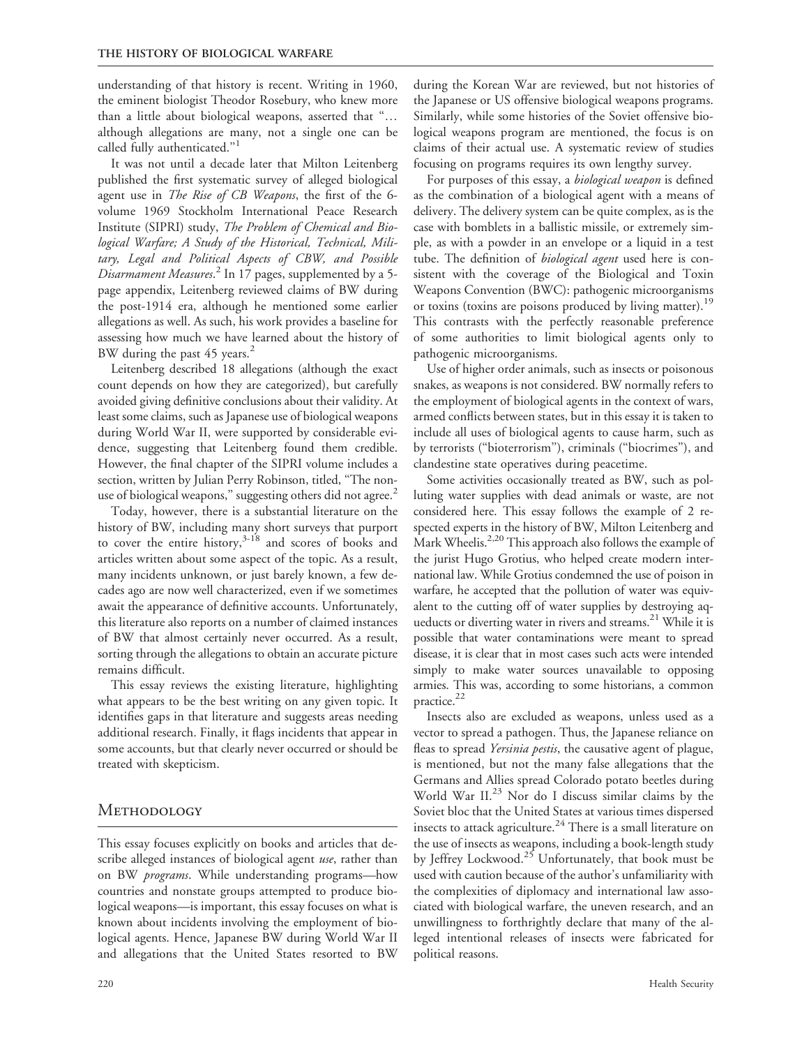understanding of that history is recent. Writing in 1960, the eminent biologist Theodor Rosebury, who knew more than a little about biological weapons, asserted that "... although allegations are many, not a single one can be called fully authenticated."[1]

It was not until a decade later that Milton Leitenberg published the first systematic survey of alleged biological agent use in *The Rise of CB Weapons*, the first of the 6-volume 1969 Stockholm International Peace Research Institute (SIPRI) study, *The Problem of Chemical and Biological Warfare; A Study of the Historical, Technical, Military, Legal and Political Aspects of CBW, and Possible Disarmament Measures*.[2] In 17 pages, supplemented by a 5-page appendix, Leitenberg reviewed claims of BW during the post-1914 era, although he mentioned some earlier allegations as well. As such, his work provides a baseline for assessing how much we have learned about the history of BW during the past 45 years.[2]

Leitenberg described 18 allegations (although the exact count depends on how they are categorized), but carefully avoided giving definitive conclusions about their validity. At least some claims, such as Japanese use of biological weapons during World War II, were supported by considerable evidence, suggesting that Leitenberg found them credible. However, the final chapter of the SIPRI volume includes a section, written by Julian Perry Robinson, titled, "The non-use of biological weapons," suggesting others did not agree.[2]

Today, however, there is a substantial literature on the history of BW, including many short surveys that purport to cover the entire history,[3-18] and scores of books and articles written about some aspect of the topic. As a result, many incidents unknown, or just barely known, a few decades ago are now well characterized, even if we sometimes await the appearance of definitive accounts. Unfortunately, this literature also reports on a number of claimed instances of BW that almost certainly never occurred. As a result, sorting through the allegations to obtain an accurate picture remains difficult.

This essay reviews the existing literature, highlighting what appears to be the best writing on any given topic. It identifies gaps in that literature and suggests areas needing additional research. Finally, it flags incidents that appear in some accounts, but that clearly never occurred or should be treated with skepticism.

## Methodology

This essay focuses explicitly on books and articles that describe alleged instances of biological agent *use*, rather than on BW *programs*. While understanding programs—how countries and nonstate groups attempted to produce biological weapons—is important, this essay focuses on what is known about incidents involving the employment of biological agents. Hence, Japanese BW during World War II and allegations that the United States resorted to BW during the Korean War are reviewed, but not histories of the Japanese or US offensive biological weapons programs. Similarly, while some histories of the Soviet offensive biological weapons program are mentioned, the focus is on claims of their actual use. A systematic review of studies focusing on programs requires its own lengthy survey.

For purposes of this essay, a *biological weapon* is defined as the combination of a biological agent with a means of delivery. The delivery system can be quite complex, as is the case with bomblets in a ballistic missile, or extremely simple, as with a powder in an envelope or a liquid in a test tube. The definition of *biological agent* used here is consistent with the coverage of the Biological and Toxin Weapons Convention (BWC): pathogenic microorganisms or toxins (toxins are poisons produced by living matter).[19] This contrasts with the perfectly reasonable preference of some authorities to limit biological agents only to pathogenic microorganisms.

Use of higher order animals, such as insects or poisonous snakes, as weapons is not considered. BW normally refers to the employment of biological agents in the context of wars, armed conflicts between states, but in this essay it is taken to include all uses of biological agents to cause harm, such as by terrorists ("bioterrorism"), criminals ("biocrimes"), and clandestine state operatives during peacetime.

Some activities occasionally treated as BW, such as polluting water supplies with dead animals or waste, are not considered here. This essay follows the example of 2 respected experts in the history of BW, Milton Leitenberg and Mark Wheelis.[2,20] This approach also follows the example of the jurist Hugo Grotius, who helped create modern international law. While Grotius condemned the use of poison in warfare, he accepted that the pollution of water was equivalent to the cutting off of water supplies by destroying aqueducts or diverting water in rivers and streams.[21] While it is possible that water contaminations were meant to spread disease, it is clear that in most cases such acts were intended simply to make water sources unavailable to opposing armies. This was, according to some historians, a common practice.[22]

Insects also are excluded as weapons, unless used as a vector to spread a pathogen. Thus, the Japanese reliance on fleas to spread *Yersinia pestis*, the causative agent of plague, is mentioned, but not the many false allegations that the Germans and Allies spread Colorado potato beetles during World War II.[23] Nor do I discuss similar claims by the Soviet bloc that the United States at various times dispersed insects to attack agriculture.[24] There is a small literature on the use of insects as weapons, including a book-length study by Jeffrey Lockwood.[25] Unfortunately, that book must be used with caution because of the author's unfamiliarity with the complexities of diplomacy and international law associated with biological warfare, the uneven research, and an unwillingness to forthrightly declare that many of the alleged intentional releases of insects were fabricated for political reasons.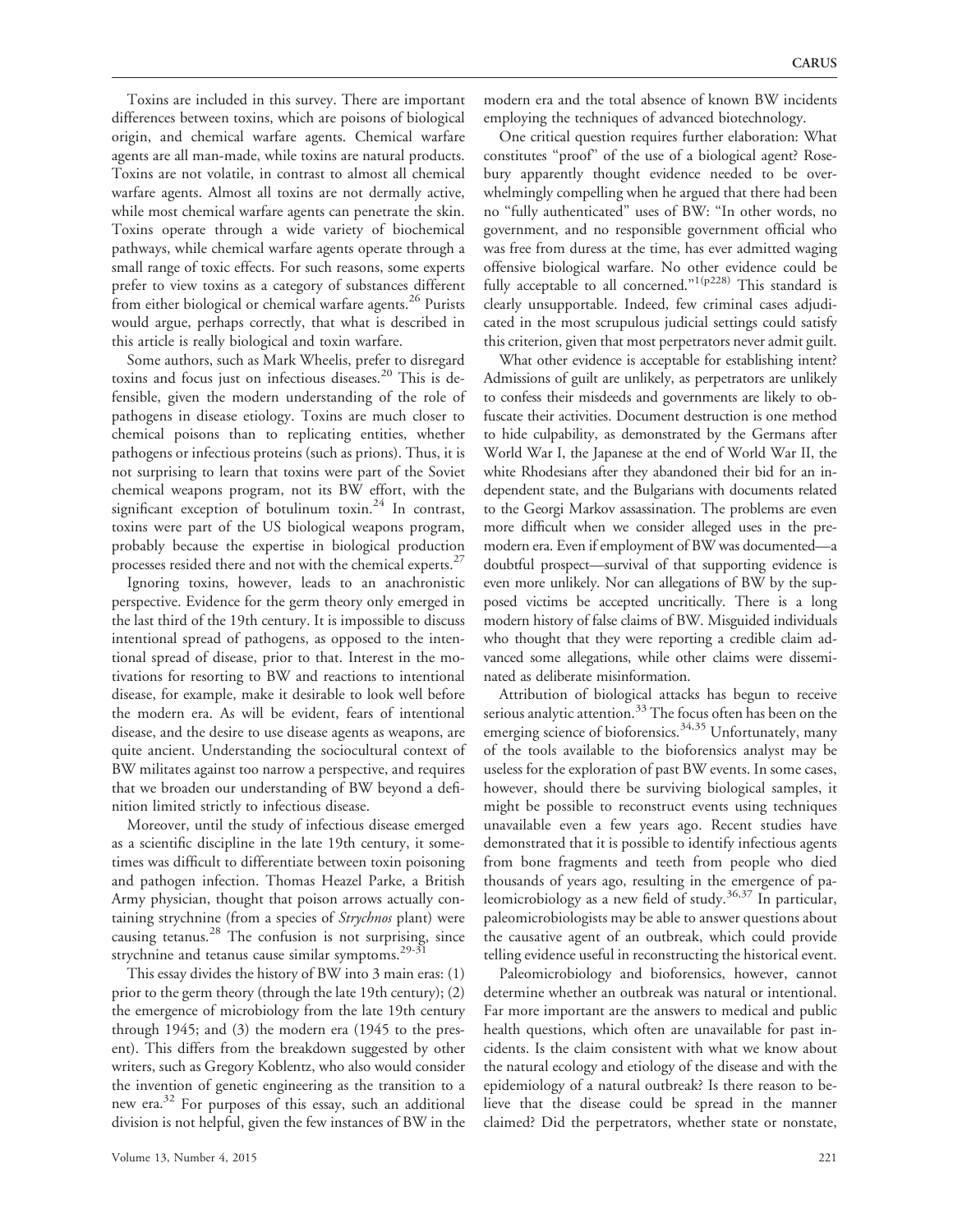Toxins are included in this survey. There are important differences between toxins, which are poisons of biological origin, and chemical warfare agents. Chemical warfare agents are all man-made, while toxins are natural products. Toxins are not volatile, in contrast to almost all chemical warfare agents. Almost all toxins are not dermally active, while most chemical warfare agents can penetrate the skin. Toxins operate through a wide variety of biochemical pathways, while chemical warfare agents operate through a small range of toxic effects. For such reasons, some experts prefer to view toxins as a category of substances different from either biological or chemical warfare agents.[26] Purists would argue, perhaps correctly, that what is described in this article is really biological and toxin warfare.

Some authors, such as Mark Wheelis, prefer to disregard toxins and focus just on infectious diseases.[20] This is defensible, given the modern understanding of the role of pathogens in disease etiology. Toxins are much closer to chemical poisons than to replicating entities, whether pathogens or infectious proteins (such as prions). Thus, it is not surprising to learn that toxins were part of the Soviet chemical weapons program, not its BW effort, with the significant exception of botulinum toxin.[24] In contrast, toxins were part of the US biological weapons program, probably because the expertise in biological production processes resided there and not with the chemical experts.[27]

Ignoring toxins, however, leads to an anachronistic perspective. Evidence for the germ theory only emerged in the last third of the 19th century. It is impossible to discuss intentional spread of pathogens, as opposed to the intentional spread of disease, prior to that. Interest in the motivations for resorting to BW and reactions to intentional disease, for example, make it desirable to look well before the modern era. As will be evident, fears of intentional disease, and the desire to use disease agents as weapons, are quite ancient. Understanding the sociocultural context of BW militates against too narrow a perspective, and requires that we broaden our understanding of BW beyond a definition limited strictly to infectious disease.

Moreover, until the study of infectious disease emerged as a scientific discipline in the late 19th century, it sometimes was difficult to differentiate between toxin poisoning and pathogen infection. Thomas Heazel Parke, a British Army physician, thought that poison arrows actually containing strychnine (from a species of *Strychnos* plant) were causing tetanus.[28] The confusion is not surprising, since strychnine and tetanus cause similar symptoms.[29-31]

This essay divides the history of BW into 3 main eras: (1) prior to the germ theory (through the late 19th century); (2) the emergence of microbiology from the late 19th century through 1945; and (3) the modern era (1945 to the present). This differs from the breakdown suggested by other writers, such as Gregory Koblentz, who also would consider the invention of genetic engineering as the transition to a new era.[32] For purposes of this essay, such an additional division is not helpful, given the few instances of BW in the modern era and the total absence of known BW incidents employing the techniques of advanced biotechnology.

One critical question requires further elaboration: What constitutes "proof" of the use of a biological agent? Rosebury apparently thought evidence needed to be overwhelmingly compelling when he argued that there had been no "fully authenticated" uses of BW: "In other words, no government, and no responsible government official who was free from duress at the time, has ever admitted waging offensive biological warfare. No other evidence could be fully acceptable to all concerned."[1(p228)] This standard is clearly unsupportable. Indeed, few criminal cases adjudicated in the most scrupulous judicial settings could satisfy this criterion, given that most perpetrators never admit guilt.

What other evidence is acceptable for establishing intent? Admissions of guilt are unlikely, as perpetrators are unlikely to confess their misdeeds and governments are likely to obfuscate their activities. Document destruction is one method to hide culpability, as demonstrated by the Germans after World War I, the Japanese at the end of World War II, the white Rhodesians after they abandoned their bid for an independent state, and the Bulgarians with documents related to the Georgi Markov assassination. The problems are even more difficult when we consider alleged uses in the premodern era. Even if employment of BW was documented—a doubtful prospect—survival of that supporting evidence is even more unlikely. Nor can allegations of BW by the supposed victims be accepted uncritically. There is a long modern history of false claims of BW. Misguided individuals who thought that they were reporting a credible claim advanced some allegations, while other claims were disseminated as deliberate misinformation.

Attribution of biological attacks has begun to receive serious analytic attention.[33] The focus often has been on the emerging science of bioforensics.[34,35] Unfortunately, many of the tools available to the bioforensics analyst may be useless for the exploration of past BW events. In some cases, however, should there be surviving biological samples, it might be possible to reconstruct events using techniques unavailable even a few years ago. Recent studies have demonstrated that it is possible to identify infectious agents from bone fragments and teeth from people who died thousands of years ago, resulting in the emergence of paleomicrobiology as a new field of study.[36,37] In particular, paleomicrobiologists may be able to answer questions about the causative agent of an outbreak, which could provide telling evidence useful in reconstructing the historical event.

Paleomicrobiology and bioforensics, however, cannot determine whether an outbreak was natural or intentional. Far more important are the answers to medical and public health questions, which often are unavailable for past incidents. Is the claim consistent with what we know about the natural ecology and etiology of the disease and with the epidemiology of a natural outbreak? Is there reason to believe that the disease could be spread in the manner claimed? Did the perpetrators, whether state or nonstate,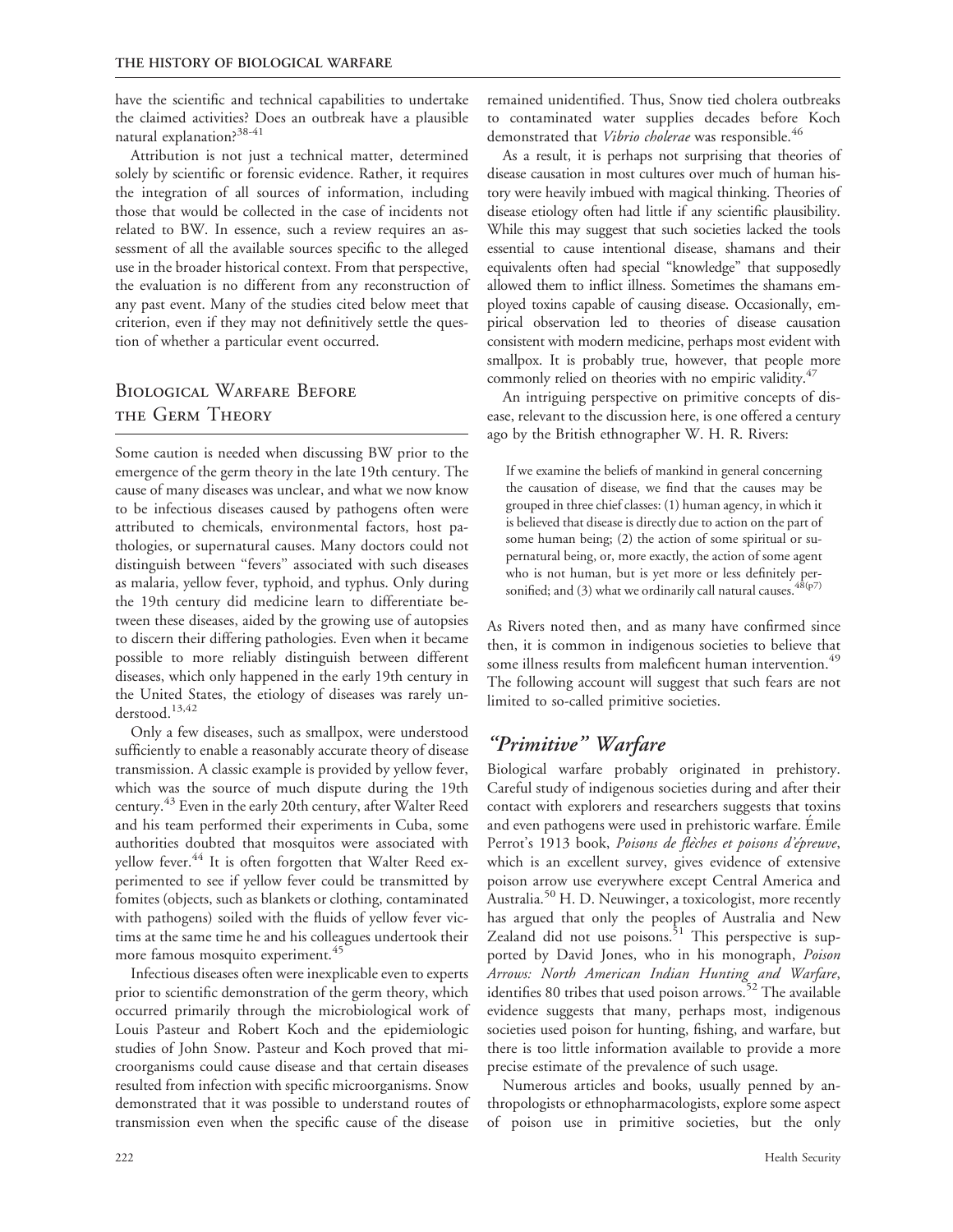have the scientific and technical capabilities to undertake the claimed activities? Does an outbreak have a plausible natural explanation?[38-41]

Attribution is not just a technical matter, determined solely by scientific or forensic evidence. Rather, it requires the integration of all sources of information, including those that would be collected in the case of incidents not related to BW. In essence, such a review requires an assessment of all the available sources specific to the alleged use in the broader historical context. From that perspective, the evaluation is no different from any reconstruction of any past event. Many of the studies cited below meet that criterion, even if they may not definitively settle the question of whether a particular event occurred.

## Biological Warfare Before the Germ Theory

Some caution is needed when discussing BW prior to the emergence of the germ theory in the late 19th century. The cause of many diseases was unclear, and what we now know to be infectious diseases caused by pathogens often were attributed to chemicals, environmental factors, host pathologies, or supernatural causes. Many doctors could not distinguish between "fevers" associated with such diseases as malaria, yellow fever, typhoid, and typhus. Only during the 19th century did medicine learn to differentiate between these diseases, aided by the growing use of autopsies to discern their differing pathologies. Even when it became possible to more reliably distinguish between different diseases, which only happened in the early 19th century in the United States, the etiology of diseases was rarely understood.[13,42]

Only a few diseases, such as smallpox, were understood sufficiently to enable a reasonably accurate theory of disease transmission. A classic example is provided by yellow fever, which was the source of much dispute during the 19th century.[43] Even in the early 20th century, after Walter Reed and his team performed their experiments in Cuba, some authorities doubted that mosquitos were associated with yellow fever.[44] It is often forgotten that Walter Reed experimented to see if yellow fever could be transmitted by fomites (objects, such as blankets or clothing, contaminated with pathogens) soiled with the fluids of yellow fever victims at the same time he and his colleagues undertook their more famous mosquito experiment.[45]

Infectious diseases often were inexplicable even to experts prior to scientific demonstration of the germ theory, which occurred primarily through the microbiological work of Louis Pasteur and Robert Koch and the epidemiologic studies of John Snow. Pasteur and Koch proved that microorganisms could cause disease and that certain diseases resulted from infection with specific microorganisms. Snow demonstrated that it was possible to understand routes of transmission even when the specific cause of the disease remained unidentified. Thus, Snow tied cholera outbreaks to contaminated water supplies decades before Koch demonstrated that *Vibrio cholerae* was responsible.[46]

As a result, it is perhaps not surprising that theories of disease causation in most cultures over much of human history were heavily imbued with magical thinking. Theories of disease etiology often had little if any scientific plausibility. While this may suggest that such societies lacked the tools essential to cause intentional disease, shamans and their equivalents often had special "knowledge" that supposedly allowed them to inflict illness. Sometimes the shamans employed toxins capable of causing disease. Occasionally, empirical observation led to theories of disease causation consistent with modern medicine, perhaps most evident with smallpox. It is probably true, however, that people more commonly relied on theories with no empiric validity.[47]

An intriguing perspective on primitive concepts of disease, relevant to the discussion here, is one offered a century ago by the British ethnographer W. H. R. Rivers:

> If we examine the beliefs of mankind in general concerning the causation of disease, we find that the causes may be grouped in three chief classes: (1) human agency, in which it is believed that disease is directly due to action on the part of some human being; (2) the action of some spiritual or supernatural being, or, more exactly, the action of some agent who is not human, but is yet more or less definitely personified; and (3) what we ordinarily call natural causes.[48(p7)]

As Rivers noted then, and as many have confirmed since then, it is common in indigenous societies to believe that some illness results from maleficent human intervention.[49] The following account will suggest that such fears are not limited to so-called primitive societies.

### *"Primitive" Warfare*

Biological warfare probably originated in prehistory. Careful study of indigenous societies during and after their contact with explorers and researchers suggests that toxins and even pathogens were used in prehistoric warfare. Émile Perrot's 1913 book, *Poisons de flèches et poisons d'épreuve*, which is an excellent survey, gives evidence of extensive poison arrow use everywhere except Central America and Australia.[50] H. D. Neuwinger, a toxicologist, more recently has argued that only the peoples of Australia and New Zealand did not use poisons.[51] This perspective is supported by David Jones, who in his monograph, *Poison Arrows: North American Indian Hunting and Warfare*, identifies 80 tribes that used poison arrows.[52] The available evidence suggests that many, perhaps most, indigenous societies used poison for hunting, fishing, and warfare, but there is too little information available to provide a more precise estimate of the prevalence of such usage.

Numerous articles and books, usually penned by anthropologists or ethnopharmacologists, explore some aspect of poison use in primitive societies, but the only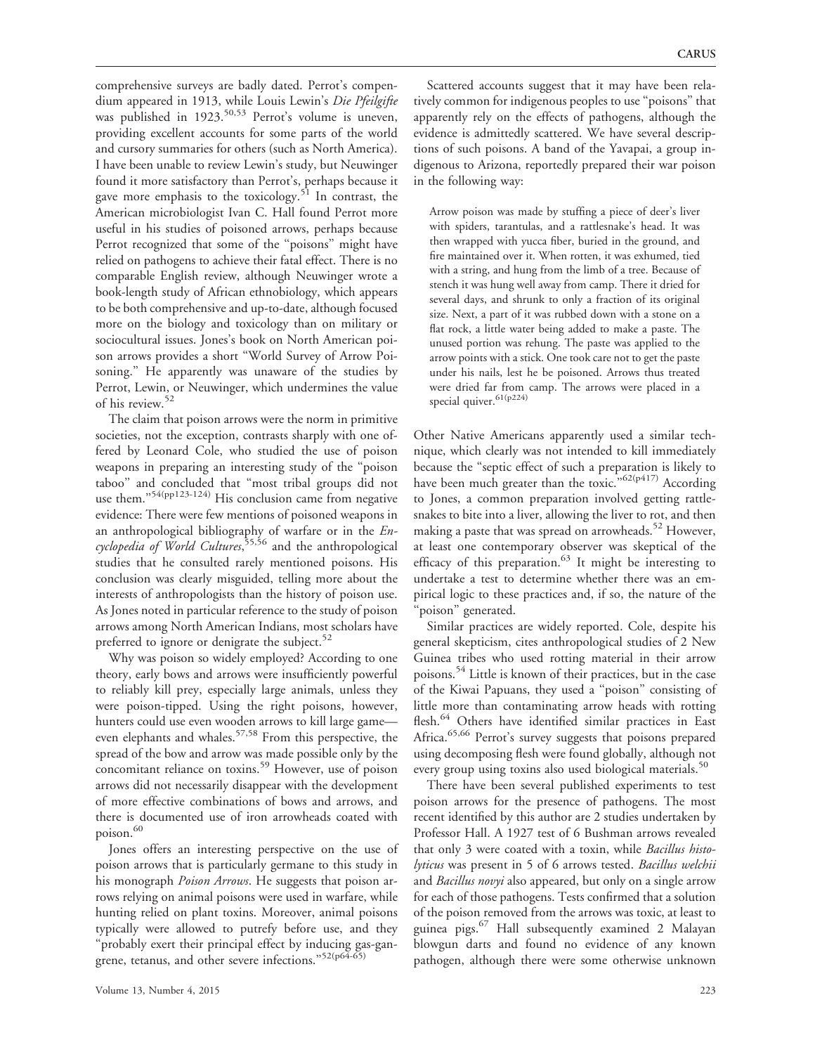comprehensive surveys are badly dated. Perrot's compendium appeared in 1913, while Louis Lewin's *Die Pfeilgifte* was published in 1923.[50,53] Perrot's volume is uneven, providing excellent accounts for some parts of the world and cursory summaries for others (such as North America). I have been unable to review Lewin's study, but Neuwinger found it more satisfactory than Perrot's, perhaps because it gave more emphasis to the toxicology.[51] In contrast, the American microbiologist Ivan C. Hall found Perrot more useful in his studies of poisoned arrows, perhaps because Perrot recognized that some of the "poisons" might have relied on pathogens to achieve their fatal effect. There is no comparable English review, although Neuwinger wrote a book-length study of African ethnobiology, which appears to be both comprehensive and up-to-date, although focused more on the biology and toxicology than on military or sociocultural issues. Jones's book on North American poison arrows provides a short "World Survey of Arrow Poisoning." He apparently was unaware of the studies by Perrot, Lewin, or Neuwinger, which undermines the value of his review.[52]

The claim that poison arrows were the norm in primitive societies, not the exception, contrasts sharply with one offered by Leonard Cole, who studied the use of poison weapons in preparing an interesting study of the "poison taboo" and concluded that "most tribal groups did not use them."[54(pp123-124)] His conclusion came from negative evidence: There were few mentions of poisoned weapons in an anthropological bibliography of warfare or in the *Encyclopedia of World Cultures*,[55,56] and the anthropological studies that he consulted rarely mentioned poisons. His conclusion was clearly misguided, telling more about the interests of anthropologists than the history of poison use. As Jones noted in particular reference to the study of poison arrows among North American Indians, most scholars have preferred to ignore or denigrate the subject.[52]

Why was poison so widely employed? According to one theory, early bows and arrows were insufficiently powerful to reliably kill prey, especially large animals, unless they were poison-tipped. Using the right poisons, however, hunters could use even wooden arrows to kill large game—even elephants and whales.[57,58] From this perspective, the spread of the bow and arrow was made possible only by the concomitant reliance on toxins.[59] However, use of poison arrows did not necessarily disappear with the development of more effective combinations of bows and arrows, and there is documented use of iron arrowheads coated with poison.[60]

Jones offers an interesting perspective on the use of poison arrows that is particularly germane to this study in his monograph *Poison Arrows*. He suggests that poison arrows relying on animal poisons were used in warfare, while hunting relied on plant toxins. Moreover, animal poisons typically were allowed to putrefy before use, and they "probably exert their principal effect by inducing gas-gangrene, tetanus, and other severe infections."[52(p64-65)]

Scattered accounts suggest that it may have been relatively common for indigenous peoples to use "poisons" that apparently rely on the effects of pathogens, although the evidence is admittedly scattered. We have several descriptions of such poisons. A band of the Yavapai, a group indigenous to Arizona, reportedly prepared their war poison in the following way:

> Arrow poison was made by stuffing a piece of deer's liver with spiders, tarantulas, and a rattlesnake's head. It was then wrapped with yucca fiber, buried in the ground, and fire maintained over it. When rotten, it was exhumed, tied with a string, and hung from the limb of a tree. Because of stench it was hung well away from camp. There it dried for several days, and shrunk to only a fraction of its original size. Next, a part of it was rubbed down with a stone on a flat rock, a little water being added to make a paste. The unused portion was rehung. The paste was applied to the arrow points with a stick. One took care not to get the paste under his nails, lest he be poisoned. Arrows thus treated were dried far from camp. The arrows were placed in a special quiver.[61(p224)]

Other Native Americans apparently used a similar technique, which clearly was not intended to kill immediately because the "septic effect of such a preparation is likely to have been much greater than the toxic."[62(p417)] According to Jones, a common preparation involved getting rattlesnakes to bite into a liver, allowing the liver to rot, and then making a paste that was spread on arrowheads.[52] However, at least one contemporary observer was skeptical of the efficacy of this preparation.[63] It might be interesting to undertake a test to determine whether there was an empirical logic to these practices and, if so, the nature of the "poison" generated.

Similar practices are widely reported. Cole, despite his general skepticism, cites anthropological studies of 2 New Guinea tribes who used rotting material in their arrow poisons.[54] Little is known of their practices, but in the case of the Kiwai Papuans, they used a "poison" consisting of little more than contaminating arrow heads with rotting flesh.[64] Others have identified similar practices in East Africa.[65,66] Perrot's survey suggests that poisons prepared using decomposing flesh were found globally, although not every group using toxins also used biological materials.[50]

There have been several published experiments to test poison arrows for the presence of pathogens. The most recent identified by this author are 2 studies undertaken by Professor Hall. A 1927 test of 6 Bushman arrows revealed that only 3 were coated with a toxin, while *Bacillus histolyticus* was present in 5 of 6 arrows tested. *Bacillus welchii* and *Bacillus novyi* also appeared, but only on a single arrow for each of those pathogens. Tests confirmed that a solution of the poison removed from the arrows was toxic, at least to guinea pigs.[67] Hall subsequently examined 2 Malayan blowgun darts and found no evidence of any known pathogen, although there were some otherwise unknown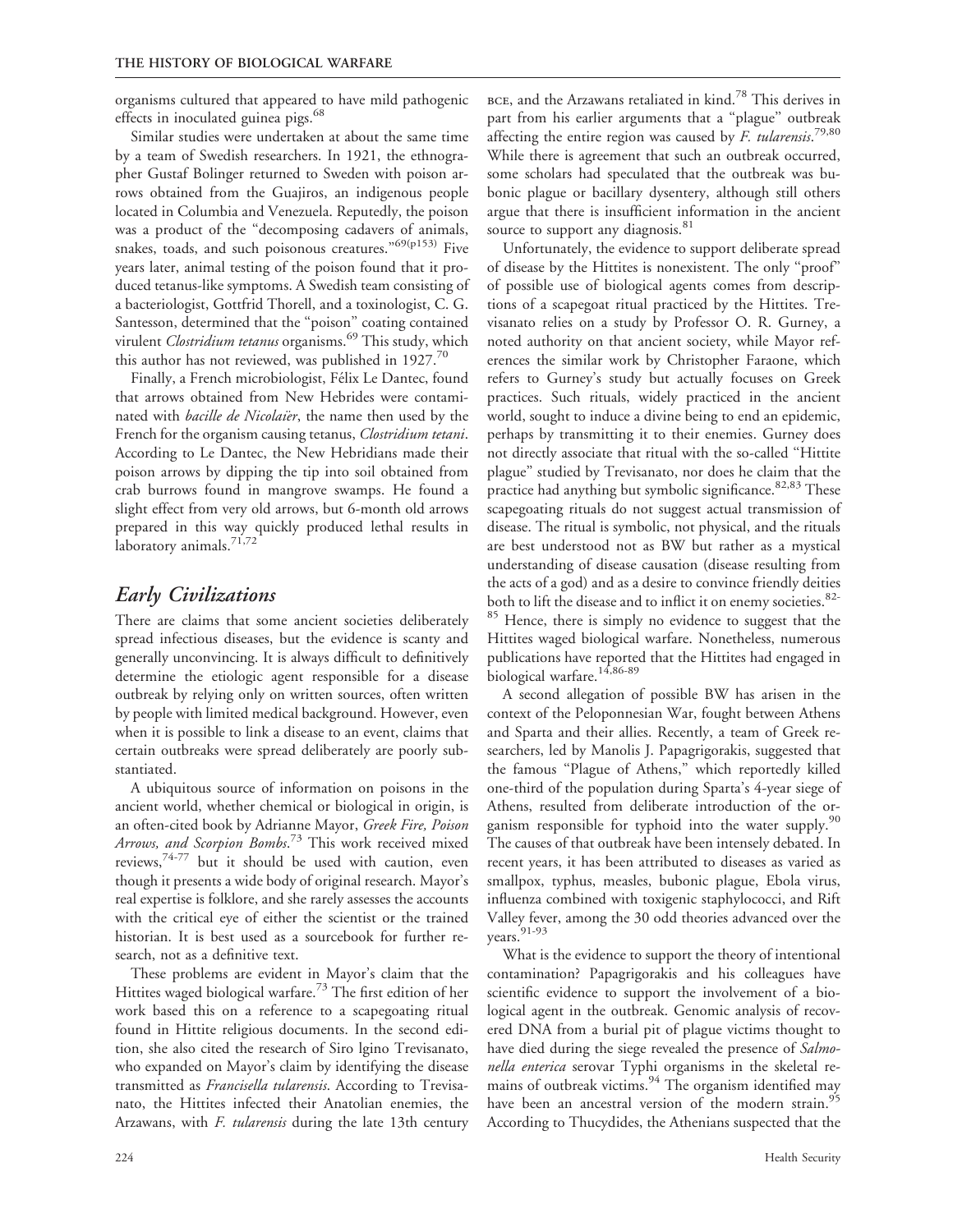organisms cultured that appeared to have mild pathogenic effects in inoculated guinea pigs.[68]

Similar studies were undertaken at about the same time by a team of Swedish researchers. In 1921, the ethnographer Gustaf Bolinger returned to Sweden with poison arrows obtained from the Guajiros, an indigenous people located in Columbia and Venezuela. Reputedly, the poison was a product of the "decomposing cadavers of animals, snakes, toads, and such poisonous creatures."[69(p153)] Five years later, animal testing of the poison found that it produced tetanus-like symptoms. A Swedish team consisting of a bacteriologist, Gottfrid Thorell, and a toxinologist, C. G. Santesson, determined that the "poison" coating contained virulent *Clostridium tetanus* organisms.[69] This study, which this author has not reviewed, was published in 1927.[70]

Finally, a French microbiologist, Félix Le Dantec, found that arrows obtained from New Hebrides were contaminated with *bacille de Nicolaïer*, the name then used by the French for the organism causing tetanus, *Clostridium tetani*. According to Le Dantec, the New Hebridians made their poison arrows by dipping the tip into soil obtained from crab burrows found in mangrove swamps. He found a slight effect from very old arrows, but 6-month old arrows prepared in this way quickly produced lethal results in laboratory animals.[71,72]

## *Early Civilizations*

There are claims that some ancient societies deliberately spread infectious diseases, but the evidence is scanty and generally unconvincing. It is always difficult to definitively determine the etiologic agent responsible for a disease outbreak by relying only on written sources, often written by people with limited medical background. However, even when it is possible to link a disease to an event, claims that certain outbreaks were spread deliberately are poorly substantiated.

A ubiquitous source of information on poisons in the ancient world, whether chemical or biological in origin, is an often-cited book by Adrianne Mayor, *Greek Fire, Poison Arrows, and Scorpion Bombs*.[73] This work received mixed reviews,[74-77] but it should be used with caution, even though it presents a wide body of original research. Mayor's real expertise is folklore, and she rarely assesses the accounts with the critical eye of either the scientist or the trained historian. It is best used as a sourcebook for further research, not as a definitive text.

These problems are evident in Mayor's claim that the Hittites waged biological warfare.[73] The first edition of her work based this on a reference to a scapegoating ritual found in Hittite religious documents. In the second edition, she also cited the research of Siro lgino Trevisanato, who expanded on Mayor's claim by identifying the disease transmitted as *Francisella tularensis*. According to Trevisanato, the Hittites infected their Anatolian enemies, the Arzawans, with *F. tularensis* during the late 13th century BCE, and the Arzawans retaliated in kind.[78] This derives in part from his earlier arguments that a "plague" outbreak affecting the entire region was caused by *F. tularensis*.[79,80] While there is agreement that such an outbreak occurred, some scholars had speculated that the outbreak was bubonic plague or bacillary dysentery, although still others argue that there is insufficient information in the ancient source to support any diagnosis.[81]

Unfortunately, the evidence to support deliberate spread of disease by the Hittites is nonexistent. The only "proof" of possible use of biological agents comes from descriptions of a scapegoat ritual practiced by the Hittites. Trevisanato relies on a study by Professor O. R. Gurney, a noted authority on that ancient society, while Mayor references the similar work by Christopher Faraone, which refers to Gurney's study but actually focuses on Greek practices. Such rituals, widely practiced in the ancient world, sought to induce a divine being to end an epidemic, perhaps by transmitting it to their enemies. Gurney does not directly associate that ritual with the so-called "Hittite plague" studied by Trevisanato, nor does he claim that the practice had anything but symbolic significance.[82,83] These scapegoating rituals do not suggest actual transmission of disease. The ritual is symbolic, not physical, and the rituals are best understood not as BW but rather as a mystical understanding of disease causation (disease resulting from the acts of a god) and as a desire to convince friendly deities both to lift the disease and to inflict it on enemy societies.[82-85] Hence, there is simply no evidence to suggest that the Hittites waged biological warfare. Nonetheless, numerous publications have reported that the Hittites had engaged in biological warfare.[14,86-89]

A second allegation of possible BW has arisen in the context of the Peloponnesian War, fought between Athens and Sparta and their allies. Recently, a team of Greek researchers, led by Manolis J. Papagrigorakis, suggested that the famous "Plague of Athens," which reportedly killed one-third of the population during Sparta's 4-year siege of Athens, resulted from deliberate introduction of the organism responsible for typhoid into the water supply.[90] The causes of that outbreak have been intensely debated. In recent years, it has been attributed to diseases as varied as smallpox, typhus, measles, bubonic plague, Ebola virus, influenza combined with toxigenic staphylococci, and Rift Valley fever, among the 30 odd theories advanced over the years.[91-93]

What is the evidence to support the theory of intentional contamination? Papagrigorakis and his colleagues have scientific evidence to support the involvement of a biological agent in the outbreak. Genomic analysis of recovered DNA from a burial pit of plague victims thought to have died during the siege revealed the presence of *Salmonella enterica* serovar Typhi organisms in the skeletal remains of outbreak victims.[94] The organism identified may have been an ancestral version of the modern strain.[95] According to Thucydides, the Athenians suspected that the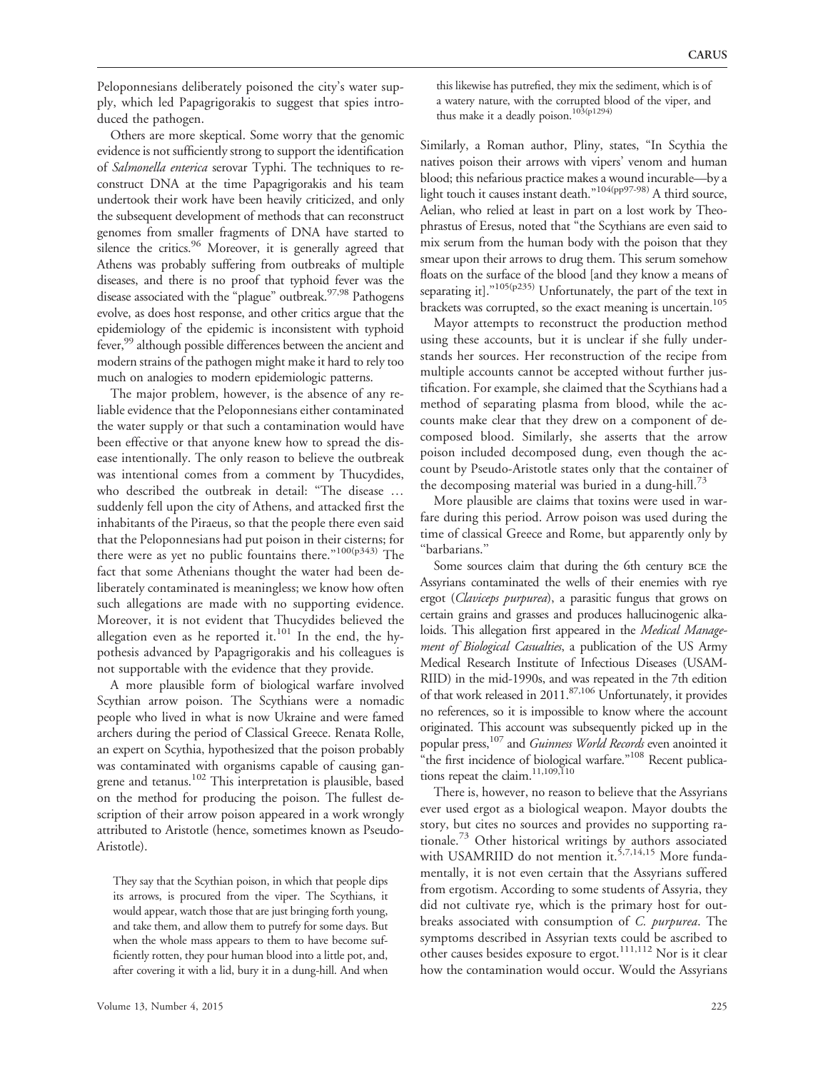Peloponnesians deliberately poisoned the city's water supply, which led Papagrigorakis to suggest that spies introduced the pathogen.

Others are more skeptical. Some worry that the genomic evidence is not sufficiently strong to support the identification of *Salmonella enterica* serovar Typhi. The techniques to reconstruct DNA at the time Papagrigorakis and his team undertook their work have been heavily criticized, and only the subsequent development of methods that can reconstruct genomes from smaller fragments of DNA have started to silence the critics.[96] Moreover, it is generally agreed that Athens was probably suffering from outbreaks of multiple diseases, and there is no proof that typhoid fever was the disease associated with the "plague" outbreak.[97,98] Pathogens evolve, as does host response, and other critics argue that the epidemiology of the epidemic is inconsistent with typhoid fever,[99] although possible differences between the ancient and modern strains of the pathogen might make it hard to rely too much on analogies to modern epidemiologic patterns.

The major problem, however, is the absence of any reliable evidence that the Peloponnesians either contaminated the water supply or that such a contamination would have been effective or that anyone knew how to spread the disease intentionally. The only reason to believe the outbreak was intentional comes from a comment by Thucydides, who described the outbreak in detail: "The disease … suddenly fell upon the city of Athens, and attacked first the inhabitants of the Piraeus, so that the people there even said that the Peloponnesians had put poison in their cisterns; for there were as yet no public fountains there."[100(p343)] The fact that some Athenians thought the water had been deliberately contaminated is meaningless; we know how often such allegations are made with no supporting evidence. Moreover, it is not evident that Thucydides believed the allegation even as he reported it.[101] In the end, the hypothesis advanced by Papagrigorakis and his colleagues is not supportable with the evidence that they provide.

A more plausible form of biological warfare involved Scythian arrow poison. The Scythians were a nomadic people who lived in what is now Ukraine and were famed archers during the period of Classical Greece. Renata Rolle, an expert on Scythia, hypothesized that the poison probably was contaminated with organisms capable of causing gangrene and tetanus.[102] This interpretation is plausible, based on the method for producing the poison. The fullest description of their arrow poison appeared in a work wrongly attributed to Aristotle (hence, sometimes known as Pseudo-Aristotle).

> They say that the Scythian poison, in which that people dips its arrows, is procured from the viper. The Scythians, it would appear, watch those that are just bringing forth young, and take them, and allow them to putrefy for some days. But when the whole mass appears to them to have become sufficiently rotten, they pour human blood into a little pot, and, after covering it with a lid, bury it in a dung-hill. And when this likewise has putrefied, they mix the sediment, which is of a watery nature, with the corrupted blood of the viper, and thus make it a deadly poison.[103(p1294)]

Similarly, a Roman author, Pliny, states, "In Scythia the natives poison their arrows with vipers' venom and human blood; this nefarious practice makes a wound incurable—by a light touch it causes instant death."[104(pp97-98)] A third source, Aelian, who relied at least in part on a lost work by Theophrastus of Eresus, noted that "the Scythians are even said to mix serum from the human body with the poison that they smear upon their arrows to drug them. This serum somehow floats on the surface of the blood [and they know a means of separating it]."[105(p235)] Unfortunately, the part of the text in brackets was corrupted, so the exact meaning is uncertain.[105]

Mayor attempts to reconstruct the production method using these accounts, but it is unclear if she fully understands her sources. Her reconstruction of the recipe from multiple accounts cannot be accepted without further justification. For example, she claimed that the Scythians had a method of separating plasma from blood, while the accounts make clear that they drew on a component of decomposed blood. Similarly, she asserts that the arrow poison included decomposed dung, even though the account by Pseudo-Aristotle states only that the container of the decomposing material was buried in a dung-hill.[73]

More plausible are claims that toxins were used in warfare during this period. Arrow poison was used during the time of classical Greece and Rome, but apparently only by "barbarians."

Some sources claim that during the 6th century BCE the Assyrians contaminated the wells of their enemies with rye ergot (*Claviceps purpurea*), a parasitic fungus that grows on certain grains and grasses and produces hallucinogenic alkaloids. This allegation first appeared in the *Medical Management of Biological Casualties*, a publication of the US Army Medical Research Institute of Infectious Diseases (USAMRIID) in the mid-1990s, and was repeated in the 7th edition of that work released in 2011.[87,106] Unfortunately, it provides no references, so it is impossible to know where the account originated. This account was subsequently picked up in the popular press,[107] and *Guinness World Records* even anointed it "the first incidence of biological warfare."[108] Recent publications repeat the claim.[11,109,110]

There is, however, no reason to believe that the Assyrians ever used ergot as a biological weapon. Mayor doubts the story, but cites no sources and provides no supporting rationale.[73] Other historical writings by authors associated with USAMRIID do not mention it.[5,7,14,15] More fundamentally, it is not even certain that the Assyrians suffered from ergotism. According to some students of Assyria, they did not cultivate rye, which is the primary host for outbreaks associated with consumption of *C. purpurea*. The symptoms described in Assyrian texts could be ascribed to other causes besides exposure to ergot.[111,112] Nor is it clear how the contamination would occur. Would the Assyrians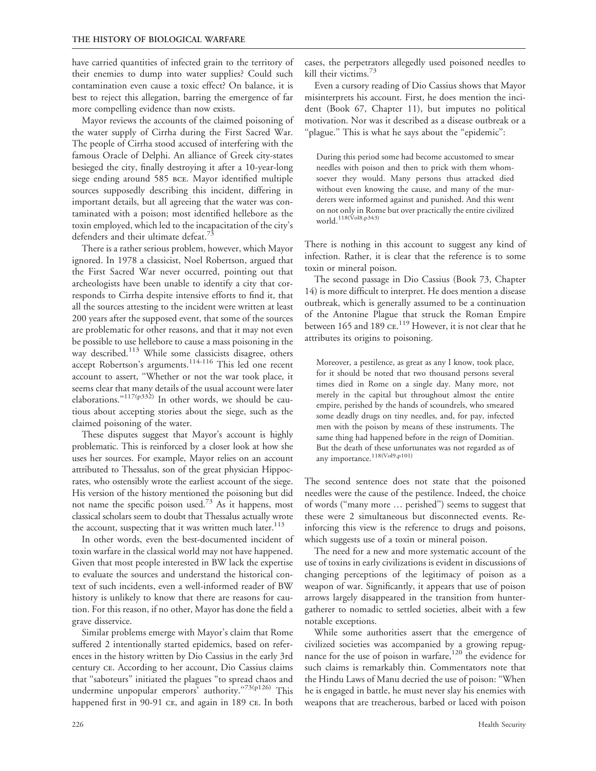have carried quantities of infected grain to the territory of their enemies to dump into water supplies? Could such contamination even cause a toxic effect? On balance, it is best to reject this allegation, barring the emergence of far more compelling evidence than now exists.

Mayor reviews the accounts of the claimed poisoning of the water supply of Cirrha during the First Sacred War. The people of Cirrha stood accused of interfering with the famous Oracle of Delphi. An alliance of Greek city-states besieged the city, finally destroying it after a 10-year-long siege ending around 585 BCE. Mayor identified multiple sources supposedly describing this incident, differing in important details, but all agreeing that the water was contaminated with a poison; most identified hellebore as the toxin employed, which led to the incapacitation of the city's defenders and their ultimate defeat.[73]

There is a rather serious problem, however, which Mayor ignored. In 1978 a classicist, Noel Robertson, argued that the First Sacred War never occurred, pointing out that archeologists have been unable to identify a city that corresponds to Cirrha despite intensive efforts to find it, that all the sources attesting to the incident were written at least 200 years after the supposed event, that some of the sources are problematic for other reasons, and that it may not even be possible to use hellebore to cause a mass poisoning in the way described.[113] While some classicists disagree, others accept Robertson's arguments.[114-116] This led one recent account to assert, "Whether or not the war took place, it seems clear that many details of the usual account were later elaborations."[117(p332)] In other words, we should be cautious about accepting stories about the siege, such as the claimed poisoning of the water.

These disputes suggest that Mayor's account is highly problematic. This is reinforced by a closer look at how she uses her sources. For example, Mayor relies on an account attributed to Thessalus, son of the great physician Hippocrates, who ostensibly wrote the earliest account of the siege. His version of the history mentioned the poisoning but did not name the specific poison used.[73] As it happens, most classical scholars seem to doubt that Thessalus actually wrote the account, suspecting that it was written much later.[113]

In other words, even the best-documented incident of toxin warfare in the classical world may not have happened. Given that most people interested in BW lack the expertise to evaluate the sources and understand the historical context of such incidents, even a well-informed reader of BW history is unlikely to know that there are reasons for caution. For this reason, if no other, Mayor has done the field a grave disservice.

Similar problems emerge with Mayor's claim that Rome suffered 2 intentionally started epidemics, based on references in the history written by Dio Cassius in the early 3rd century CE. According to her account, Dio Cassius claims that "saboteurs" initiated the plagues "to spread chaos and undermine unpopular emperors' authority."[73(p126)] This happened first in 90-91 CE, and again in 189 CE. In both cases, the perpetrators allegedly used poisoned needles to kill their victims.[73]

Even a cursory reading of Dio Cassius shows that Mayor misinterprets his account. First, he does mention the incident (Book 67, Chapter 11), but imputes no political motivation. Nor was it described as a disease outbreak or a "plague." This is what he says about the "epidemic":

> During this period some had become accustomed to smear needles with poison and then to prick with them whomsoever they would. Many persons thus attacked died without even knowing the cause, and many of the murderers were informed against and punished. And this went on not only in Rome but over practically the entire civilized world.[118(Vol8,p343)]

There is nothing in this account to suggest any kind of infection. Rather, it is clear that the reference is to some toxin or mineral poison.

The second passage in Dio Cassius (Book 73, Chapter 14) is more difficult to interpret. He does mention a disease outbreak, which is generally assumed to be a continuation of the Antonine Plague that struck the Roman Empire between 165 and 189 CE.[119] However, it is not clear that he attributes its origins to poisoning.

> Moreover, a pestilence, as great as any I know, took place, for it should be noted that two thousand persons several times died in Rome on a single day. Many more, not merely in the capital but throughout almost the entire empire, perished by the hands of scoundrels, who smeared some deadly drugs on tiny needles, and, for pay, infected men with the poison by means of these instruments. The same thing had happened before in the reign of Domitian. But the death of these unfortunates was not regarded as of any importance.[118(Vol9,p101)]

The second sentence does not state that the poisoned needles were the cause of the pestilence. Indeed, the choice of words ("many more … perished") seems to suggest that these were 2 simultaneous but disconnected events. Reinforcing this view is the reference to drugs and poisons, which suggests use of a toxin or mineral poison.

The need for a new and more systematic account of the use of toxins in early civilizations is evident in discussions of changing perceptions of the legitimacy of poison as a weapon of war. Significantly, it appears that use of poison arrows largely disappeared in the transition from hunter-gatherer to nomadic to settled societies, albeit with a few notable exceptions.

While some authorities assert that the emergence of civilized societies was accompanied by a growing repugnance for the use of poison in warfare,[120] the evidence for such claims is remarkably thin. Commentators note that the Hindu Laws of Manu decried the use of poison: "When he is engaged in battle, he must never slay his enemies with weapons that are treacherous, barbed or laced with poison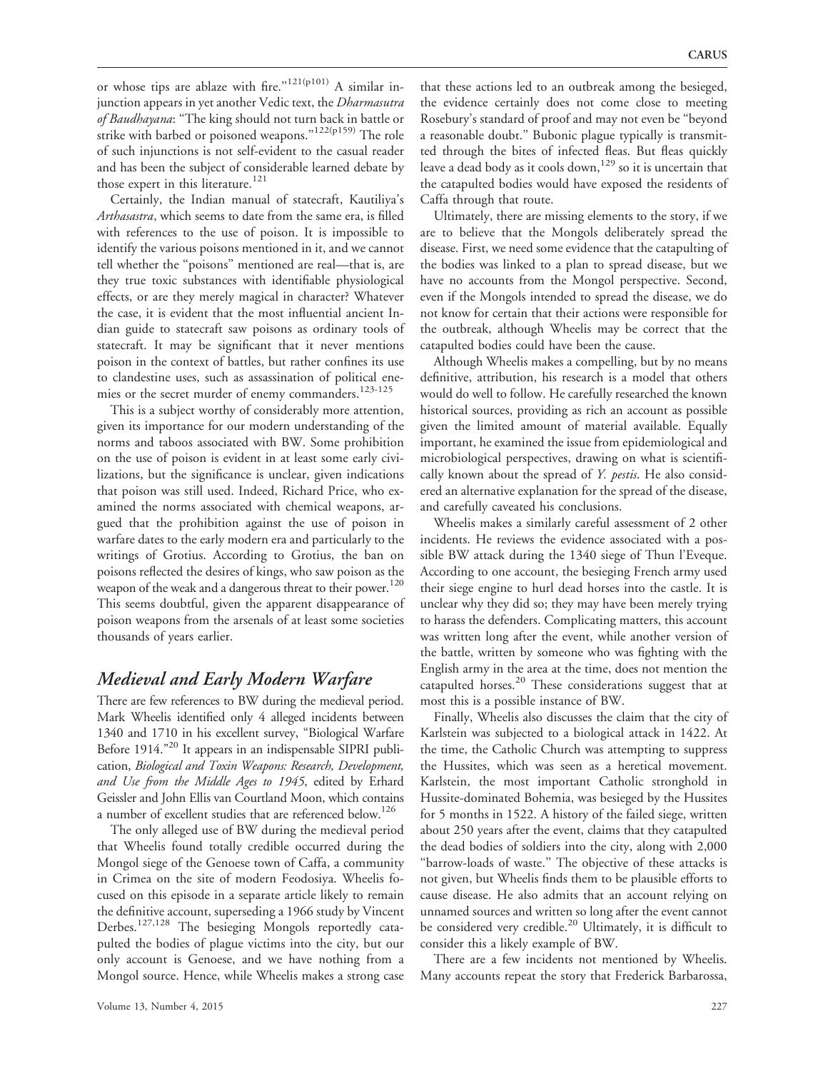or whose tips are ablaze with fire."[121(p101)] A similar injunction appears in yet another Vedic text, the *Dharmasutra of Baudhayana*: "The king should not turn back in battle or strike with barbed or poisoned weapons."[122(p159)] The role of such injunctions is not self-evident to the casual reader and has been the subject of considerable learned debate by those expert in this literature.[121]

Certainly, the Indian manual of statecraft, Kautiliya's *Arthasastra*, which seems to date from the same era, is filled with references to the use of poison. It is impossible to identify the various poisons mentioned in it, and we cannot tell whether the "poisons" mentioned are real—that is, are they true toxic substances with identifiable physiological effects, or are they merely magical in character? Whatever the case, it is evident that the most influential ancient Indian guide to statecraft saw poisons as ordinary tools of statecraft. It may be significant that it never mentions poison in the context of battles, but rather confines its use to clandestine uses, such as assassination of political enemies or the secret murder of enemy commanders.[123-125]

This is a subject worthy of considerably more attention, given its importance for our modern understanding of the norms and taboos associated with BW. Some prohibition on the use of poison is evident in at least some early civilizations, but the significance is unclear, given indications that poison was still used. Indeed, Richard Price, who examined the norms associated with chemical weapons, argued that the prohibition against the use of poison in warfare dates to the early modern era and particularly to the writings of Grotius. According to Grotius, the ban on poisons reflected the desires of kings, who saw poison as the weapon of the weak and a dangerous threat to their power.[120] This seems doubtful, given the apparent disappearance of poison weapons from the arsenals of at least some societies thousands of years earlier.

## Medieval and Early Modern Warfare

There are few references to BW during the medieval period. Mark Wheelis identified only 4 alleged incidents between 1340 and 1710 in his excellent survey, "Biological Warfare Before 1914."[20] It appears in an indispensable SIPRI publication, *Biological and Toxin Weapons: Research, Development, and Use from the Middle Ages to 1945*, edited by Erhard Geissler and John Ellis van Courtland Moon, which contains a number of excellent studies that are referenced below.[126]

The only alleged use of BW during the medieval period that Wheelis found totally credible occurred during the Mongol siege of the Genoese town of Caffa, a community in Crimea on the site of modern Feodosiya. Wheelis focused on this episode in a separate article likely to remain the definitive account, superseding a 1966 study by Vincent Derbes.[127,128] The besieging Mongols reportedly catapulted the bodies of plague victims into the city, but our only account is Genoese, and we have nothing from a Mongol source. Hence, while Wheelis makes a strong case that these actions led to an outbreak among the besieged, the evidence certainly does not come close to meeting Rosebury's standard of proof and may not even be "beyond a reasonable doubt." Bubonic plague typically is transmitted through the bites of infected fleas. But fleas quickly leave a dead body as it cools down,[129] so it is uncertain that the catapulted bodies would have exposed the residents of Caffa through that route.

Ultimately, there are missing elements to the story, if we are to believe that the Mongols deliberately spread the disease. First, we need some evidence that the catapulting of the bodies was linked to a plan to spread disease, but we have no accounts from the Mongol perspective. Second, even if the Mongols intended to spread the disease, we do not know for certain that their actions were responsible for the outbreak, although Wheelis may be correct that the catapulted bodies could have been the cause.

Although Wheelis makes a compelling, but by no means definitive, attribution, his research is a model that others would do well to follow. He carefully researched the known historical sources, providing as rich an account as possible given the limited amount of material available. Equally important, he examined the issue from epidemiological and microbiological perspectives, drawing on what is scientifically known about the spread of *Y. pestis*. He also considered an alternative explanation for the spread of the disease, and carefully caveated his conclusions.

Wheelis makes a similarly careful assessment of 2 other incidents. He reviews the evidence associated with a possible BW attack during the 1340 siege of Thun l'Eveque. According to one account, the besieging French army used their siege engine to hurl dead horses into the castle. It is unclear why they did so; they may have been merely trying to harass the defenders. Complicating matters, this account was written long after the event, while another version of the battle, written by someone who was fighting with the English army in the area at the time, does not mention the catapulted horses.[20] These considerations suggest that at most this is a possible instance of BW.

Finally, Wheelis also discusses the claim that the city of Karlstein was subjected to a biological attack in 1422. At the time, the Catholic Church was attempting to suppress the Hussites, which was seen as a heretical movement. Karlstein, the most important Catholic stronghold in Hussite-dominated Bohemia, was besieged by the Hussites for 5 months in 1522. A history of the failed siege, written about 250 years after the event, claims that they catapulted the dead bodies of soldiers into the city, along with 2,000 "barrow-loads of waste." The objective of these attacks is not given, but Wheelis finds them to be plausible efforts to cause disease. He also admits that an account relying on unnamed sources and written so long after the event cannot be considered very credible.[20] Ultimately, it is difficult to consider this a likely example of BW.

There are a few incidents not mentioned by Wheelis. Many accounts repeat the story that Frederick Barbarossa,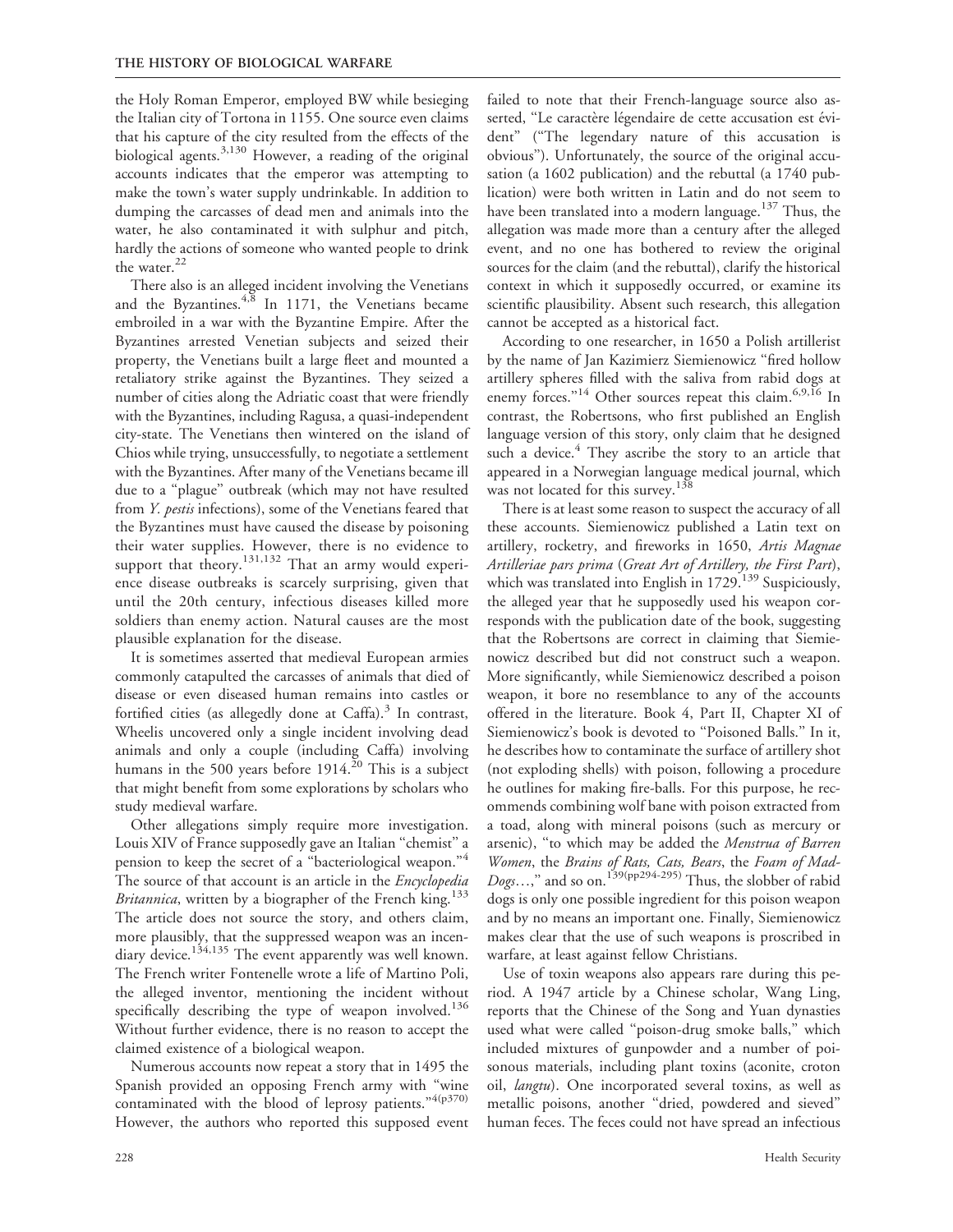the Holy Roman Emperor, employed BW while besieging the Italian city of Tortona in 1155. One source even claims that his capture of the city resulted from the effects of the biological agents.[3,130] However, a reading of the original accounts indicates that the emperor was attempting to make the town's water supply undrinkable. In addition to dumping the carcasses of dead men and animals into the water, he also contaminated it with sulphur and pitch, hardly the actions of someone who wanted people to drink the water.[22]

There also is an alleged incident involving the Venetians and the Byzantines.[4,8] In 1171, the Venetians became embroiled in a war with the Byzantine Empire. After the Byzantines arrested Venetian subjects and seized their property, the Venetians built a large fleet and mounted a retaliatory strike against the Byzantines. They seized a number of cities along the Adriatic coast that were friendly with the Byzantines, including Ragusa, a quasi-independent city-state. The Venetians then wintered on the island of Chios while trying, unsuccessfully, to negotiate a settlement with the Byzantines. After many of the Venetians became ill due to a "plague" outbreak (which may not have resulted from *Y. pestis* infections), some of the Venetians feared that the Byzantines must have caused the disease by poisoning their water supplies. However, there is no evidence to support that theory.[131,132] That an army would experience disease outbreaks is scarcely surprising, given that until the 20th century, infectious diseases killed more soldiers than enemy action. Natural causes are the most plausible explanation for the disease.

It is sometimes asserted that medieval European armies commonly catapulted the carcasses of animals that died of disease or even diseased human remains into castles or fortified cities (as allegedly done at Caffa).[3] In contrast, Wheelis uncovered only a single incident involving dead animals and only a couple (including Caffa) involving humans in the 500 years before 1914.[20] This is a subject that might benefit from some explorations by scholars who study medieval warfare.

Other allegations simply require more investigation. Louis XIV of France supposedly gave an Italian "chemist" a pension to keep the secret of a "bacteriological weapon."[4] The source of that account is an article in the *Encyclopedia Britannica*, written by a biographer of the French king.[133] The article does not source the story, and others claim, more plausibly, that the suppressed weapon was an incendiary device.[134,135] The event apparently was well known. The French writer Fontenelle wrote a life of Martino Poli, the alleged inventor, mentioning the incident without specifically describing the type of weapon involved.[136] Without further evidence, there is no reason to accept the claimed existence of a biological weapon.

Numerous accounts now repeat a story that in 1495 the Spanish provided an opposing French army with "wine contaminated with the blood of leprosy patients."[4(p370)] However, the authors who reported this supposed event failed to note that their French-language source also asserted, "Le caractère légendaire de cette accusation est évident" ("The legendary nature of this accusation is obvious"). Unfortunately, the source of the original accusation (a 1602 publication) and the rebuttal (a 1740 publication) were both written in Latin and do not seem to have been translated into a modern language.[137] Thus, the allegation was made more than a century after the alleged event, and no one has bothered to review the original sources for the claim (and the rebuttal), clarify the historical context in which it supposedly occurred, or examine its scientific plausibility. Absent such research, this allegation cannot be accepted as a historical fact.

According to one researcher, in 1650 a Polish artillerist by the name of Jan Kazimierz Siemienowicz "fired hollow artillery spheres filled with the saliva from rabid dogs at enemy forces."[14] Other sources repeat this claim.[6,9,16] In contrast, the Robertsons, who first published an English language version of this story, only claim that he designed such a device.[4] They ascribe the story to an article that appeared in a Norwegian language medical journal, which was not located for this survey.[138]

There is at least some reason to suspect the accuracy of all these accounts. Siemienowicz published a Latin text on artillery, rocketry, and fireworks in 1650, *Artis Magnae Artilleriae pars prima* (*Great Art of Artillery, the First Part*), which was translated into English in 1729.[139] Suspiciously, the alleged year that he supposedly used his weapon corresponds with the publication date of the book, suggesting that the Robertsons are correct in claiming that Siemienowicz described but did not construct such a weapon. More significantly, while Siemienowicz described a poison weapon, it bore no resemblance to any of the accounts offered in the literature. Book 4, Part II, Chapter XI of Siemienowicz's book is devoted to "Poisoned Balls." In it, he describes how to contaminate the surface of artillery shot (not exploding shells) with poison, following a procedure he outlines for making fire-balls. For this purpose, he recommends combining wolf bane with poison extracted from a toad, along with mineral poisons (such as mercury or arsenic), "to which may be added the *Menstrua of Barren Women*, the *Brains of Rats, Cats, Bears*, the *Foam of Mad-Dogs*…," and so on.[139(pp294-295)] Thus, the slobber of rabid dogs is only one possible ingredient for this poison weapon and by no means an important one. Finally, Siemienowicz makes clear that the use of such weapons is proscribed in warfare, at least against fellow Christians.

Use of toxin weapons also appears rare during this period. A 1947 article by a Chinese scholar, Wang Ling, reports that the Chinese of the Song and Yuan dynasties used what were called "poison-drug smoke balls," which included mixtures of gunpowder and a number of poisonous materials, including plant toxins (aconite, croton oil, *langtu*). One incorporated several toxins, as well as metallic poisons, another "dried, powdered and sieved" human feces. The feces could not have spread an infectious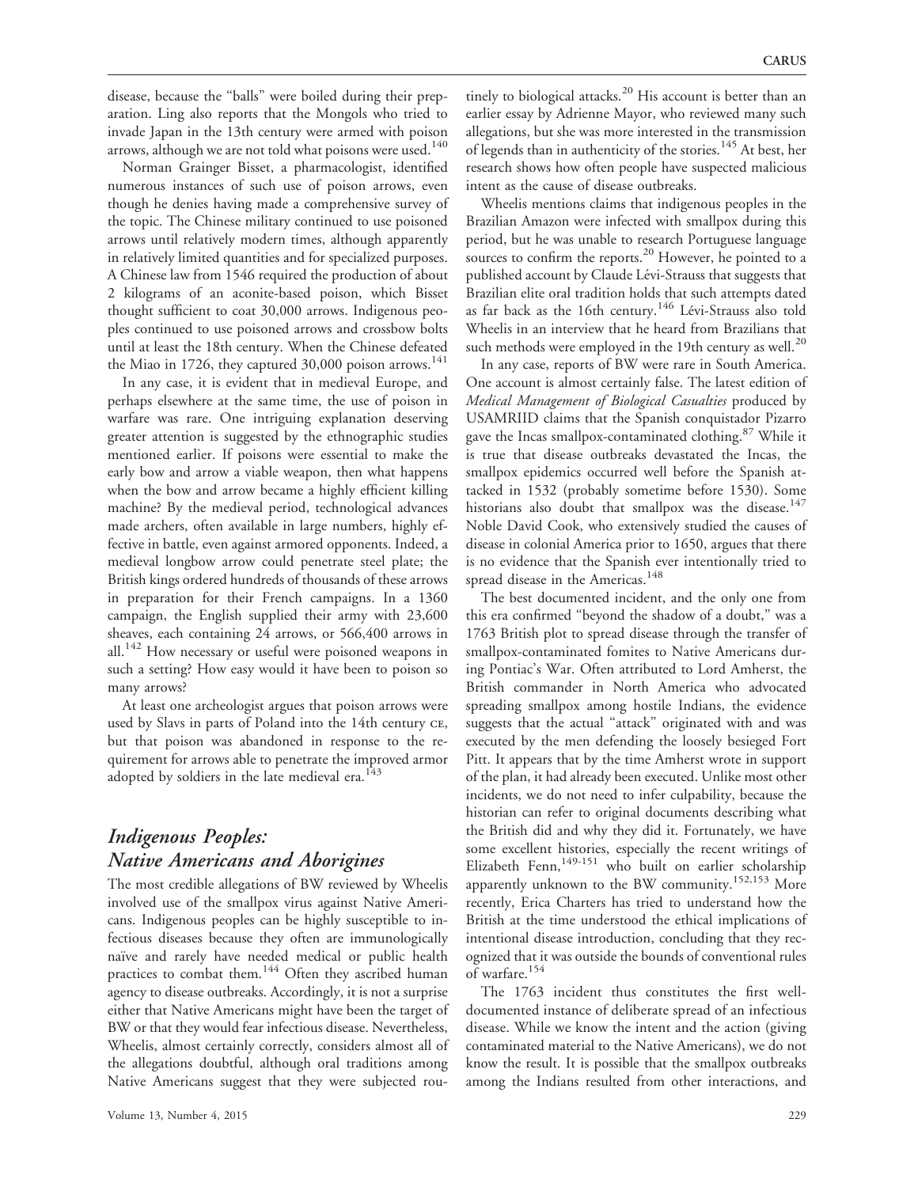disease, because the "balls" were boiled during their preparation. Ling also reports that the Mongols who tried to invade Japan in the 13th century were armed with poison arrows, although we are not told what poisons were used.[140]

Norman Grainger Bisset, a pharmacologist, identified numerous instances of such use of poison arrows, even though he denies having made a comprehensive survey of the topic. The Chinese military continued to use poisoned arrows until relatively modern times, although apparently in relatively limited quantities and for specialized purposes. A Chinese law from 1546 required the production of about 2 kilograms of an aconite-based poison, which Bisset thought sufficient to coat 30,000 arrows. Indigenous peoples continued to use poisoned arrows and crossbow bolts until at least the 18th century. When the Chinese defeated the Miao in 1726, they captured 30,000 poison arrows.[141]

In any case, it is evident that in medieval Europe, and perhaps elsewhere at the same time, the use of poison in warfare was rare. One intriguing explanation deserving greater attention is suggested by the ethnographic studies mentioned earlier. If poisons were essential to make the early bow and arrow a viable weapon, then what happens when the bow and arrow became a highly efficient killing machine? By the medieval period, technological advances made archers, often available in large numbers, highly effective in battle, even against armored opponents. Indeed, a medieval longbow arrow could penetrate steel plate; the British kings ordered hundreds of thousands of these arrows in preparation for their French campaigns. In a 1360 campaign, the English supplied their army with 23,600 sheaves, each containing 24 arrows, or 566,400 arrows in all.[142] How necessary or useful were poisoned weapons in such a setting? How easy would it have been to poison so many arrows?

At least one archeologist argues that poison arrows were used by Slavs in parts of Poland into the 14th century CE, but that poison was abandoned in response to the requirement for arrows able to penetrate the improved armor adopted by soldiers in the late medieval era.[143]

## *Indigenous Peoples: Native Americans and Aborigines*

The most credible allegations of BW reviewed by Wheelis involved use of the smallpox virus against Native Americans. Indigenous peoples can be highly susceptible to infectious diseases because they often are immunologically naïve and rarely have needed medical or public health practices to combat them.[144] Often they ascribed human agency to disease outbreaks. Accordingly, it is not a surprise either that Native Americans might have been the target of BW or that they would fear infectious disease. Nevertheless, Wheelis, almost certainly correctly, considers almost all of the allegations doubtful, although oral traditions among Native Americans suggest that they were subjected routinely to biological attacks.[20] His account is better than an earlier essay by Adrienne Mayor, who reviewed many such allegations, but she was more interested in the transmission of legends than in authenticity of the stories.[145] At best, her research shows how often people have suspected malicious intent as the cause of disease outbreaks.

Wheelis mentions claims that indigenous peoples in the Brazilian Amazon were infected with smallpox during this period, but he was unable to research Portuguese language sources to confirm the reports.[20] However, he pointed to a published account by Claude Lévi-Strauss that suggests that Brazilian elite oral tradition holds that such attempts dated as far back as the 16th century.[146] Lévi-Strauss also told Wheelis in an interview that he heard from Brazilians that such methods were employed in the 19th century as well.[20]

In any case, reports of BW were rare in South America. One account is almost certainly false. The latest edition of *Medical Management of Biological Casualties* produced by USAMRIID claims that the Spanish conquistador Pizarro gave the Incas smallpox-contaminated clothing.[87] While it is true that disease outbreaks devastated the Incas, the smallpox epidemics occurred well before the Spanish attacked in 1532 (probably sometime before 1530). Some historians also doubt that smallpox was the disease.[147] Noble David Cook, who extensively studied the causes of disease in colonial America prior to 1650, argues that there is no evidence that the Spanish ever intentionally tried to spread disease in the Americas.[148]

The best documented incident, and the only one from this era confirmed "beyond the shadow of a doubt," was a 1763 British plot to spread disease through the transfer of smallpox-contaminated fomites to Native Americans during Pontiac's War. Often attributed to Lord Amherst, the British commander in North America who advocated spreading smallpox among hostile Indians, the evidence suggests that the actual "attack" originated with and was executed by the men defending the loosely besieged Fort Pitt. It appears that by the time Amherst wrote in support of the plan, it had already been executed. Unlike most other incidents, we do not need to infer culpability, because the historian can refer to original documents describing what the British did and why they did it. Fortunately, we have some excellent histories, especially the recent writings of Elizabeth Fenn,[149-151] who built on earlier scholarship apparently unknown to the BW community.[152,153] More recently, Erica Charters has tried to understand how the British at the time understood the ethical implications of intentional disease introduction, concluding that they recognized that it was outside the bounds of conventional rules of warfare.[154]

The 1763 incident thus constitutes the first well-documented instance of deliberate spread of an infectious disease. While we know the intent and the action (giving contaminated material to the Native Americans), we do not know the result. It is possible that the smallpox outbreaks among the Indians resulted from other interactions, and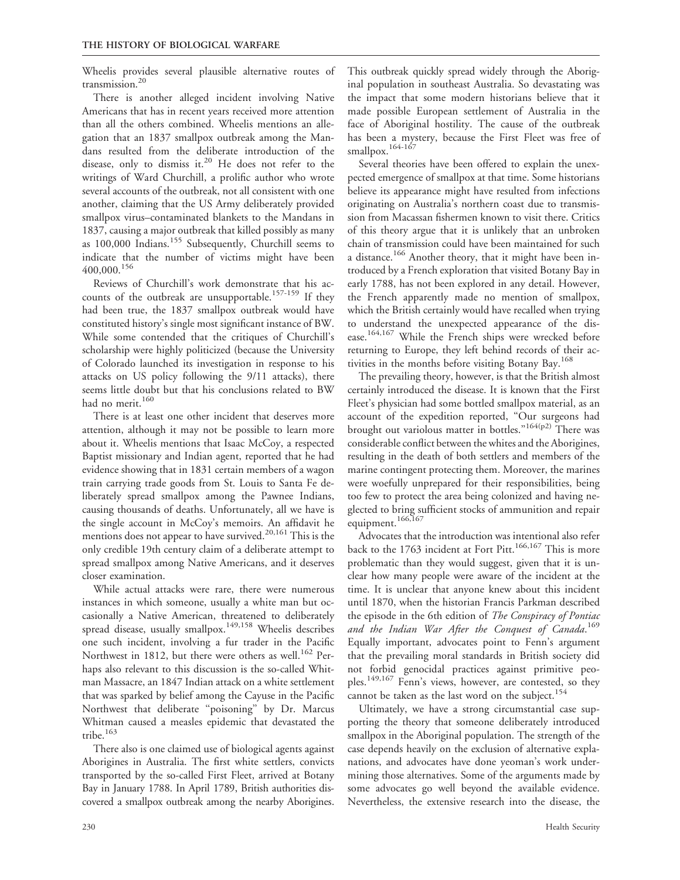Wheelis provides several plausible alternative routes of transmission.[20]

There is another alleged incident involving Native Americans that has in recent years received more attention than all the others combined. Wheelis mentions an allegation that an 1837 smallpox outbreak among the Mandans resulted from the deliberate introduction of the disease, only to dismiss it.[20] He does not refer to the writings of Ward Churchill, a prolific author who wrote several accounts of the outbreak, not all consistent with one another, claiming that the US Army deliberately provided smallpox virus–contaminated blankets to the Mandans in 1837, causing a major outbreak that killed possibly as many as 100,000 Indians.[155] Subsequently, Churchill seems to indicate that the number of victims might have been 400,000.[156]

Reviews of Churchill's work demonstrate that his accounts of the outbreak are unsupportable.[157-159] If they had been true, the 1837 smallpox outbreak would have constituted history's single most significant instance of BW. While some contended that the critiques of Churchill's scholarship were highly politicized (because the University of Colorado launched its investigation in response to his attacks on US policy following the 9/11 attacks), there seems little doubt but that his conclusions related to BW had no merit.[160]

There is at least one other incident that deserves more attention, although it may not be possible to learn more about it. Wheelis mentions that Isaac McCoy, a respected Baptist missionary and Indian agent, reported that he had evidence showing that in 1831 certain members of a wagon train carrying trade goods from St. Louis to Santa Fe deliberately spread smallpox among the Pawnee Indians, causing thousands of deaths. Unfortunately, all we have is the single account in McCoy's memoirs. An affidavit he mentions does not appear to have survived.[20,161] This is the only credible 19th century claim of a deliberate attempt to spread smallpox among Native Americans, and it deserves closer examination.

While actual attacks were rare, there were numerous instances in which someone, usually a white man but occasionally a Native American, threatened to deliberately spread disease, usually smallpox.[149,158] Wheelis describes one such incident, involving a fur trader in the Pacific Northwest in 1812, but there were others as well.[162] Perhaps also relevant to this discussion is the so-called Whitman Massacre, an 1847 Indian attack on a white settlement that was sparked by belief among the Cayuse in the Pacific Northwest that deliberate "poisoning" by Dr. Marcus Whitman caused a measles epidemic that devastated the tribe.[163]

There also is one claimed use of biological agents against Aborigines in Australia. The first white settlers, convicts transported by the so-called First Fleet, arrived at Botany Bay in January 1788. In April 1789, British authorities discovered a smallpox outbreak among the nearby Aborigines. This outbreak quickly spread widely through the Aboriginal population in southeast Australia. So devastating was the impact that some modern historians believe that it made possible European settlement of Australia in the face of Aboriginal hostility. The cause of the outbreak has been a mystery, because the First Fleet was free of smallpox.[164-167]

Several theories have been offered to explain the unexpected emergence of smallpox at that time. Some historians believe its appearance might have resulted from infections originating on Australia's northern coast due to transmission from Macassan fishermen known to visit there. Critics of this theory argue that it is unlikely that an unbroken chain of transmission could have been maintained for such a distance.[166] Another theory, that it might have been introduced by a French exploration that visited Botany Bay in early 1788, has not been explored in any detail. However, the French apparently made no mention of smallpox, which the British certainly would have recalled when trying to understand the unexpected appearance of the disease.[164,167] While the French ships were wrecked before returning to Europe, they left behind records of their activities in the months before visiting Botany Bay.[168]

The prevailing theory, however, is that the British almost certainly introduced the disease. It is known that the First Fleet's physician had some bottled smallpox material, as an account of the expedition reported, "Our surgeons had brought out variolous matter in bottles."[164(p2)] There was considerable conflict between the whites and the Aborigines, resulting in the death of both settlers and members of the marine contingent protecting them. Moreover, the marines were woefully unprepared for their responsibilities, being too few to protect the area being colonized and having neglected to bring sufficient stocks of ammunition and repair equipment.[166,167]

Advocates that the introduction was intentional also refer back to the 1763 incident at Fort Pitt.[166,167] This is more problematic than they would suggest, given that it is unclear how many people were aware of the incident at the time. It is unclear that anyone knew about this incident until 1870, when the historian Francis Parkman described the episode in the 6th edition of *The Conspiracy of Pontiac and the Indian War After the Conquest of Canada*.[169] Equally important, advocates point to Fenn's argument that the prevailing moral standards in British society did not forbid genocidal practices against primitive peoples.[149,167] Fenn's views, however, are contested, so they cannot be taken as the last word on the subject.[154]

Ultimately, we have a strong circumstantial case supporting the theory that someone deliberately introduced smallpox in the Aboriginal population. The strength of the case depends heavily on the exclusion of alternative explanations, and advocates have done yeoman's work undermining those alternatives. Some of the arguments made by some advocates go well beyond the available evidence. Nevertheless, the extensive research into the disease, the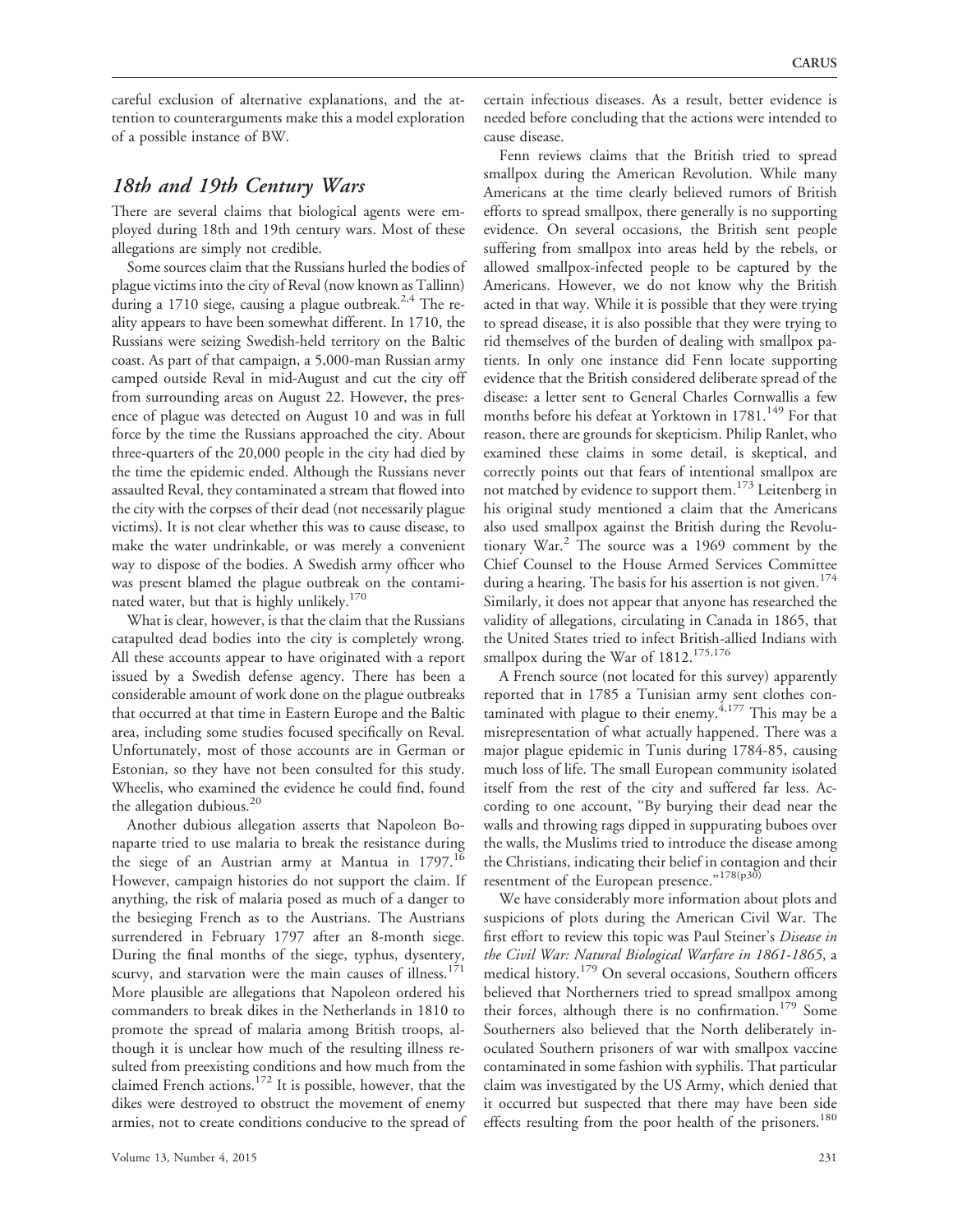careful exclusion of alternative explanations, and the attention to counterarguments make this a model exploration of a possible instance of BW.

## *18th and 19th Century Wars*

There are several claims that biological agents were employed during 18th and 19th century wars. Most of these allegations are simply not credible.

Some sources claim that the Russians hurled the bodies of plague victims into the city of Reval (now known as Tallinn) during a 1710 siege, causing a plague outbreak.[2,4] The reality appears to have been somewhat different. In 1710, the Russians were seizing Swedish-held territory on the Baltic coast. As part of that campaign, a 5,000-man Russian army camped outside Reval in mid-August and cut the city off from surrounding areas on August 22. However, the presence of plague was detected on August 10 and was in full force by the time the Russians approached the city. About three-quarters of the 20,000 people in the city had died by the time the epidemic ended. Although the Russians never assaulted Reval, they contaminated a stream that flowed into the city with the corpses of their dead (not necessarily plague victims). It is not clear whether this was to cause disease, to make the water undrinkable, or was merely a convenient way to dispose of the bodies. A Swedish army officer who was present blamed the plague outbreak on the contaminated water, but that is highly unlikely.[170]

What is clear, however, is that the claim that the Russians catapulted dead bodies into the city is completely wrong. All these accounts appear to have originated with a report issued by a Swedish defense agency. There has been a considerable amount of work done on the plague outbreaks that occurred at that time in Eastern Europe and the Baltic area, including some studies focused specifically on Reval. Unfortunately, most of those accounts are in German or Estonian, so they have not been consulted for this study. Wheelis, who examined the evidence he could find, found the allegation dubious.[20]

Another dubious allegation asserts that Napoleon Bonaparte tried to use malaria to break the resistance during the siege of an Austrian army at Mantua in 1797.[16] However, campaign histories do not support the claim. If anything, the risk of malaria posed as much of a danger to the besieging French as to the Austrians. The Austrians surrendered in February 1797 after an 8-month siege. During the final months of the siege, typhus, dysentery, scurvy, and starvation were the main causes of illness.[171] More plausible are allegations that Napoleon ordered his commanders to break dikes in the Netherlands in 1810 to promote the spread of malaria among British troops, although it is unclear how much of the resulting illness resulted from preexisting conditions and how much from the claimed French actions.[172] It is possible, however, that the dikes were destroyed to obstruct the movement of enemy armies, not to create conditions conducive to the spread of certain infectious diseases. As a result, better evidence is needed before concluding that the actions were intended to cause disease.

Fenn reviews claims that the British tried to spread smallpox during the American Revolution. While many Americans at the time clearly believed rumors of British efforts to spread smallpox, there generally is no supporting evidence. On several occasions, the British sent people suffering from smallpox into areas held by the rebels, or allowed smallpox-infected people to be captured by the Americans. However, we do not know why the British acted in that way. While it is possible that they were trying to spread disease, it is also possible that they were trying to rid themselves of the burden of dealing with smallpox patients. In only one instance did Fenn locate supporting evidence that the British considered deliberate spread of the disease: a letter sent to General Charles Cornwallis a few months before his defeat at Yorktown in 1781.[149] For that reason, there are grounds for skepticism. Philip Ranlet, who examined these claims in some detail, is skeptical, and correctly points out that fears of intentional smallpox are not matched by evidence to support them.[173] Leitenberg in his original study mentioned a claim that the Americans also used smallpox against the British during the Revolutionary War.[2] The source was a 1969 comment by the Chief Counsel to the House Armed Services Committee during a hearing. The basis for his assertion is not given.[174] Similarly, it does not appear that anyone has researched the validity of allegations, circulating in Canada in 1865, that the United States tried to infect British-allied Indians with smallpox during the War of 1812.[175,176]

A French source (not located for this survey) apparently reported that in 1785 a Tunisian army sent clothes contaminated with plague to their enemy.[4,177] This may be a misrepresentation of what actually happened. There was a major plague epidemic in Tunis during 1784-85, causing much loss of life. The small European community isolated itself from the rest of the city and suffered far less. According to one account, "By burying their dead near the walls and throwing rags dipped in suppurating buboes over the walls, the Muslims tried to introduce the disease among the Christians, indicating their belief in contagion and their resentment of the European presence."[178(p30)]

We have considerably more information about plots and suspicions of plots during the American Civil War. The first effort to review this topic was Paul Steiner's *Disease in the Civil War: Natural Biological Warfare in 1861-1865*, a medical history.[179] On several occasions, Southern officers believed that Northerners tried to spread smallpox among their forces, although there is no confirmation.[179] Some Southerners also believed that the North deliberately inoculated Southern prisoners of war with smallpox vaccine contaminated in some fashion with syphilis. That particular claim was investigated by the US Army, which denied that it occurred but suspected that there may have been side effects resulting from the poor health of the prisoners.[180]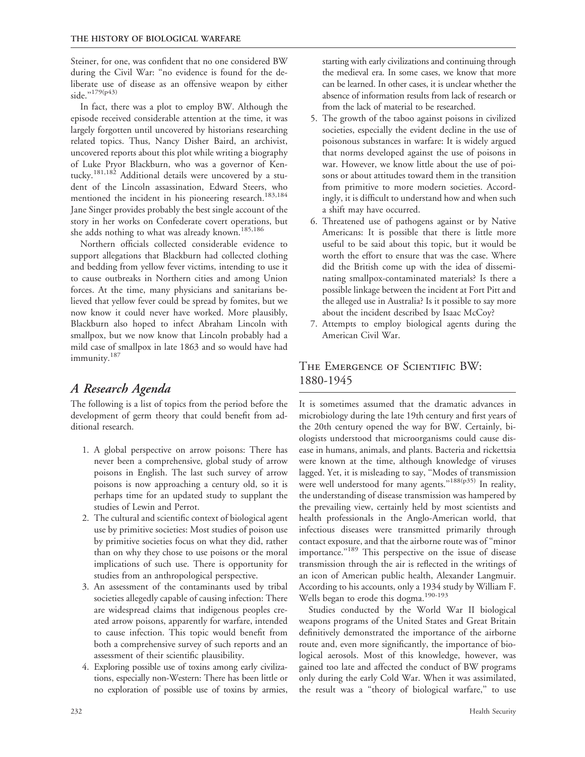Steiner, for one, was confident that no one considered BW during the Civil War: "no evidence is found for the deliberate use of disease as an offensive weapon by either side."[179(p43)]

In fact, there was a plot to employ BW. Although the episode received considerable attention at the time, it was largely forgotten until uncovered by historians researching related topics. Thus, Nancy Disher Baird, an archivist, uncovered reports about this plot while writing a biography of Luke Pryor Blackburn, who was a governor of Kentucky.[181,182] Additional details were uncovered by a student of the Lincoln assassination, Edward Steers, who mentioned the incident in his pioneering research.[183,184] Jane Singer provides probably the best single account of the story in her works on Confederate covert operations, but she adds nothing to what was already known.[185,186]

Northern officials collected considerable evidence to support allegations that Blackburn had collected clothing and bedding from yellow fever victims, intending to use it to cause outbreaks in Northern cities and among Union forces. At the time, many physicians and sanitarians believed that yellow fever could be spread by fomites, but we now know it could never have worked. More plausibly, Blackburn also hoped to infect Abraham Lincoln with smallpox, but we now know that Lincoln probably had a mild case of smallpox in late 1863 and so would have had immunity.[187]

## *A Research Agenda*

The following is a list of topics from the period before the development of germ theory that could benefit from additional research.

1. A global perspective on arrow poisons: There has never been a comprehensive, global study of arrow poisons in English. The last such survey of arrow poisons is now approaching a century old, so it is perhaps time for an updated study to supplant the studies of Lewin and Perrot.
2. The cultural and scientific context of biological agent use by primitive societies: Most studies of poison use by primitive societies focus on what they did, rather than on why they chose to use poisons or the moral implications of such use. There is opportunity for studies from an anthropological perspective.
3. An assessment of the contaminants used by tribal societies allegedly capable of causing infection: There are widespread claims that indigenous peoples created arrow poisons, apparently for warfare, intended to cause infection. This topic would benefit from both a comprehensive survey of such reports and an assessment of their scientific plausibility.
4. Exploring possible use of toxins among early civilizations, especially non-Western: There has been little or no exploration of possible use of toxins by armies, starting with early civilizations and continuing through the medieval era. In some cases, we know that more can be learned. In other cases, it is unclear whether the absence of information results from lack of research or from the lack of material to be researched.
5. The growth of the taboo against poisons in civilized societies, especially the evident decline in the use of poisonous substances in warfare: It is widely argued that norms developed against the use of poisons in war. However, we know little about the use of poisons or about attitudes toward them in the transition from primitive to more modern societies. Accordingly, it is difficult to understand how and when such a shift may have occurred.
6. Threatened use of pathogens against or by Native Americans: It is possible that there is little more useful to be said about this topic, but it would be worth the effort to ensure that was the case. Where did the British come up with the idea of disseminating smallpox-contaminated materials? Is there a possible linkage between the incident at Fort Pitt and the alleged use in Australia? Is it possible to say more about the incident described by Isaac McCoy?
7. Attempts to employ biological agents during the American Civil War.

## The Emergence of Scientific BW: 1880-1945

It is sometimes assumed that the dramatic advances in microbiology during the late 19th century and first years of the 20th century opened the way for BW. Certainly, biologists understood that microorganisms could cause disease in humans, animals, and plants. Bacteria and rickettsia were known at the time, although knowledge of viruses lagged. Yet, it is misleading to say, "Modes of transmission were well understood for many agents."[188(p35)] In reality, the understanding of disease transmission was hampered by the prevailing view, certainly held by most scientists and health professionals in the Anglo-American world, that infectious diseases were transmitted primarily through contact exposure, and that the airborne route was of "minor importance."[189] This perspective on the issue of disease transmission through the air is reflected in the writings of an icon of American public health, Alexander Langmuir. According to his accounts, only a 1934 study by William F. Wells began to erode this dogma.[190-193]

Studies conducted by the World War II biological weapons programs of the United States and Great Britain definitively demonstrated the importance of the airborne route and, even more significantly, the importance of biological aerosols. Most of this knowledge, however, was gained too late and affected the conduct of BW programs only during the early Cold War. When it was assimilated, the result was a "theory of biological warfare," to use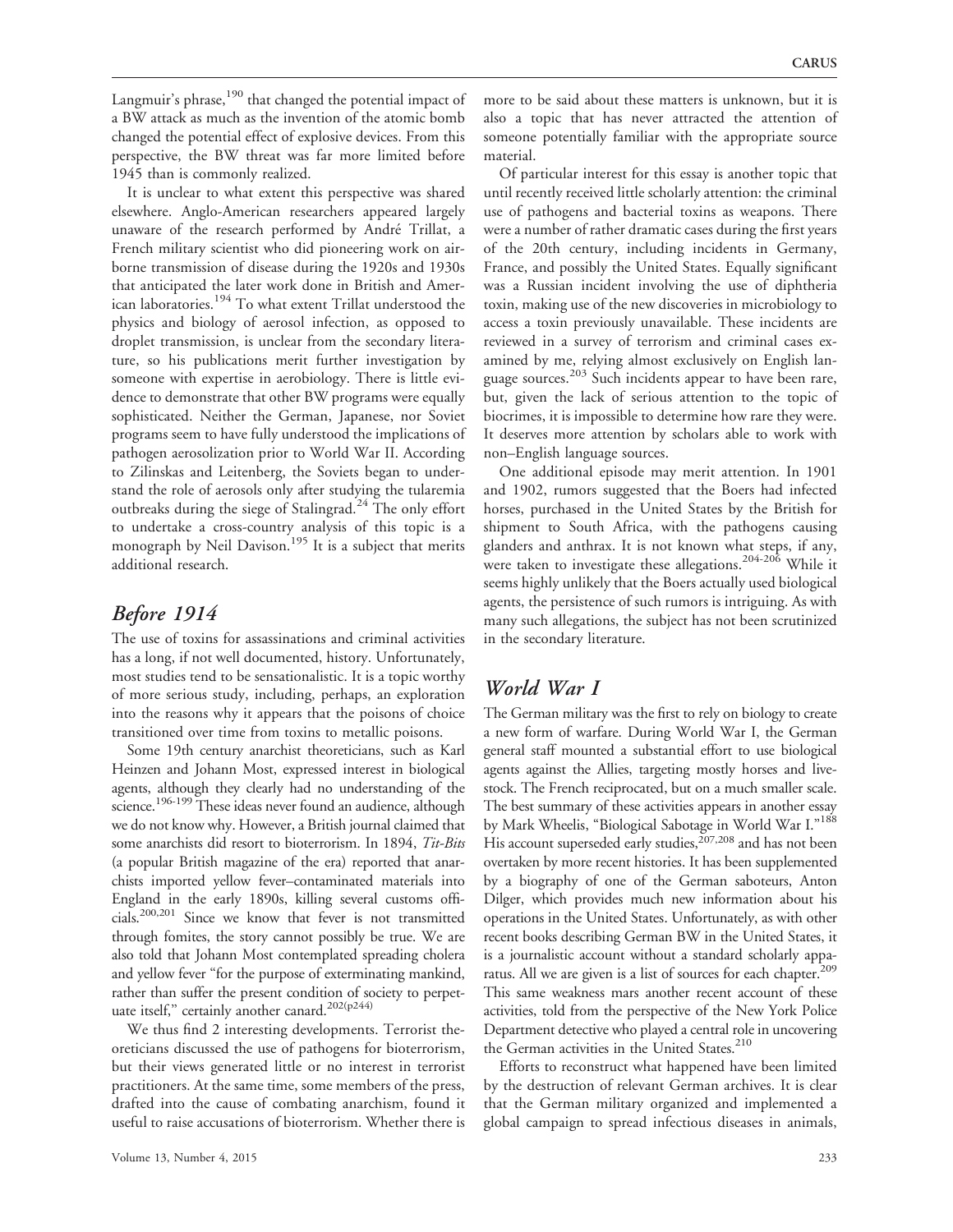Langmuir's phrase,[190] that changed the potential impact of a BW attack as much as the invention of the atomic bomb changed the potential effect of explosive devices. From this perspective, the BW threat was far more limited before 1945 than is commonly realized.

It is unclear to what extent this perspective was shared elsewhere. Anglo-American researchers appeared largely unaware of the research performed by André Trillat, a French military scientist who did pioneering work on airborne transmission of disease during the 1920s and 1930s that anticipated the later work done in British and American laboratories.[194] To what extent Trillat understood the physics and biology of aerosol infection, as opposed to droplet transmission, is unclear from the secondary literature, so his publications merit further investigation by someone with expertise in aerobiology. There is little evidence to demonstrate that other BW programs were equally sophisticated. Neither the German, Japanese, nor Soviet programs seem to have fully understood the implications of pathogen aerosolization prior to World War II. According to Zilinskas and Leitenberg, the Soviets began to understand the role of aerosols only after studying the tularemia outbreaks during the siege of Stalingrad.[24] The only effort to undertake a cross-country analysis of this topic is a monograph by Neil Davison.[195] It is a subject that merits additional research.

## *Before 1914*

The use of toxins for assassinations and criminal activities has a long, if not well documented, history. Unfortunately, most studies tend to be sensationalistic. It is a topic worthy of more serious study, including, perhaps, an exploration into the reasons why it appears that the poisons of choice transitioned over time from toxins to metallic poisons.

Some 19th century anarchist theoreticians, such as Karl Heinzen and Johann Most, expressed interest in biological agents, although they clearly had no understanding of the science.[196-199] These ideas never found an audience, although we do not know why. However, a British journal claimed that some anarchists did resort to bioterrorism. In 1894, *Tit-Bits* (a popular British magazine of the era) reported that anarchists imported yellow fever–contaminated materials into England in the early 1890s, killing several customs officials.[200,201] Since we know that fever is not transmitted through fomites, the story cannot possibly be true. We are also told that Johann Most contemplated spreading cholera and yellow fever "for the purpose of exterminating mankind, rather than suffer the present condition of society to perpetuate itself," certainly another canard.[202(p244)]

We thus find 2 interesting developments. Terrorist theoreticians discussed the use of pathogens for bioterrorism, but their views generated little or no interest in terrorist practitioners. At the same time, some members of the press, drafted into the cause of combating anarchism, found it useful to raise accusations of bioterrorism. Whether there is more to be said about these matters is unknown, but it is also a topic that has never attracted the attention of someone potentially familiar with the appropriate source material.

Of particular interest for this essay is another topic that until recently received little scholarly attention: the criminal use of pathogens and bacterial toxins as weapons. There were a number of rather dramatic cases during the first years of the 20th century, including incidents in Germany, France, and possibly the United States. Equally significant was a Russian incident involving the use of diphtheria toxin, making use of the new discoveries in microbiology to access a toxin previously unavailable. These incidents are reviewed in a survey of terrorism and criminal cases examined by me, relying almost exclusively on English language sources.[203] Such incidents appear to have been rare, but, given the lack of serious attention to the topic of biocrimes, it is impossible to determine how rare they were. It deserves more attention by scholars able to work with non–English language sources.

One additional episode may merit attention. In 1901 and 1902, rumors suggested that the Boers had infected horses, purchased in the United States by the British for shipment to South Africa, with the pathogens causing glanders and anthrax. It is not known what steps, if any, were taken to investigate these allegations.[204-206] While it seems highly unlikely that the Boers actually used biological agents, the persistence of such rumors is intriguing. As with many such allegations, the subject has not been scrutinized in the secondary literature.

## *World War I*

The German military was the first to rely on biology to create a new form of warfare. During World War I, the German general staff mounted a substantial effort to use biological agents against the Allies, targeting mostly horses and livestock. The French reciprocated, but on a much smaller scale. The best summary of these activities appears in another essay by Mark Wheelis, "Biological Sabotage in World War I."[188] His account superseded early studies,[207,208] and has not been overtaken by more recent histories. It has been supplemented by a biography of one of the German saboteurs, Anton Dilger, which provides much new information about his operations in the United States. Unfortunately, as with other recent books describing German BW in the United States, it is a journalistic account without a standard scholarly apparatus. All we are given is a list of sources for each chapter.[209] This same weakness mars another recent account of these activities, told from the perspective of the New York Police Department detective who played a central role in uncovering the German activities in the United States.[210]

Efforts to reconstruct what happened have been limited by the destruction of relevant German archives. It is clear that the German military organized and implemented a global campaign to spread infectious diseases in animals,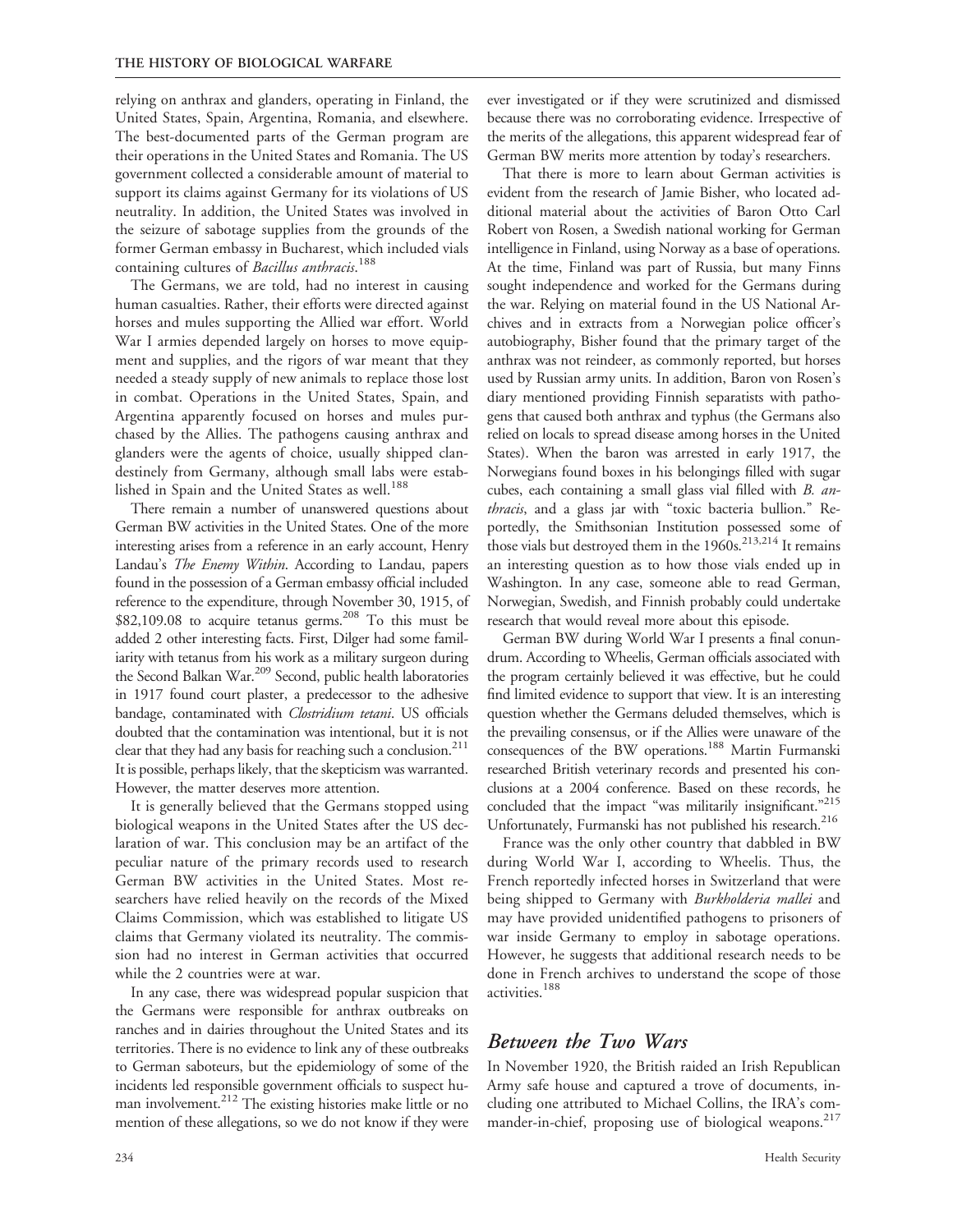relying on anthrax and glanders, operating in Finland, the United States, Spain, Argentina, Romania, and elsewhere. The best-documented parts of the German program are their operations in the United States and Romania. The US government collected a considerable amount of material to support its claims against Germany for its violations of US neutrality. In addition, the United States was involved in the seizure of sabotage supplies from the grounds of the former German embassy in Bucharest, which included vials containing cultures of *Bacillus anthracis*.[188]

The Germans, we are told, had no interest in causing human casualties. Rather, their efforts were directed against horses and mules supporting the Allied war effort. World War I armies depended largely on horses to move equipment and supplies, and the rigors of war meant that they needed a steady supply of new animals to replace those lost in combat. Operations in the United States, Spain, and Argentina apparently focused on horses and mules purchased by the Allies. The pathogens causing anthrax and glanders were the agents of choice, usually shipped clandestinely from Germany, although small labs were established in Spain and the United States as well.[188]

There remain a number of unanswered questions about German BW activities in the United States. One of the more interesting arises from a reference in an early account, Henry Landau's *The Enemy Within*. According to Landau, papers found in the possession of a German embassy official included reference to the expenditure, through November 30, 1915, of \$82,109.08 to acquire tetanus germs.[208] To this must be added 2 other interesting facts. First, Dilger had some familiarity with tetanus from his work as a military surgeon during the Second Balkan War.[209] Second, public health laboratories in 1917 found court plaster, a predecessor to the adhesive bandage, contaminated with *Clostridium tetani*. US officials doubted that the contamination was intentional, but it is not clear that they had any basis for reaching such a conclusion.[211] It is possible, perhaps likely, that the skepticism was warranted. However, the matter deserves more attention.

It is generally believed that the Germans stopped using biological weapons in the United States after the US declaration of war. This conclusion may be an artifact of the peculiar nature of the primary records used to research German BW activities in the United States. Most researchers have relied heavily on the records of the Mixed Claims Commission, which was established to litigate US claims that Germany violated its neutrality. The commission had no interest in German activities that occurred while the 2 countries were at war.

In any case, there was widespread popular suspicion that the Germans were responsible for anthrax outbreaks on ranches and in dairies throughout the United States and its territories. There is no evidence to link any of these outbreaks to German saboteurs, but the epidemiology of some of the incidents led responsible government officials to suspect human involvement.[212] The existing histories make little or no mention of these allegations, so we do not know if they were ever investigated or if they were scrutinized and dismissed because there was no corroborating evidence. Irrespective of the merits of the allegations, this apparent widespread fear of German BW merits more attention by today's researchers.

That there is more to learn about German activities is evident from the research of Jamie Bisher, who located additional material about the activities of Baron Otto Carl Robert von Rosen, a Swedish national working for German intelligence in Finland, using Norway as a base of operations. At the time, Finland was part of Russia, but many Finns sought independence and worked for the Germans during the war. Relying on material found in the US National Archives and in extracts from a Norwegian police officer's autobiography, Bisher found that the primary target of the anthrax was not reindeer, as commonly reported, but horses used by Russian army units. In addition, Baron von Rosen's diary mentioned providing Finnish separatists with pathogens that caused both anthrax and typhus (the Germans also relied on locals to spread disease among horses in the United States). When the baron was arrested in early 1917, the Norwegians found boxes in his belongings filled with sugar cubes, each containing a small glass vial filled with *B. anthracis*, and a glass jar with "toxic bacteria bullion." Reportedly, the Smithsonian Institution possessed some of those vials but destroyed them in the 1960s.[213,214] It remains an interesting question as to how those vials ended up in Washington. In any case, someone able to read German, Norwegian, Swedish, and Finnish probably could undertake research that would reveal more about this episode.

German BW during World War I presents a final conundrum. According to Wheelis, German officials associated with the program certainly believed it was effective, but he could find limited evidence to support that view. It is an interesting question whether the Germans deluded themselves, which is the prevailing consensus, or if the Allies were unaware of the consequences of the BW operations.[188] Martin Furmanski researched British veterinary records and presented his conclusions at a 2004 conference. Based on these records, he concluded that the impact "was militarily insignificant."[215] Unfortunately, Furmanski has not published his research.[216]

France was the only other country that dabbled in BW during World War I, according to Wheelis. Thus, the French reportedly infected horses in Switzerland that were being shipped to Germany with *Burkholderia mallei* and may have provided unidentified pathogens to prisoners of war inside Germany to employ in sabotage operations. However, he suggests that additional research needs to be done in French archives to understand the scope of those activities.[188]

## Between the Two Wars

In November 1920, the British raided an Irish Republican Army safe house and captured a trove of documents, including one attributed to Michael Collins, the IRA's commander-in-chief, proposing use of biological weapons.[217]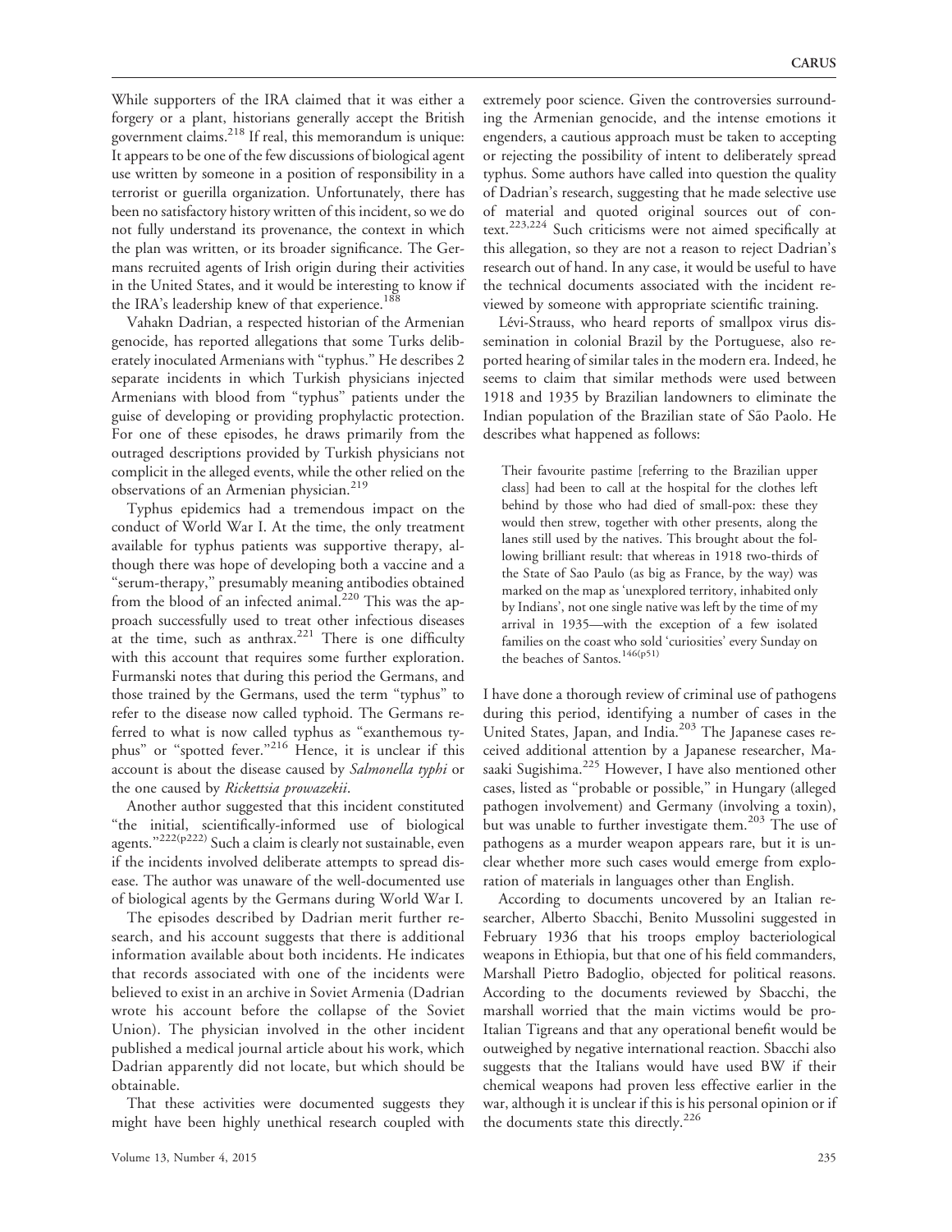While supporters of the IRA claimed that it was either a forgery or a plant, historians generally accept the British government claims.[218] If real, this memorandum is unique: It appears to be one of the few discussions of biological agent use written by someone in a position of responsibility in a terrorist or guerilla organization. Unfortunately, there has been no satisfactory history written of this incident, so we do not fully understand its provenance, the context in which the plan was written, or its broader significance. The Germans recruited agents of Irish origin during their activities in the United States, and it would be interesting to know if the IRA's leadership knew of that experience.[188]

Vahakn Dadrian, a respected historian of the Armenian genocide, has reported allegations that some Turks deliberately inoculated Armenians with "typhus." He describes 2 separate incidents in which Turkish physicians injected Armenians with blood from "typhus" patients under the guise of developing or providing prophylactic protection. For one of these episodes, he draws primarily from the outraged descriptions provided by Turkish physicians not complicit in the alleged events, while the other relied on the observations of an Armenian physician.[219]

Typhus epidemics had a tremendous impact on the conduct of World War I. At the time, the only treatment available for typhus patients was supportive therapy, although there was hope of developing both a vaccine and a "serum-therapy," presumably meaning antibodies obtained from the blood of an infected animal.[220] This was the approach successfully used to treat other infectious diseases at the time, such as anthrax.[221] There is one difficulty with this account that requires some further exploration. Furmanski notes that during this period the Germans, and those trained by the Germans, used the term "typhus" to refer to the disease now called typhoid. The Germans referred to what is now called typhus as "exanthemous typhus" or "spotted fever."[216] Hence, it is unclear if this account is about the disease caused by *Salmonella typhi* or the one caused by *Rickettsia prowazekii*.

Another author suggested that this incident constituted "the initial, scientifically-informed use of biological agents."[222(p222)] Such a claim is clearly not sustainable, even if the incidents involved deliberate attempts to spread disease. The author was unaware of the well-documented use of biological agents by the Germans during World War I.

The episodes described by Dadrian merit further research, and his account suggests that there is additional information available about both incidents. He indicates that records associated with one of the incidents were believed to exist in an archive in Soviet Armenia (Dadrian wrote his account before the collapse of the Soviet Union). The physician involved in the other incident published a medical journal article about his work, which Dadrian apparently did not locate, but which should be obtainable.

That these activities were documented suggests they might have been highly unethical research coupled with extremely poor science. Given the controversies surrounding the Armenian genocide, and the intense emotions it engenders, a cautious approach must be taken to accepting or rejecting the possibility of intent to deliberately spread typhus. Some authors have called into question the quality of Dadrian's research, suggesting that he made selective use of material and quoted original sources out of context.[223,224] Such criticisms were not aimed specifically at this allegation, so they are not a reason to reject Dadrian's research out of hand. In any case, it would be useful to have the technical documents associated with the incident reviewed by someone with appropriate scientific training.

Lévi-Strauss, who heard reports of smallpox virus dissemination in colonial Brazil by the Portuguese, also reported hearing of similar tales in the modern era. Indeed, he seems to claim that similar methods were used between 1918 and 1935 by Brazilian landowners to eliminate the Indian population of the Brazilian state of São Paolo. He describes what happened as follows:

> Their favourite pastime [referring to the Brazilian upper class] had been to call at the hospital for the clothes left behind by those who had died of small-pox: these they would then strew, together with other presents, along the lanes still used by the natives. This brought about the following brilliant result: that whereas in 1918 two-thirds of the State of Sao Paulo (as big as France, by the way) was marked on the map as 'unexplored territory, inhabited only by Indians', not one single native was left by the time of my arrival in 1935—with the exception of a few isolated families on the coast who sold 'curiosities' every Sunday on the beaches of Santos.[146(p51)]

I have done a thorough review of criminal use of pathogens during this period, identifying a number of cases in the United States, Japan, and India.[203] The Japanese cases received additional attention by a Japanese researcher, Masaaki Sugishima.[225] However, I have also mentioned other cases, listed as "probable or possible," in Hungary (alleged pathogen involvement) and Germany (involving a toxin), but was unable to further investigate them.[203] The use of pathogens as a murder weapon appears rare, but it is unclear whether more such cases would emerge from exploration of materials in languages other than English.

According to documents uncovered by an Italian researcher, Alberto Sbacchi, Benito Mussolini suggested in February 1936 that his troops employ bacteriological weapons in Ethiopia, but that one of his field commanders, Marshall Pietro Badoglio, objected for political reasons. According to the documents reviewed by Sbacchi, the marshall worried that the main victims would be pro-Italian Tigreans and that any operational benefit would be outweighed by negative international reaction. Sbacchi also suggests that the Italians would have used BW if their chemical weapons had proven less effective earlier in the war, although it is unclear if this is his personal opinion or if the documents state this directly.[226]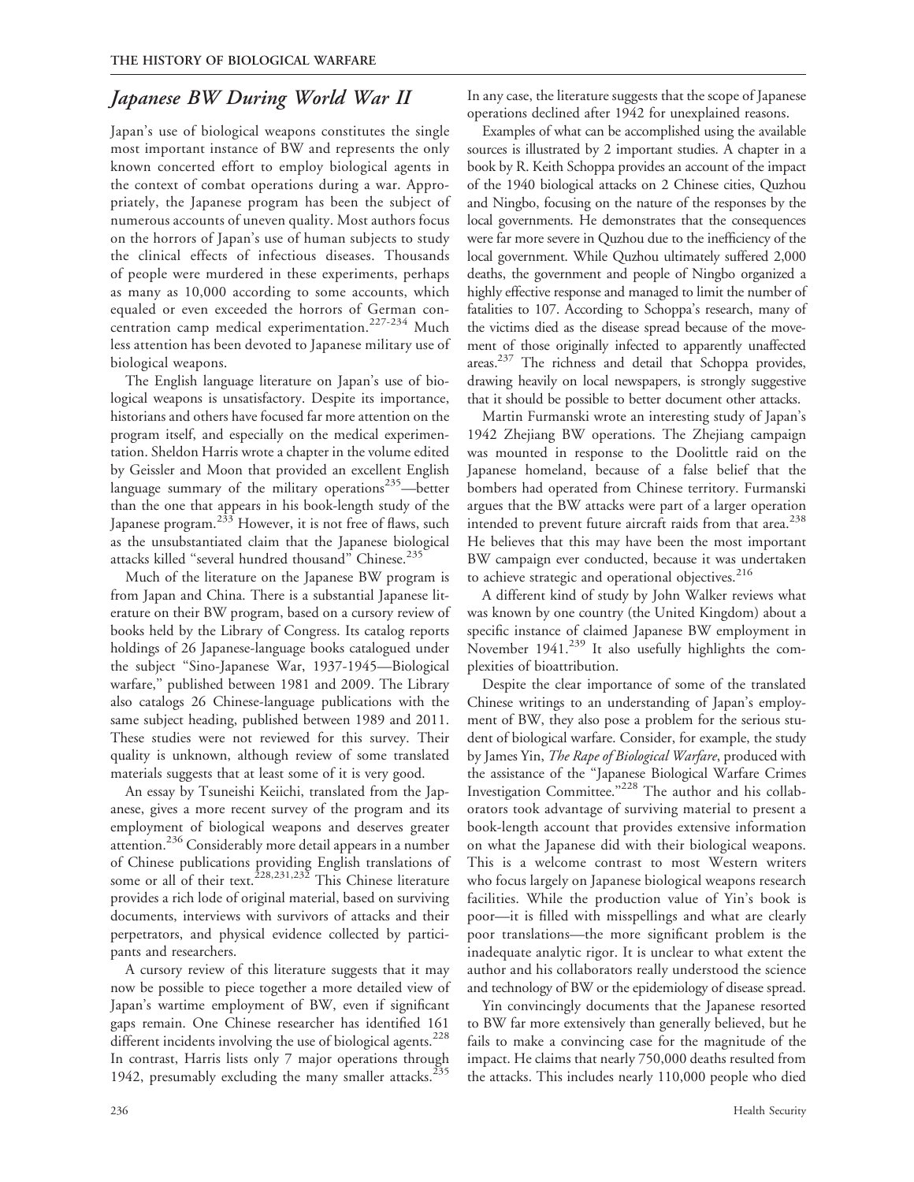## *Japanese BW During World War II*

Japan's use of biological weapons constitutes the single most important instance of BW and represents the only known concerted effort to employ biological agents in the context of combat operations during a war. Appropriately, the Japanese program has been the subject of numerous accounts of uneven quality. Most authors focus on the horrors of Japan's use of human subjects to study the clinical effects of infectious diseases. Thousands of people were murdered in these experiments, perhaps as many as 10,000 according to some accounts, which equaled or even exceeded the horrors of German concentration camp medical experimentation.[227-234] Much less attention has been devoted to Japanese military use of biological weapons.

The English language literature on Japan's use of biological weapons is unsatisfactory. Despite its importance, historians and others have focused far more attention on the program itself, and especially on the medical experimentation. Sheldon Harris wrote a chapter in the volume edited by Geissler and Moon that provided an excellent English language summary of the military operations[235]—better than the one that appears in his book-length study of the Japanese program.[233] However, it is not free of flaws, such as the unsubstantiated claim that the Japanese biological attacks killed "several hundred thousand" Chinese.[235]

Much of the literature on the Japanese BW program is from Japan and China. There is a substantial Japanese literature on their BW program, based on a cursory review of books held by the Library of Congress. Its catalog reports holdings of 26 Japanese-language books catalogued under the subject "Sino-Japanese War, 1937-1945—Biological warfare," published between 1981 and 2009. The Library also catalogs 26 Chinese-language publications with the same subject heading, published between 1989 and 2011. These studies were not reviewed for this survey. Their quality is unknown, although review of some translated materials suggests that at least some of it is very good.

An essay by Tsuneishi Keiichi, translated from the Japanese, gives a more recent survey of the program and its employment of biological weapons and deserves greater attention.[236] Considerably more detail appears in a number of Chinese publications providing English translations of some or all of their text.[228,231,232] This Chinese literature provides a rich lode of original material, based on surviving documents, interviews with survivors of attacks and their perpetrators, and physical evidence collected by participants and researchers.

A cursory review of this literature suggests that it may now be possible to piece together a more detailed view of Japan's wartime employment of BW, even if significant gaps remain. One Chinese researcher has identified 161 different incidents involving the use of biological agents.[228] In contrast, Harris lists only 7 major operations through 1942, presumably excluding the many smaller attacks.[235] In any case, the literature suggests that the scope of Japanese operations declined after 1942 for unexplained reasons.

Examples of what can be accomplished using the available sources is illustrated by 2 important studies. A chapter in a book by R. Keith Schoppa provides an account of the impact of the 1940 biological attacks on 2 Chinese cities, Quzhou and Ningbo, focusing on the nature of the responses by the local governments. He demonstrates that the consequences were far more severe in Quzhou due to the inefficiency of the local government. While Quzhou ultimately suffered 2,000 deaths, the government and people of Ningbo organized a highly effective response and managed to limit the number of fatalities to 107. According to Schoppa's research, many of the victims died as the disease spread because of the movement of those originally infected to apparently unaffected areas.[237] The richness and detail that Schoppa provides, drawing heavily on local newspapers, is strongly suggestive that it should be possible to better document other attacks.

Martin Furmanski wrote an interesting study of Japan's 1942 Zhejiang BW operations. The Zhejiang campaign was mounted in response to the Doolittle raid on the Japanese homeland, because of a false belief that the bombers had operated from Chinese territory. Furmanski argues that the BW attacks were part of a larger operation intended to prevent future aircraft raids from that area.[238] He believes that this may have been the most important BW campaign ever conducted, because it was undertaken to achieve strategic and operational objectives.[216]

A different kind of study by John Walker reviews what was known by one country (the United Kingdom) about a specific instance of claimed Japanese BW employment in November 1941.[239] It also usefully highlights the complexities of bioattribution.

Despite the clear importance of some of the translated Chinese writings to an understanding of Japan's employment of BW, they also pose a problem for the serious student of biological warfare. Consider, for example, the study by James Yin, *The Rape of Biological Warfare*, produced with the assistance of the "Japanese Biological Warfare Crimes Investigation Committee."[228] The author and his collaborators took advantage of surviving material to present a book-length account that provides extensive information on what the Japanese did with their biological weapons. This is a welcome contrast to most Western writers who focus largely on Japanese biological weapons research facilities. While the production value of Yin's book is poor—it is filled with misspellings and what are clearly poor translations—the more significant problem is the inadequate analytic rigor. It is unclear to what extent the author and his collaborators really understood the science and technology of BW or the epidemiology of disease spread.

Yin convincingly documents that the Japanese resorted to BW far more extensively than generally believed, but he fails to make a convincing case for the magnitude of the impact. He claims that nearly 750,000 deaths resulted from the attacks. This includes nearly 110,000 people who died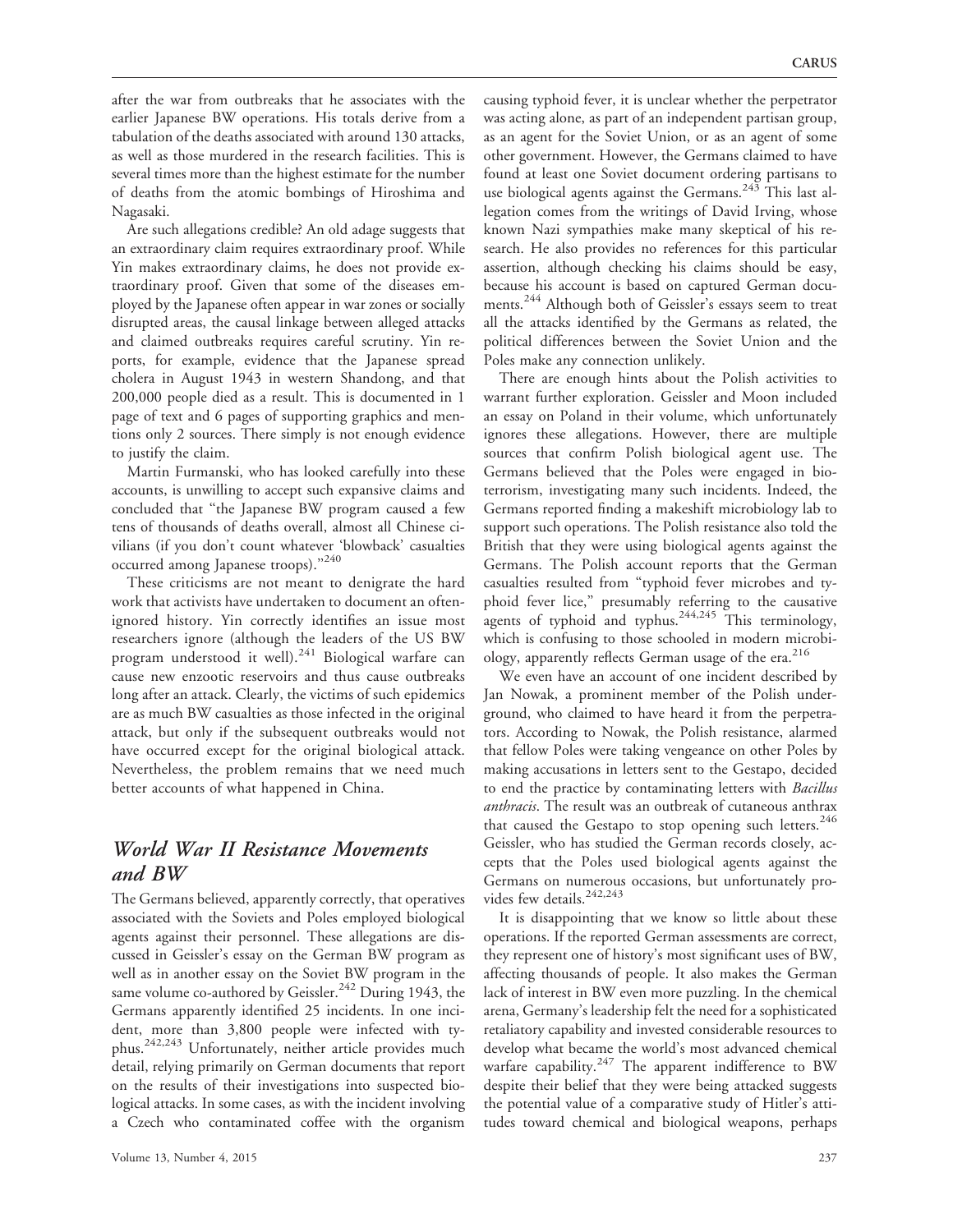after the war from outbreaks that he associates with the earlier Japanese BW operations. His totals derive from a tabulation of the deaths associated with around 130 attacks, as well as those murdered in the research facilities. This is several times more than the highest estimate for the number of deaths from the atomic bombings of Hiroshima and Nagasaki.

Are such allegations credible? An old adage suggests that an extraordinary claim requires extraordinary proof. While Yin makes extraordinary claims, he does not provide extraordinary proof. Given that some of the diseases employed by the Japanese often appear in war zones or socially disrupted areas, the causal linkage between alleged attacks and claimed outbreaks requires careful scrutiny. Yin reports, for example, evidence that the Japanese spread cholera in August 1943 in western Shandong, and that 200,000 people died as a result. This is documented in 1 page of text and 6 pages of supporting graphics and mentions only 2 sources. There simply is not enough evidence to justify the claim.

Martin Furmanski, who has looked carefully into these accounts, is unwilling to accept such expansive claims and concluded that "the Japanese BW program caused a few tens of thousands of deaths overall, almost all Chinese civilians (if you don't count whatever 'blowback' casualties occurred among Japanese troops)."[240]

These criticisms are not meant to denigrate the hard work that activists have undertaken to document an often-ignored history. Yin correctly identifies an issue most researchers ignore (although the leaders of the US BW program understood it well).[241] Biological warfare can cause new enzootic reservoirs and thus cause outbreaks long after an attack. Clearly, the victims of such epidemics are as much BW casualties as those infected in the original attack, but only if the subsequent outbreaks would not have occurred except for the original biological attack. Nevertheless, the problem remains that we need much better accounts of what happened in China.

## *World War II Resistance Movements and BW*

The Germans believed, apparently correctly, that operatives associated with the Soviets and Poles employed biological agents against their personnel. These allegations are discussed in Geissler's essay on the German BW program as well as in another essay on the Soviet BW program in the same volume co-authored by Geissler.[242] During 1943, the Germans apparently identified 25 incidents. In one incident, more than 3,800 people were infected with typhus.[242,243] Unfortunately, neither article provides much detail, relying primarily on German documents that report on the results of their investigations into suspected biological attacks. In some cases, as with the incident involving a Czech who contaminated coffee with the organism causing typhoid fever, it is unclear whether the perpetrator was acting alone, as part of an independent partisan group, as an agent for the Soviet Union, or as an agent of some other government. However, the Germans claimed to have found at least one Soviet document ordering partisans to use biological agents against the Germans.[243] This last allegation comes from the writings of David Irving, whose known Nazi sympathies make many skeptical of his research. He also provides no references for this particular assertion, although checking his claims should be easy, because his account is based on captured German documents.[244] Although both of Geissler's essays seem to treat all the attacks identified by the Germans as related, the political differences between the Soviet Union and the Poles make any connection unlikely.

There are enough hints about the Polish activities to warrant further exploration. Geissler and Moon included an essay on Poland in their volume, which unfortunately ignores these allegations. However, there are multiple sources that confirm Polish biological agent use. The Germans believed that the Poles were engaged in bioterrorism, investigating many such incidents. Indeed, the Germans reported finding a makeshift microbiology lab to support such operations. The Polish resistance also told the British that they were using biological agents against the Germans. The Polish account reports that the German casualties resulted from "typhoid fever microbes and typhoid fever lice," presumably referring to the causative agents of typhoid and typhus.[244,245] This terminology, which is confusing to those schooled in modern microbiology, apparently reflects German usage of the era.[216]

We even have an account of one incident described by Jan Nowak, a prominent member of the Polish underground, who claimed to have heard it from the perpetrators. According to Nowak, the Polish resistance, alarmed that fellow Poles were taking vengeance on other Poles by making accusations in letters sent to the Gestapo, decided to end the practice by contaminating letters with *Bacillus anthracis*. The result was an outbreak of cutaneous anthrax that caused the Gestapo to stop opening such letters.[246] Geissler, who has studied the German records closely, accepts that the Poles used biological agents against the Germans on numerous occasions, but unfortunately provides few details.[242,243]

It is disappointing that we know so little about these operations. If the reported German assessments are correct, they represent one of history's most significant uses of BW, affecting thousands of people. It also makes the German lack of interest in BW even more puzzling. In the chemical arena, Germany's leadership felt the need for a sophisticated retaliatory capability and invested considerable resources to develop what became the world's most advanced chemical warfare capability.[247] The apparent indifference to BW despite their belief that they were being attacked suggests the potential value of a comparative study of Hitler's attitudes toward chemical and biological weapons, perhaps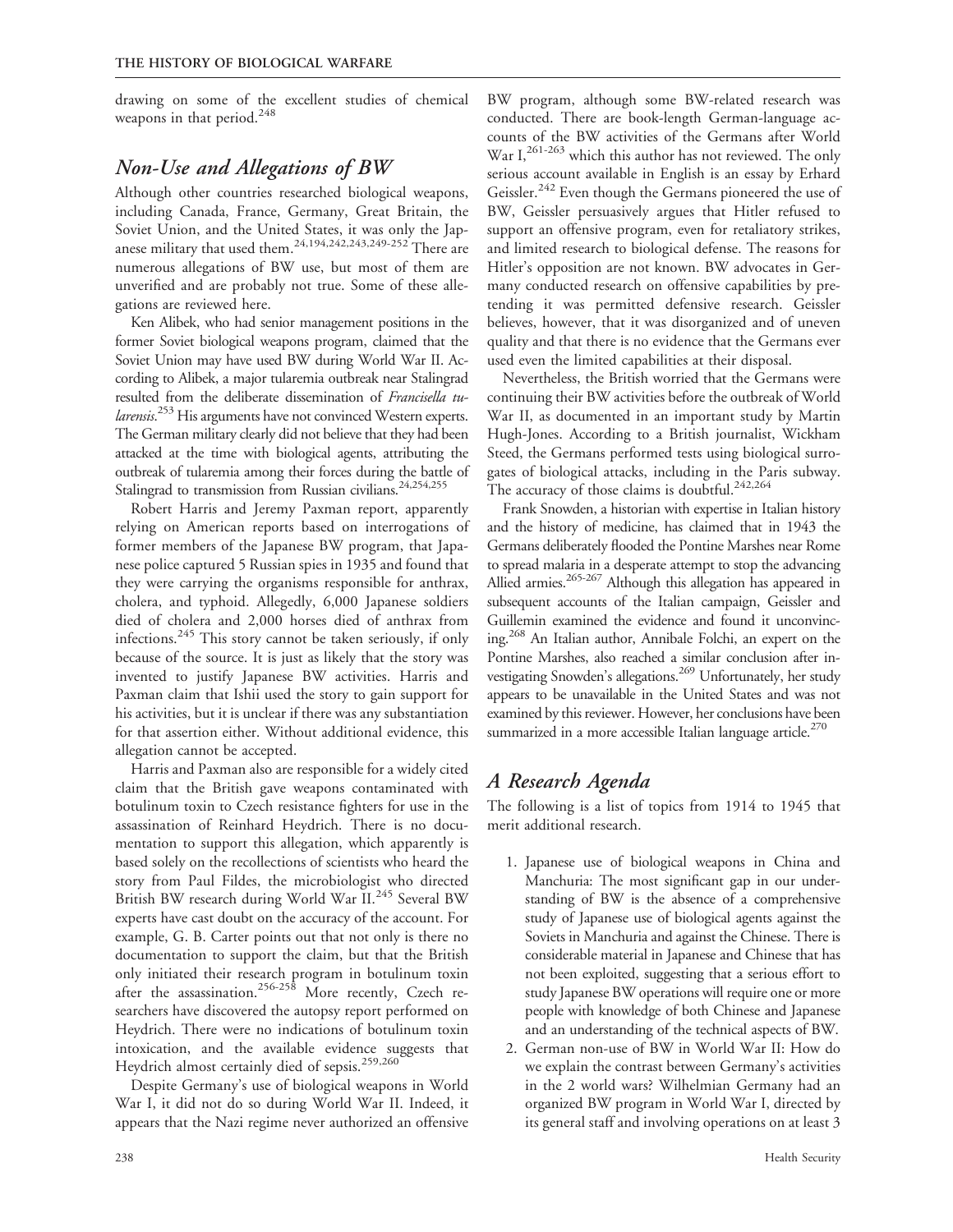drawing on some of the excellent studies of chemical weapons in that period.[248]

## Non-Use and Allegations of BW

Although other countries researched biological weapons, including Canada, France, Germany, Great Britain, the Soviet Union, and the United States, it was only the Japanese military that used them.[24,194,242,243,249-252] There are numerous allegations of BW use, but most of them are unverified and are probably not true. Some of these allegations are reviewed here.

Ken Alibek, who had senior management positions in the former Soviet biological weapons program, claimed that the Soviet Union may have used BW during World War II. According to Alibek, a major tularemia outbreak near Stalingrad resulted from the deliberate dissemination of *Francisella tularensis*.[253] His arguments have not convinced Western experts. The German military clearly did not believe that they had been attacked at the time with biological agents, attributing the outbreak of tularemia among their forces during the battle of Stalingrad to transmission from Russian civilians.[24,254,255]

Robert Harris and Jeremy Paxman report, apparently relying on American reports based on interrogations of former members of the Japanese BW program, that Japanese police captured 5 Russian spies in 1935 and found that they were carrying the organisms responsible for anthrax, cholera, and typhoid. Allegedly, 6,000 Japanese soldiers died of cholera and 2,000 horses died of anthrax from infections.[245] This story cannot be taken seriously, if only because of the source. It is just as likely that the story was invented to justify Japanese BW activities. Harris and Paxman claim that Ishii used the story to gain support for his activities, but it is unclear if there was any substantiation for that assertion either. Without additional evidence, this allegation cannot be accepted.

Harris and Paxman also are responsible for a widely cited claim that the British gave weapons contaminated with botulinum toxin to Czech resistance fighters for use in the assassination of Reinhard Heydrich. There is no documentation to support this allegation, which apparently is based solely on the recollections of scientists who heard the story from Paul Fildes, the microbiologist who directed British BW research during World War II.[245] Several BW experts have cast doubt on the accuracy of the account. For example, G. B. Carter points out that not only is there no documentation to support the claim, but that the British only initiated their research program in botulinum toxin after the assassination.[256-258] More recently, Czech researchers have discovered the autopsy report performed on Heydrich. There were no indications of botulinum toxin intoxication, and the available evidence suggests that Heydrich almost certainly died of sepsis.[259,260]

Despite Germany's use of biological weapons in World War I, it did not do so during World War II. Indeed, it appears that the Nazi regime never authorized an offensive BW program, although some BW-related research was conducted. There are book-length German-language accounts of the BW activities of the Germans after World War I,[261-263] which this author has not reviewed. The only serious account available in English is an essay by Erhard Geissler.[242] Even though the Germans pioneered the use of BW, Geissler persuasively argues that Hitler refused to support an offensive program, even for retaliatory strikes, and limited research to biological defense. The reasons for Hitler's opposition are not known. BW advocates in Germany conducted research on offensive capabilities by pretending it was permitted defensive research. Geissler believes, however, that it was disorganized and of uneven quality and that there is no evidence that the Germans ever used even the limited capabilities at their disposal.

Nevertheless, the British worried that the Germans were continuing their BW activities before the outbreak of World War II, as documented in an important study by Martin Hugh-Jones. According to a British journalist, Wickham Steed, the Germans performed tests using biological surrogates of biological attacks, including in the Paris subway. The accuracy of those claims is doubtful.[242,264]

Frank Snowden, a historian with expertise in Italian history and the history of medicine, has claimed that in 1943 the Germans deliberately flooded the Pontine Marshes near Rome to spread malaria in a desperate attempt to stop the advancing Allied armies.[265-267] Although this allegation has appeared in subsequent accounts of the Italian campaign, Geissler and Guillemin examined the evidence and found it unconvincing.[268] An Italian author, Annibale Folchi, an expert on the Pontine Marshes, also reached a similar conclusion after investigating Snowden's allegations.[269] Unfortunately, her study appears to be unavailable in the United States and was not examined by this reviewer. However, her conclusions have been summarized in a more accessible Italian language article.[270]

## A Research Agenda

The following is a list of topics from 1914 to 1945 that merit additional research.

1. Japanese use of biological weapons in China and Manchuria: The most significant gap in our understanding of BW is the absence of a comprehensive study of Japanese use of biological agents against the Soviets in Manchuria and against the Chinese. There is considerable material in Japanese and Chinese that has not been exploited, suggesting that a serious effort to study Japanese BW operations will require one or more people with knowledge of both Chinese and Japanese and an understanding of the technical aspects of BW.
2. German non-use of BW in World War II: How do we explain the contrast between Germany's activities in the 2 world wars? Wilhelmian Germany had an organized BW program in World War I, directed by its general staff and involving operations on at least 3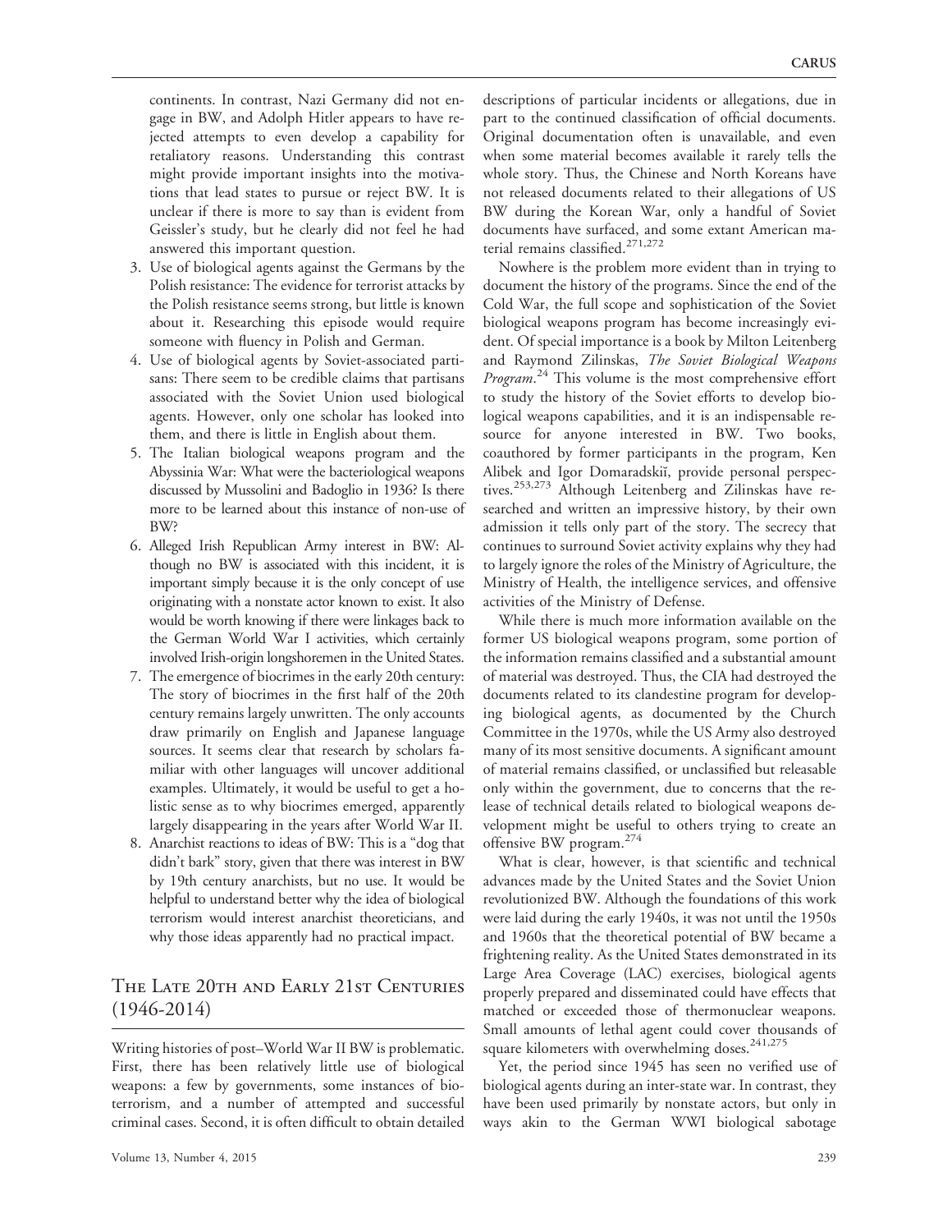continents. In contrast, Nazi Germany did not engage in BW, and Adolph Hitler appears to have rejected attempts to even develop a capability for retaliatory reasons. Understanding this contrast might provide important insights into the motivations that lead states to pursue or reject BW. It is unclear if there is more to say than is evident from Geissler's study, but he clearly did not feel he had answered this important question.

3. Use of biological agents against the Germans by the Polish resistance: The evidence for terrorist attacks by the Polish resistance seems strong, but little is known about it. Researching this episode would require someone with fluency in Polish and German.
4. Use of biological agents by Soviet-associated partisans: There seem to be credible claims that partisans associated with the Soviet Union used biological agents. However, only one scholar has looked into them, and there is little in English about them.
5. The Italian biological weapons program and the Abyssinia War: What were the bacteriological weapons discussed by Mussolini and Badoglio in 1936? Is there more to be learned about this instance of non-use of BW?
6. Alleged Irish Republican Army interest in BW: Although no BW is associated with this incident, it is important simply because it is the only concept of use originating with a nonstate actor known to exist. It also would be worth knowing if there were linkages back to the German World War I activities, which certainly involved Irish-origin longshoremen in the United States.
7. The emergence of biocrimes in the early 20th century: The story of biocrimes in the first half of the 20th century remains largely unwritten. The only accounts draw primarily on English and Japanese language sources. It seems clear that research by scholars familiar with other languages will uncover additional examples. Ultimately, it would be useful to get a holistic sense as to why biocrimes emerged, apparently largely disappearing in the years after World War II.
8. Anarchist reactions to ideas of BW: This is a "dog that didn't bark" story, given that there was interest in BW by 19th century anarchists, but no use. It would be helpful to understand better why the idea of biological terrorism would interest anarchist theoreticians, and why those ideas apparently had no practical impact.

## The Late 20th and Early 21st Centuries (1946-2014)

Writing histories of post–World War II BW is problematic. First, there has been relatively little use of biological weapons: a few by governments, some instances of bioterrorism, and a number of attempted and successful criminal cases. Second, it is often difficult to obtain detailed descriptions of particular incidents or allegations, due in part to the continued classification of official documents. Original documentation often is unavailable, and even when some material becomes available it rarely tells the whole story. Thus, the Chinese and North Koreans have not released documents related to their allegations of US BW during the Korean War, only a handful of Soviet documents have surfaced, and some extant American material remains classified.[271,272]

Nowhere is the problem more evident than in trying to document the history of the programs. Since the end of the Cold War, the full scope and sophistication of the Soviet biological weapons program has become increasingly evident. Of special importance is a book by Milton Leitenberg and Raymond Zilinskas, *The Soviet Biological Weapons Program*.[24] This volume is the most comprehensive effort to study the history of the Soviet efforts to develop biological weapons capabilities, and it is an indispensable resource for anyone interested in BW. Two books, coauthored by former participants in the program, Ken Alibek and Igor Domaradskiĭ, provide personal perspectives.[253,273] Although Leitenberg and Zilinskas have researched and written an impressive history, by their own admission it tells only part of the story. The secrecy that continues to surround Soviet activity explains why they had to largely ignore the roles of the Ministry of Agriculture, the Ministry of Health, the intelligence services, and offensive activities of the Ministry of Defense.

While there is much more information available on the former US biological weapons program, some portion of the information remains classified and a substantial amount of material was destroyed. Thus, the CIA had destroyed the documents related to its clandestine program for developing biological agents, as documented by the Church Committee in the 1970s, while the US Army also destroyed many of its most sensitive documents. A significant amount of material remains classified, or unclassified but releasable only within the government, due to concerns that the release of technical details related to biological weapons development might be useful to others trying to create an offensive BW program.[274]

What is clear, however, is that scientific and technical advances made by the United States and the Soviet Union revolutionized BW. Although the foundations of this work were laid during the early 1940s, it was not until the 1950s and 1960s that the theoretical potential of BW became a frightening reality. As the United States demonstrated in its Large Area Coverage (LAC) exercises, biological agents properly prepared and disseminated could have effects that matched or exceeded those of thermonuclear weapons. Small amounts of lethal agent could cover thousands of square kilometers with overwhelming doses.[241,275]

Yet, the period since 1945 has seen no verified use of biological agents during an inter-state war. In contrast, they have been used primarily by nonstate actors, but only in ways akin to the German WWI biological sabotage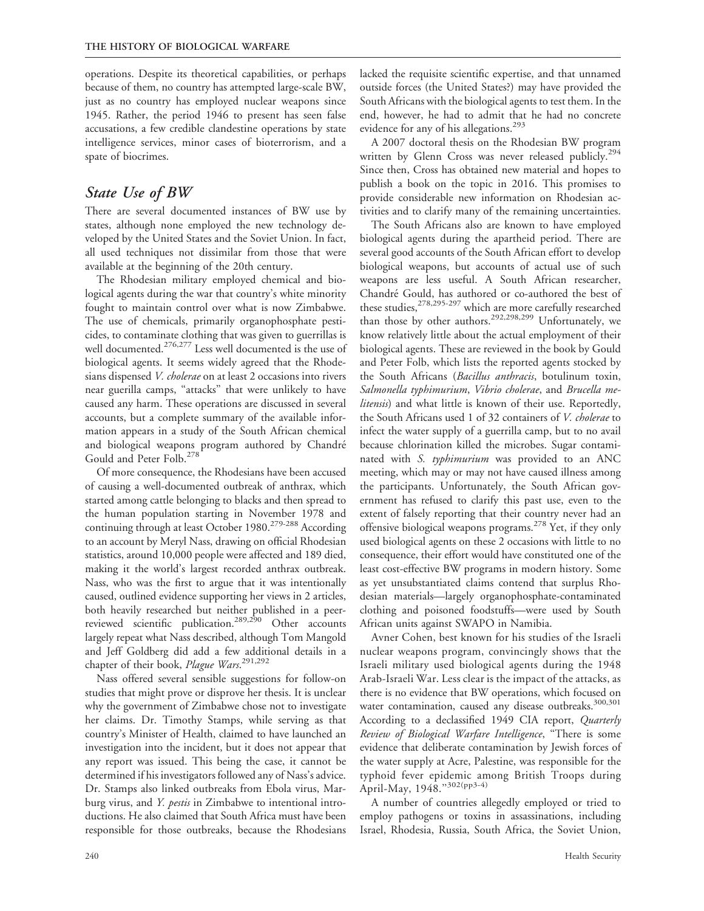operations. Despite its theoretical capabilities, or perhaps because of them, no country has attempted large-scale BW, just as no country has employed nuclear weapons since 1945. Rather, the period 1946 to present has seen false accusations, a few credible clandestine operations by state intelligence services, minor cases of bioterrorism, and a spate of biocrimes.

## *State Use of BW*

There are several documented instances of BW use by states, although none employed the new technology developed by the United States and the Soviet Union. In fact, all used techniques not dissimilar from those that were available at the beginning of the 20th century.

The Rhodesian military employed chemical and biological agents during the war that country's white minority fought to maintain control over what is now Zimbabwe. The use of chemicals, primarily organophosphate pesticides, to contaminate clothing that was given to guerrillas is well documented.[276,277] Less well documented is the use of biological agents. It seems widely agreed that the Rhodesians dispensed *V. cholerae* on at least 2 occasions into rivers near guerilla camps, "attacks" that were unlikely to have caused any harm. These operations are discussed in several accounts, but a complete summary of the available information appears in a study of the South African chemical and biological weapons program authored by Chandré Gould and Peter Folb.[278]

Of more consequence, the Rhodesians have been accused of causing a well-documented outbreak of anthrax, which started among cattle belonging to blacks and then spread to the human population starting in November 1978 and continuing through at least October 1980.[279-288] According to an account by Meryl Nass, drawing on official Rhodesian statistics, around 10,000 people were affected and 189 died, making it the world's largest recorded anthrax outbreak. Nass, who was the first to argue that it was intentionally caused, outlined evidence supporting her views in 2 articles, both heavily researched but neither published in a peer-reviewed scientific publication.[289,290] Other accounts largely repeat what Nass described, although Tom Mangold and Jeff Goldberg did add a few additional details in a chapter of their book, *Plague Wars*.[291,292]

Nass offered several sensible suggestions for follow-on studies that might prove or disprove her thesis. It is unclear why the government of Zimbabwe chose not to investigate her claims. Dr. Timothy Stamps, while serving as that country's Minister of Health, claimed to have launched an investigation into the incident, but it does not appear that any report was issued. This being the case, it cannot be determined if his investigators followed any of Nass's advice. Dr. Stamps also linked outbreaks from Ebola virus, Marburg virus, and *Y. pestis* in Zimbabwe to intentional introductions. He also claimed that South Africa must have been responsible for those outbreaks, because the Rhodesians lacked the requisite scientific expertise, and that unnamed outside forces (the United States?) may have provided the South Africans with the biological agents to test them. In the end, however, he had to admit that he had no concrete evidence for any of his allegations.[293]

A 2007 doctoral thesis on the Rhodesian BW program written by Glenn Cross was never released publicly.[294] Since then, Cross has obtained new material and hopes to publish a book on the topic in 2016. This promises to provide considerable new information on Rhodesian activities and to clarify many of the remaining uncertainties.

The South Africans also are known to have employed biological agents during the apartheid period. There are several good accounts of the South African effort to develop biological weapons, but accounts of actual use of such weapons are less useful. A South African researcher, Chandré Gould, has authored or co-authored the best of these studies,[278,295-297] which are more carefully researched than those by other authors.[292,298,299] Unfortunately, we know relatively little about the actual employment of their biological agents. These are reviewed in the book by Gould and Peter Folb, which lists the reported agents stocked by the South Africans (*Bacillus anthracis*, botulinum toxin, *Salmonella typhimurium*, *Vibrio cholerae*, and *Brucella melitensis*) and what little is known of their use. Reportedly, the South Africans used 1 of 32 containers of *V. cholerae* to infect the water supply of a guerrilla camp, but to no avail because chlorination killed the microbes. Sugar contaminated with *S. typhimurium* was provided to an ANC meeting, which may or may not have caused illness among the participants. Unfortunately, the South African government has refused to clarify this past use, even to the extent of falsely reporting that their country never had an offensive biological weapons programs.[278] Yet, if they only used biological agents on these 2 occasions with little to no consequence, their effort would have constituted one of the least cost-effective BW programs in modern history. Some as yet unsubstantiated claims contend that surplus Rhodesian materials—largely organophosphate-contaminated clothing and poisoned foodstuffs—were used by South African units against SWAPO in Namibia.

Avner Cohen, best known for his studies of the Israeli nuclear weapons program, convincingly shows that the Israeli military used biological agents during the 1948 Arab-Israeli War. Less clear is the impact of the attacks, as there is no evidence that BW operations, which focused on water contamination, caused any disease outbreaks.[300,301] According to a declassified 1949 CIA report, *Quarterly Review of Biological Warfare Intelligence*, "There is some evidence that deliberate contamination by Jewish forces of the water supply at Acre, Palestine, was responsible for the typhoid fever epidemic among British Troops during April-May, 1948."[302(pp3-4)]

A number of countries allegedly employed or tried to employ pathogens or toxins in assassinations, including Israel, Rhodesia, Russia, South Africa, the Soviet Union,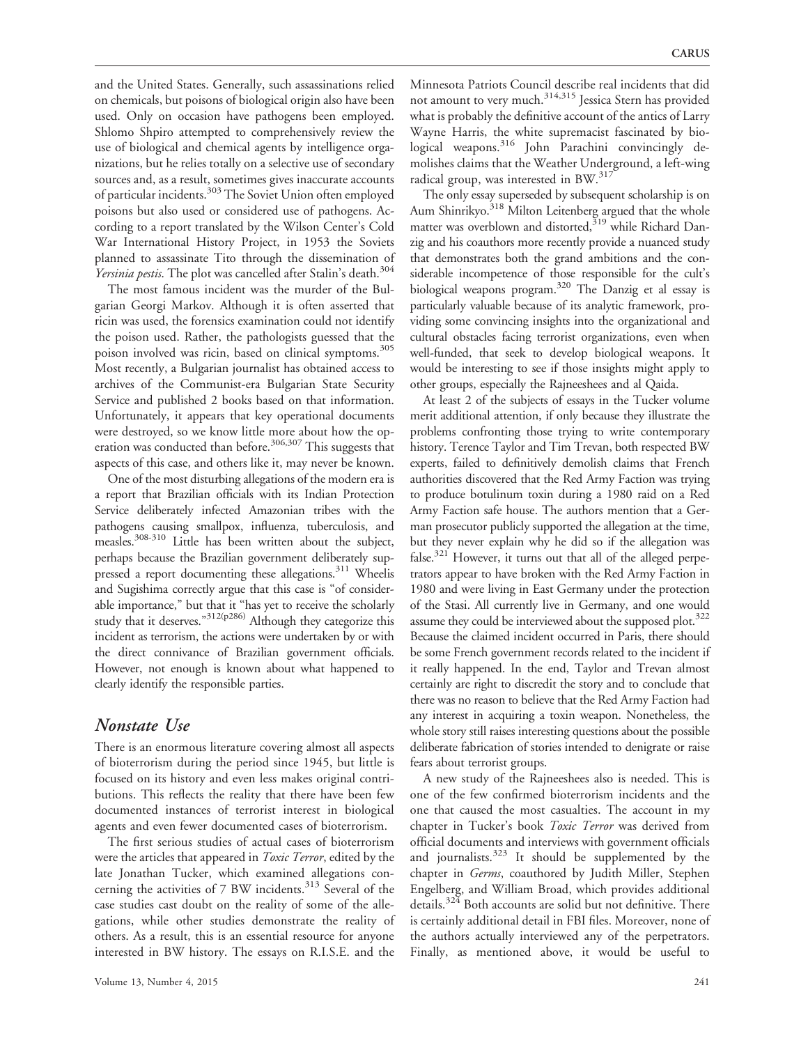and the United States. Generally, such assassinations relied on chemicals, but poisons of biological origin also have been used. Only on occasion have pathogens been employed. Shlomo Shpiro attempted to comprehensively review the use of biological and chemical agents by intelligence organizations, but he relies totally on a selective use of secondary sources and, as a result, sometimes gives inaccurate accounts of particular incidents.[303] The Soviet Union often employed poisons but also used or considered use of pathogens. According to a report translated by the Wilson Center's Cold War International History Project, in 1953 the Soviets planned to assassinate Tito through the dissemination of *Yersinia pestis*. The plot was cancelled after Stalin's death.[304]

The most famous incident was the murder of the Bulgarian Georgi Markov. Although it is often asserted that ricin was used, the forensics examination could not identify the poison used. Rather, the pathologists guessed that the poison involved was ricin, based on clinical symptoms.[305] Most recently, a Bulgarian journalist has obtained access to archives of the Communist-era Bulgarian State Security Service and published 2 books based on that information. Unfortunately, it appears that key operational documents were destroyed, so we know little more about how the operation was conducted than before.[306,307] This suggests that aspects of this case, and others like it, may never be known.

One of the most disturbing allegations of the modern era is a report that Brazilian officials with its Indian Protection Service deliberately infected Amazonian tribes with the pathogens causing smallpox, influenza, tuberculosis, and measles.[308-310] Little has been written about the subject, perhaps because the Brazilian government deliberately suppressed a report documenting these allegations.[311] Wheelis and Sugishima correctly argue that this case is "of considerable importance," but that it "has yet to receive the scholarly study that it deserves."[312(p286)] Although they categorize this incident as terrorism, the actions were undertaken by or with the direct connivance of Brazilian government officials. However, not enough is known about what happened to clearly identify the responsible parties.

## Nonstate Use

There is an enormous literature covering almost all aspects of bioterrorism during the period since 1945, but little is focused on its history and even less makes original contributions. This reflects the reality that there have been few documented instances of terrorist interest in biological agents and even fewer documented cases of bioterrorism.

The first serious studies of actual cases of bioterrorism were the articles that appeared in *Toxic Terror*, edited by the late Jonathan Tucker, which examined allegations concerning the activities of 7 BW incidents.[313] Several of the case studies cast doubt on the reality of some of the allegations, while other studies demonstrate the reality of others. As a result, this is an essential resource for anyone interested in BW history. The essays on R.I.S.E. and the Minnesota Patriots Council describe real incidents that did not amount to very much.[314,315] Jessica Stern has provided what is probably the definitive account of the antics of Larry Wayne Harris, the white supremacist fascinated by biological weapons.[316] John Parachini convincingly demolishes claims that the Weather Underground, a left-wing radical group, was interested in BW.[317]

The only essay superseded by subsequent scholarship is on Aum Shinrikyo.[318] Milton Leitenberg argued that the whole matter was overblown and distorted,[319] while Richard Danzig and his coauthors more recently provide a nuanced study that demonstrates both the grand ambitions and the considerable incompetence of those responsible for the cult's biological weapons program.[320] The Danzig et al essay is particularly valuable because of its analytic framework, providing some convincing insights into the organizational and cultural obstacles facing terrorist organizations, even when well-funded, that seek to develop biological weapons. It would be interesting to see if those insights might apply to other groups, especially the Rajneeshees and al Qaida.

At least 2 of the subjects of essays in the Tucker volume merit additional attention, if only because they illustrate the problems confronting those trying to write contemporary history. Terence Taylor and Tim Trevan, both respected BW experts, failed to definitively demolish claims that French authorities discovered that the Red Army Faction was trying to produce botulinum toxin during a 1980 raid on a Red Army Faction safe house. The authors mention that a German prosecutor publicly supported the allegation at the time, but they never explain why he did so if the allegation was false.[321] However, it turns out that all of the alleged perpetrators appear to have broken with the Red Army Faction in 1980 and were living in East Germany under the protection of the Stasi. All currently live in Germany, and one would assume they could be interviewed about the supposed plot.[322] Because the claimed incident occurred in Paris, there should be some French government records related to the incident if it really happened. In the end, Taylor and Trevan almost certainly are right to discredit the story and to conclude that there was no reason to believe that the Red Army Faction had any interest in acquiring a toxin weapon. Nonetheless, the whole story still raises interesting questions about the possible deliberate fabrication of stories intended to denigrate or raise fears about terrorist groups.

A new study of the Rajneeshees also is needed. This is one of the few confirmed bioterrorism incidents and the one that caused the most casualties. The account in my chapter in Tucker's book *Toxic Terror* was derived from official documents and interviews with government officials and journalists.[323] It should be supplemented by the chapter in *Germs*, coauthored by Judith Miller, Stephen Engelberg, and William Broad, which provides additional details.[324] Both accounts are solid but not definitive. There is certainly additional detail in FBI files. Moreover, none of the authors actually interviewed any of the perpetrators. Finally, as mentioned above, it would be useful to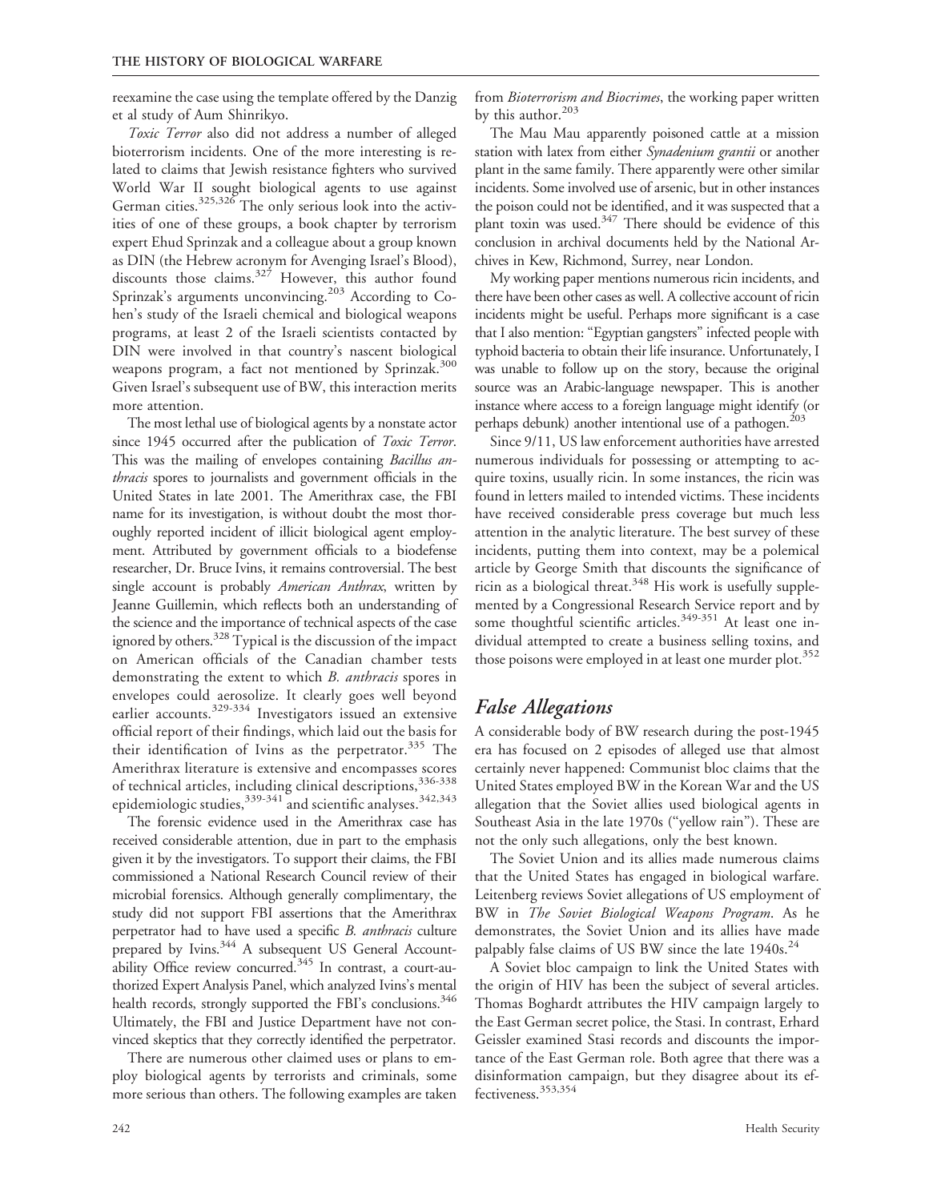reexamine the case using the template offered by the Danzig et al study of Aum Shinrikyo.

*Toxic Terror* also did not address a number of alleged bioterrorism incidents. One of the more interesting is related to claims that Jewish resistance fighters who survived World War II sought biological agents to use against German cities.[325,326] The only serious look into the activities of one of these groups, a book chapter by terrorism expert Ehud Sprinzak and a colleague about a group known as DIN (the Hebrew acronym for Avenging Israel's Blood), discounts those claims.[327] However, this author found Sprinzak's arguments unconvincing.[203] According to Cohen's study of the Israeli chemical and biological weapons programs, at least 2 of the Israeli scientists contacted by DIN were involved in that country's nascent biological weapons program, a fact not mentioned by Sprinzak.[300] Given Israel's subsequent use of BW, this interaction merits more attention.

The most lethal use of biological agents by a nonstate actor since 1945 occurred after the publication of *Toxic Terror*. This was the mailing of envelopes containing *Bacillus anthracis* spores to journalists and government officials in the United States in late 2001. The Amerithrax case, the FBI name for its investigation, is without doubt the most thoroughly reported incident of illicit biological agent employment. Attributed by government officials to a biodefense researcher, Dr. Bruce Ivins, it remains controversial. The best single account is probably *American Anthrax*, written by Jeanne Guillemin, which reflects both an understanding of the science and the importance of technical aspects of the case ignored by others.[328] Typical is the discussion of the impact on American officials of the Canadian chamber tests demonstrating the extent to which *B. anthracis* spores in envelopes could aerosolize. It clearly goes well beyond earlier accounts.[329-334] Investigators issued an extensive official report of their findings, which laid out the basis for their identification of Ivins as the perpetrator.[335] The Amerithrax literature is extensive and encompasses scores of technical articles, including clinical descriptions,[336-338] epidemiologic studies,[339-341] and scientific analyses.[342,343]

The forensic evidence used in the Amerithrax case has received considerable attention, due in part to the emphasis given it by the investigators. To support their claims, the FBI commissioned a National Research Council review of their microbial forensics. Although generally complimentary, the study did not support FBI assertions that the Amerithrax perpetrator had to have used a specific *B. anthracis* culture prepared by Ivins.[344] A subsequent US General Accountability Office review concurred.[345] In contrast, a court-authorized Expert Analysis Panel, which analyzed Ivins's mental health records, strongly supported the FBI's conclusions.[346] Ultimately, the FBI and Justice Department have not convinced skeptics that they correctly identified the perpetrator.

There are numerous other claimed uses or plans to employ biological agents by terrorists and criminals, some more serious than others. The following examples are taken from *Bioterrorism and Biocrimes*, the working paper written by this author.[203]

The Mau Mau apparently poisoned cattle at a mission station with latex from either *Synadenium grantii* or another plant in the same family. There apparently were other similar incidents. Some involved use of arsenic, but in other instances the poison could not be identified, and it was suspected that a plant toxin was used.[347] There should be evidence of this conclusion in archival documents held by the National Archives in Kew, Richmond, Surrey, near London.

My working paper mentions numerous ricin incidents, and there have been other cases as well. A collective account of ricin incidents might be useful. Perhaps more significant is a case that I also mention: "Egyptian gangsters" infected people with typhoid bacteria to obtain their life insurance. Unfortunately, I was unable to follow up on the story, because the original source was an Arabic-language newspaper. This is another instance where access to a foreign language might identify (or perhaps debunk) another intentional use of a pathogen.[203]

Since 9/11, US law enforcement authorities have arrested numerous individuals for possessing or attempting to acquire toxins, usually ricin. In some instances, the ricin was found in letters mailed to intended victims. These incidents have received considerable press coverage but much less attention in the analytic literature. The best survey of these incidents, putting them into context, may be a polemical article by George Smith that discounts the significance of ricin as a biological threat.[348] His work is usefully supplemented by a Congressional Research Service report and by some thoughtful scientific articles.[349-351] At least one individual attempted to create a business selling toxins, and those poisons were employed in at least one murder plot.[352]

## *False Allegations*

A considerable body of BW research during the post-1945 era has focused on 2 episodes of alleged use that almost certainly never happened: Communist bloc claims that the United States employed BW in the Korean War and the US allegation that the Soviet allies used biological agents in Southeast Asia in the late 1970s ("yellow rain"). These are not the only such allegations, only the best known.

The Soviet Union and its allies made numerous claims that the United States has engaged in biological warfare. Leitenberg reviews Soviet allegations of US employment of BW in *The Soviet Biological Weapons Program*. As he demonstrates, the Soviet Union and its allies have made palpably false claims of US BW since the late 1940s.[24]

A Soviet bloc campaign to link the United States with the origin of HIV has been the subject of several articles. Thomas Boghardt attributes the HIV campaign largely to the East German secret police, the Stasi. In contrast, Erhard Geissler examined Stasi records and discounts the importance of the East German role. Both agree that there was a disinformation campaign, but they disagree about its effectiveness.[353,354]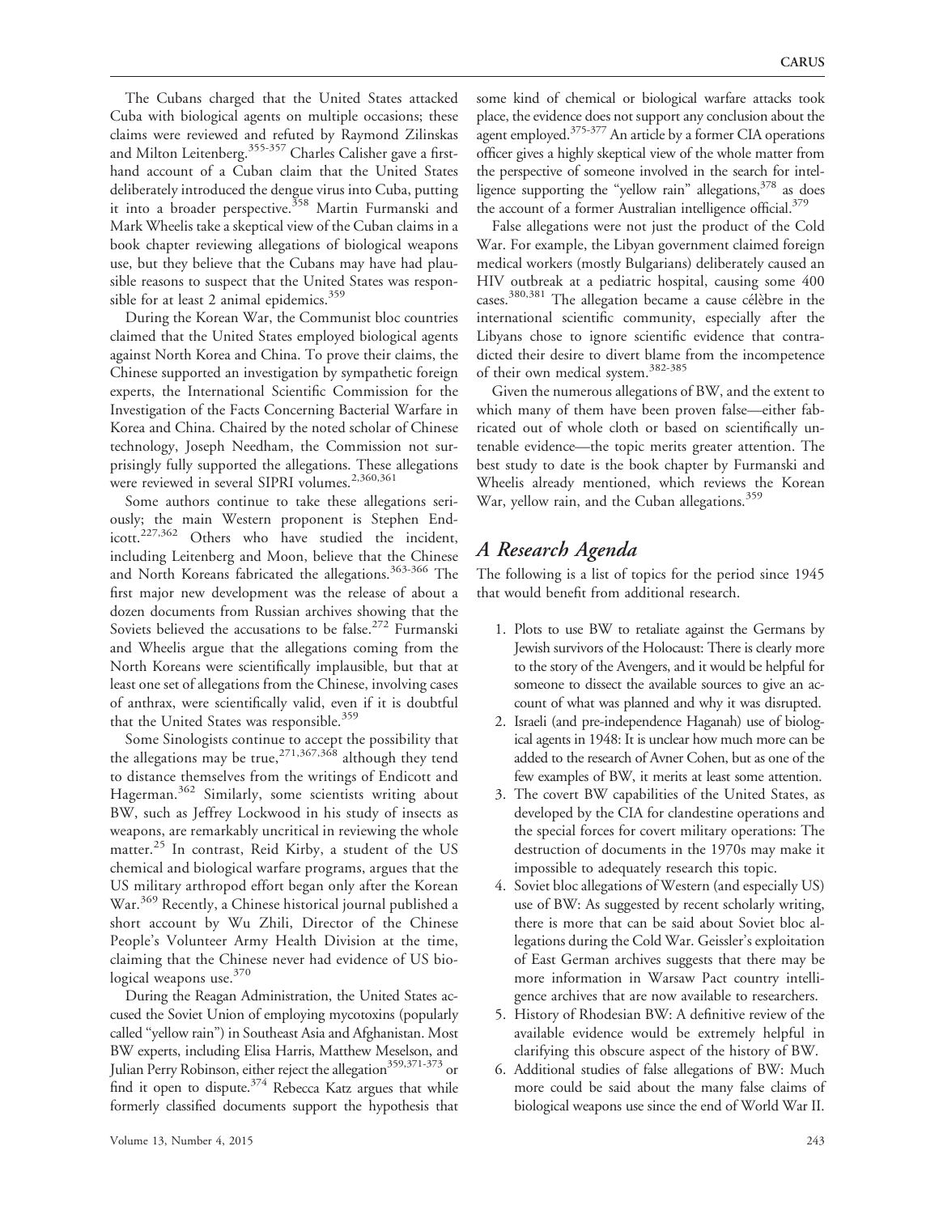The Cubans charged that the United States attacked Cuba with biological agents on multiple occasions; these claims were reviewed and refuted by Raymond Zilinskas and Milton Leitenberg.[355-357] Charles Calisher gave a first-hand account of a Cuban claim that the United States deliberately introduced the dengue virus into Cuba, putting it into a broader perspective.[358] Martin Furmanski and Mark Wheelis take a skeptical view of the Cuban claims in a book chapter reviewing allegations of biological weapons use, but they believe that the Cubans may have had plausible reasons to suspect that the United States was responsible for at least 2 animal epidemics.[359]

During the Korean War, the Communist bloc countries claimed that the United States employed biological agents against North Korea and China. To prove their claims, the Chinese supported an investigation by sympathetic foreign experts, the International Scientific Commission for the Investigation of the Facts Concerning Bacterial Warfare in Korea and China. Chaired by the noted scholar of Chinese technology, Joseph Needham, the Commission not surprisingly fully supported the allegations. These allegations were reviewed in several SIPRI volumes.[2,360,361]

Some authors continue to take these allegations seriously; the main Western proponent is Stephen Endicott.[227,362] Others who have studied the incident, including Leitenberg and Moon, believe that the Chinese and North Koreans fabricated the allegations.[363-366] The first major new development was the release of about a dozen documents from Russian archives showing that the Soviets believed the accusations to be false.[272] Furmanski and Wheelis argue that the allegations coming from the North Koreans were scientifically implausible, but that at least one set of allegations from the Chinese, involving cases of anthrax, were scientifically valid, even if it is doubtful that the United States was responsible.[359]

Some Sinologists continue to accept the possibility that the allegations may be true,[271,367,368] although they tend to distance themselves from the writings of Endicott and Hagerman.[362] Similarly, some scientists writing about BW, such as Jeffrey Lockwood in his study of insects as weapons, are remarkably uncritical in reviewing the whole matter.[25] In contrast, Reid Kirby, a student of the US chemical and biological warfare programs, argues that the US military arthropod effort began only after the Korean War.[369] Recently, a Chinese historical journal published a short account by Wu Zhili, Director of the Chinese People's Volunteer Army Health Division at the time, claiming that the Chinese never had evidence of US biological weapons use.[370]

During the Reagan Administration, the United States accused the Soviet Union of employing mycotoxins (popularly called "yellow rain") in Southeast Asia and Afghanistan. Most BW experts, including Elisa Harris, Matthew Meselson, and Julian Perry Robinson, either reject the allegation[359,371-373] or find it open to dispute.[374] Rebecca Katz argues that while formerly classified documents support the hypothesis that some kind of chemical or biological warfare attacks took place, the evidence does not support any conclusion about the agent employed.[375-377] An article by a former CIA operations officer gives a highly skeptical view of the whole matter from the perspective of someone involved in the search for intelligence supporting the "yellow rain" allegations,[378] as does the account of a former Australian intelligence official.[379]

False allegations were not just the product of the Cold War. For example, the Libyan government claimed foreign medical workers (mostly Bulgarians) deliberately caused an HIV outbreak at a pediatric hospital, causing some 400 cases.[380,381] The allegation became a cause célèbre in the international scientific community, especially after the Libyans chose to ignore scientific evidence that contradicted their desire to divert blame from the incompetence of their own medical system.[382-385]

Given the numerous allegations of BW, and the extent to which many of them have been proven false—either fabricated out of whole cloth or based on scientifically untenable evidence—the topic merits greater attention. The best study to date is the book chapter by Furmanski and Wheelis already mentioned, which reviews the Korean War, yellow rain, and the Cuban allegations.[359]

## *A Research Agenda*

The following is a list of topics for the period since 1945 that would benefit from additional research.

1. Plots to use BW to retaliate against the Germans by Jewish survivors of the Holocaust: There is clearly more to the story of the Avengers, and it would be helpful for someone to dissect the available sources to give an account of what was planned and why it was disrupted.
2. Israeli (and pre-independence Haganah) use of biological agents in 1948: It is unclear how much more can be added to the research of Avner Cohen, but as one of the few examples of BW, it merits at least some attention.
3. The covert BW capabilities of the United States, as developed by the CIA for clandestine operations and the special forces for covert military operations: The destruction of documents in the 1970s may make it impossible to adequately research this topic.
4. Soviet bloc allegations of Western (and especially US) use of BW: As suggested by recent scholarly writing, there is more that can be said about Soviet bloc allegations during the Cold War. Geissler's exploitation of East German archives suggests that there may be more information in Warsaw Pact country intelligence archives that are now available to researchers.
5. History of Rhodesian BW: A definitive review of the available evidence would be extremely helpful in clarifying this obscure aspect of the history of BW.
6. Additional studies of false allegations of BW: Much more could be said about the many false claims of biological weapons use since the end of World War II.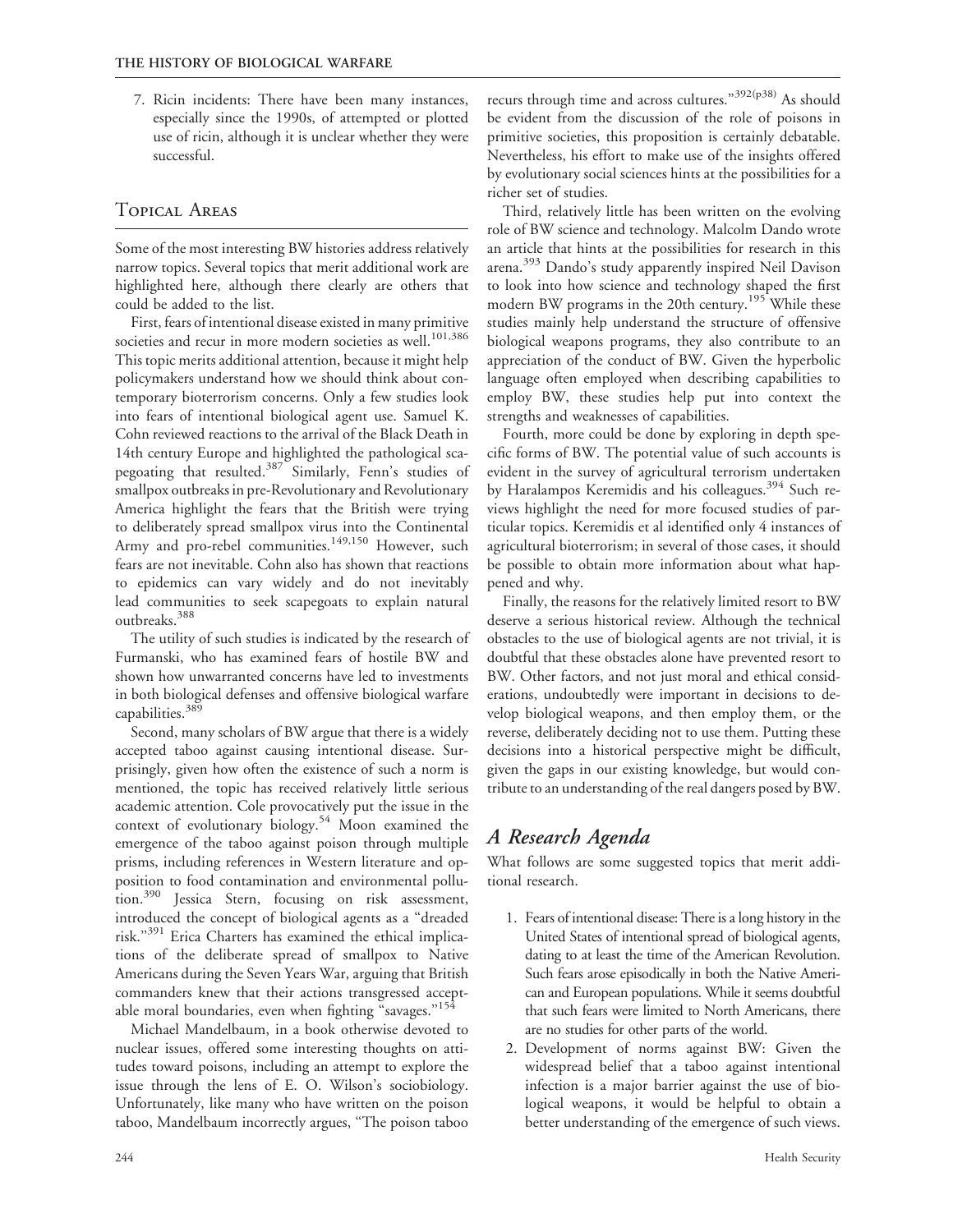7. Ricin incidents: There have been many instances, especially since the 1990s, of attempted or plotted use of ricin, although it is unclear whether they were successful.

## Topical Areas

Some of the most interesting BW histories address relatively narrow topics. Several topics that merit additional work are highlighted here, although there clearly are others that could be added to the list.

First, fears of intentional disease existed in many primitive societies and recur in more modern societies as well.[101,386] This topic merits additional attention, because it might help policymakers understand how we should think about contemporary bioterrorism concerns. Only a few studies look into fears of intentional biological agent use. Samuel K. Cohn reviewed reactions to the arrival of the Black Death in 14th century Europe and highlighted the pathological scapegoating that resulted.[387] Similarly, Fenn's studies of smallpox outbreaks in pre-Revolutionary and Revolutionary America highlight the fears that the British were trying to deliberately spread smallpox virus into the Continental Army and pro-rebel communities.[149,150] However, such fears are not inevitable. Cohn also has shown that reactions to epidemics can vary widely and do not inevitably lead communities to seek scapegoats to explain natural outbreaks.[388]

The utility of such studies is indicated by the research of Furmanski, who has examined fears of hostile BW and shown how unwarranted concerns have led to investments in both biological defenses and offensive biological warfare capabilities.[389]

Second, many scholars of BW argue that there is a widely accepted taboo against causing intentional disease. Surprisingly, given how often the existence of such a norm is mentioned, the topic has received relatively little serious academic attention. Cole provocatively put the issue in the context of evolutionary biology.[54] Moon examined the emergence of the taboo against poison through multiple prisms, including references in Western literature and opposition to food contamination and environmental pollution.[390] Jessica Stern, focusing on risk assessment, introduced the concept of biological agents as a "dreaded risk."[391] Erica Charters has examined the ethical implications of the deliberate spread of smallpox to Native Americans during the Seven Years War, arguing that British commanders knew that their actions transgressed acceptable moral boundaries, even when fighting "savages."[154]

Michael Mandelbaum, in a book otherwise devoted to nuclear issues, offered some interesting thoughts on attitudes toward poisons, including an attempt to explore the issue through the lens of E. O. Wilson's sociobiology. Unfortunately, like many who have written on the poison taboo, Mandelbaum incorrectly argues, "The poison taboo recurs through time and across cultures."[392(p38)] As should be evident from the discussion of the role of poisons in primitive societies, this proposition is certainly debatable. Nevertheless, his effort to make use of the insights offered by evolutionary social sciences hints at the possibilities for a richer set of studies.

Third, relatively little has been written on the evolving role of BW science and technology. Malcolm Dando wrote an article that hints at the possibilities for research in this arena.[393] Dando's study apparently inspired Neil Davison to look into how science and technology shaped the first modern BW programs in the 20th century.[195] While these studies mainly help understand the structure of offensive biological weapons programs, they also contribute to an appreciation of the conduct of BW. Given the hyperbolic language often employed when describing capabilities to employ BW, these studies help put into context the strengths and weaknesses of capabilities.

Fourth, more could be done by exploring in depth specific forms of BW. The potential value of such accounts is evident in the survey of agricultural terrorism undertaken by Haralampos Keremidis and his colleagues.[394] Such reviews highlight the need for more focused studies of particular topics. Keremidis et al identified only 4 instances of agricultural bioterrorism; in several of those cases, it should be possible to obtain more information about what happened and why.

Finally, the reasons for the relatively limited resort to BW deserve a serious historical review. Although the technical obstacles to the use of biological agents are not trivial, it is doubtful that these obstacles alone have prevented resort to BW. Other factors, and not just moral and ethical considerations, undoubtedly were important in decisions to develop biological weapons, and then employ them, or the reverse, deliberately deciding not to use them. Putting these decisions into a historical perspective might be difficult, given the gaps in our existing knowledge, but would contribute to an understanding of the real dangers posed by BW.

## *A Research Agenda*

What follows are some suggested topics that merit additional research.

1. Fears of intentional disease: There is a long history in the United States of intentional spread of biological agents, dating to at least the time of the American Revolution. Such fears arose episodically in both the Native American and European populations. While it seems doubtful that such fears were limited to North Americans, there are no studies for other parts of the world.
2. Development of norms against BW: Given the widespread belief that a taboo against intentional infection is a major barrier against the use of biological weapons, it would be helpful to obtain a better understanding of the emergence of such views.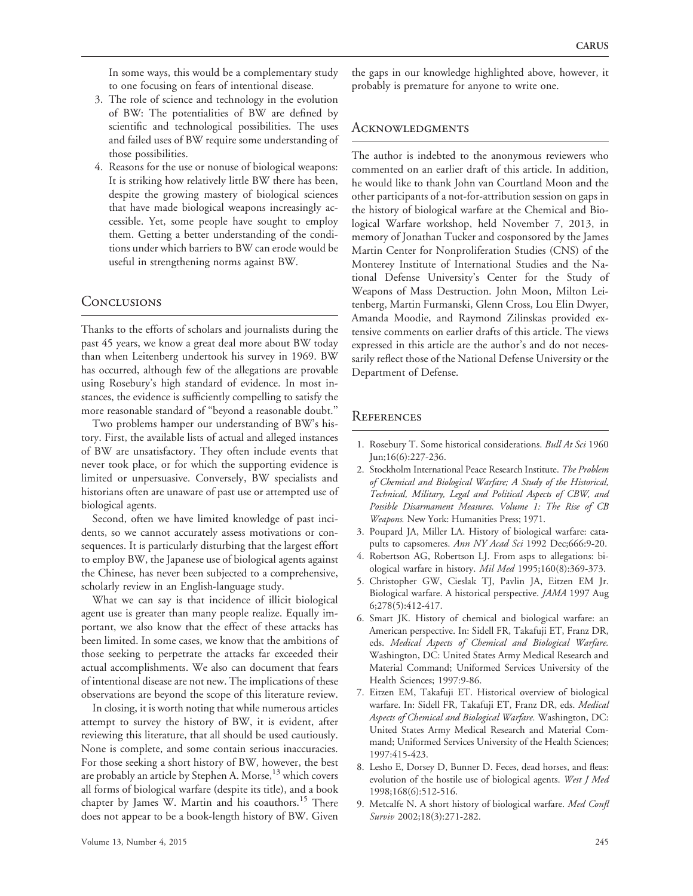In some ways, this would be a complementary study to one focusing on fears of intentional disease.

3. The role of science and technology in the evolution of BW: The potentialities of BW are defined by scientific and technological possibilities. The uses and failed uses of BW require some understanding of those possibilities.
4. Reasons for the use or nonuse of biological weapons: It is striking how relatively little BW there has been, despite the growing mastery of biological sciences that have made biological weapons increasingly accessible. Yet, some people have sought to employ them. Getting a better understanding of the conditions under which barriers to BW can erode would be useful in strengthening norms against BW.

## Conclusions

Thanks to the efforts of scholars and journalists during the past 45 years, we know a great deal more about BW today than when Leitenberg undertook his survey in 1969. BW has occurred, although few of the allegations are provable using Rosebury's high standard of evidence. In most instances, the evidence is sufficiently compelling to satisfy the more reasonable standard of "beyond a reasonable doubt."

Two problems hamper our understanding of BW's history. First, the available lists of actual and alleged instances of BW are unsatisfactory. They often include events that never took place, or for which the supporting evidence is limited or unpersuasive. Conversely, BW specialists and historians often are unaware of past use or attempted use of biological agents.

Second, often we have limited knowledge of past incidents, so we cannot accurately assess motivations or consequences. It is particularly disturbing that the largest effort to employ BW, the Japanese use of biological agents against the Chinese, has never been subjected to a comprehensive, scholarly review in an English-language study.

What we can say is that incidence of illicit biological agent use is greater than many people realize. Equally important, we also know that the effect of these attacks has been limited. In some cases, we know that the ambitions of those seeking to perpetrate the attacks far exceeded their actual accomplishments. We also can document that fears of intentional disease are not new. The implications of these observations are beyond the scope of this literature review.

In closing, it is worth noting that while numerous articles attempt to survey the history of BW, it is evident, after reviewing this literature, that all should be used cautiously. None is complete, and some contain serious inaccuracies. For those seeking a short history of BW, however, the best are probably an article by Stephen A. Morse,[13] which covers all forms of biological warfare (despite its title), and a book chapter by James W. Martin and his coauthors.[15] There does not appear to be a book-length history of BW. Given the gaps in our knowledge highlighted above, however, it probably is premature for anyone to write one.

## Acknowledgments

The author is indebted to the anonymous reviewers who commented on an earlier draft of this article. In addition, he would like to thank John van Courtland Moon and the other participants of a not-for-attribution session on gaps in the history of biological warfare at the Chemical and Biological Warfare workshop, held November 7, 2013, in memory of Jonathan Tucker and cosponsored by the James Martin Center for Nonproliferation Studies (CNS) of the Monterey Institute of International Studies and the National Defense University's Center for the Study of Weapons of Mass Destruction. John Moon, Milton Leitenberg, Martin Furmanski, Glenn Cross, Lou Elin Dwyer, Amanda Moodie, and Raymond Zilinskas provided extensive comments on earlier drafts of this article. The views expressed in this article are the author's and do not necessarily reflect those of the National Defense University or the Department of Defense.

## References

1. Rosebury T. Some historical considerations. *Bull At Sci* 1960 Jun;16(6):227-236.
2. Stockholm International Peace Research Institute. *The Problem of Chemical and Biological Warfare; A Study of the Historical, Technical, Military, Legal and Political Aspects of CBW, and Possible Disarmament Measures. Volume 1: The Rise of CB Weapons.* New York: Humanities Press; 1971.
3. Poupard JA, Miller LA. History of biological warfare: catapults to capsomeres. *Ann NY Acad Sci* 1992 Dec;666:9-20.
4. Robertson AG, Robertson LJ. From asps to allegations: biological warfare in history. *Mil Med* 1995;160(8):369-373.
5. Christopher GW, Cieslak TJ, Pavlin JA, Eitzen EM Jr. Biological warfare. A historical perspective. *JAMA* 1997 Aug 6;278(5):412-417.
6. Smart JK. History of chemical and biological warfare: an American perspective. In: Sidell FR, Takafuji ET, Franz DR, eds. *Medical Aspects of Chemical and Biological Warfare.* Washington, DC: United States Army Medical Research and Material Command; Uniformed Services University of the Health Sciences; 1997:9-86.
7. Eitzen EM, Takafuji ET. Historical overview of biological warfare. In: Sidell FR, Takafuji ET, Franz DR, eds. *Medical Aspects of Chemical and Biological Warfare.* Washington, DC: United States Army Medical Research and Material Command; Uniformed Services University of the Health Sciences; 1997:415-423.
8. Lesho E, Dorsey D, Bunner D. Feces, dead horses, and fleas: evolution of the hostile use of biological agents. *West J Med* 1998;168(6):512-516.
9. Metcalfe N. A short history of biological warfare. *Med Confl Surviv* 2002;18(3):271-282.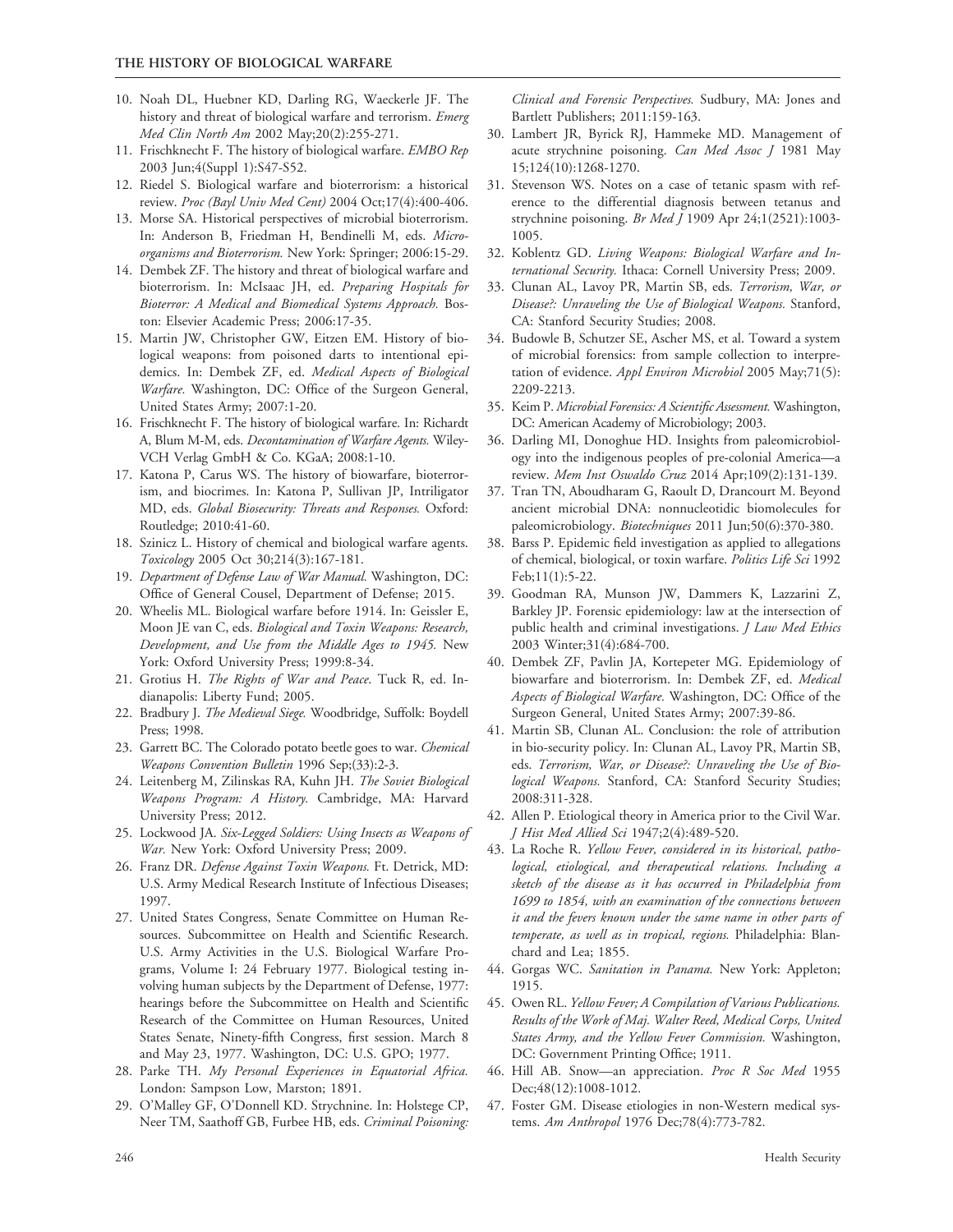10. Noah DL, Huebner KD, Darling RG, Waeckerle JF. The history and threat of biological warfare and terrorism. *Emerg Med Clin North Am* 2002 May;20(2):255-271.
11. Frischknecht F. The history of biological warfare. *EMBO Rep* 2003 Jun;4(Suppl 1):S47-S52.
12. Riedel S. Biological warfare and bioterrorism: a historical review. *Proc (Bayl Univ Med Cent)* 2004 Oct;17(4):400-406.
13. Morse SA. Historical perspectives of microbial bioterrorism. In: Anderson B, Friedman H, Bendinelli M, eds. *Microorganisms and Bioterrorism.* New York: Springer; 2006:15-29.
14. Dembek ZF. The history and threat of biological warfare and bioterrorism. In: McIsaac JH, ed. *Preparing Hospitals for Bioterror: A Medical and Biomedical Systems Approach.* Boston: Elsevier Academic Press; 2006:17-35.
15. Martin JW, Christopher GW, Eitzen EM. History of biological weapons: from poisoned darts to intentional epidemics. In: Dembek ZF, ed. *Medical Aspects of Biological Warfare.* Washington, DC: Office of the Surgeon General, United States Army; 2007:1-20.
16. Frischknecht F. The history of biological warfare. In: Richardt A, Blum M-M, eds. *Decontamination of Warfare Agents.* Wiley-VCH Verlag GmbH & Co. KGaA; 2008:1-10.
17. Katona P, Carus WS. The history of biowarfare, bioterrorism, and biocrimes. In: Katona P, Sullivan JP, Intriligator MD, eds. *Global Biosecurity: Threats and Responses.* Oxford: Routledge; 2010:41-60.
18. Szinicz L. History of chemical and biological warfare agents. *Toxicology* 2005 Oct 30;214(3):167-181.
19. *Department of Defense Law of War Manual.* Washington, DC: Office of General Cousel, Department of Defense; 2015.
20. Wheelis ML. Biological warfare before 1914. In: Geissler E, Moon JE van C, eds. *Biological and Toxin Weapons: Research, Development, and Use from the Middle Ages to 1945.* New York: Oxford University Press; 1999:8-34.
21. Grotius H. *The Rights of War and Peace*. Tuck R, ed. Indianapolis: Liberty Fund; 2005.
22. Bradbury J. *The Medieval Siege.* Woodbridge, Suffolk: Boydell Press; 1998.
23. Garrett BC. The Colorado potato beetle goes to war. *Chemical Weapons Convention Bulletin* 1996 Sep;(33):2-3.
24. Leitenberg M, Zilinskas RA, Kuhn JH. *The Soviet Biological Weapons Program: A History.* Cambridge, MA: Harvard University Press; 2012.
25. Lockwood JA. *Six-Legged Soldiers: Using Insects as Weapons of War.* New York: Oxford University Press; 2009.
26. Franz DR. *Defense Against Toxin Weapons.* Ft. Detrick, MD: U.S. Army Medical Research Institute of Infectious Diseases; 1997.
27. United States Congress, Senate Committee on Human Resources. Subcommittee on Health and Scientific Research. U.S. Army Activities in the U.S. Biological Warfare Programs, Volume I: 24 February 1977. Biological testing involving human subjects by the Department of Defense, 1977: hearings before the Subcommittee on Health and Scientific Research of the Committee on Human Resources, United States Senate, Ninety-fifth Congress, first session. March 8 and May 23, 1977. Washington, DC: U.S. GPO; 1977.
28. Parke TH. *My Personal Experiences in Equatorial Africa.* London: Sampson Low, Marston; 1891.
29. O'Malley GF, O'Donnell KD. Strychnine. In: Holstege CP, Neer TM, Saathoff GB, Furbee HB, eds. *Criminal Poisoning: Clinical and Forensic Perspectives.* Sudbury, MA: Jones and Bartlett Publishers; 2011:159-163.
30. Lambert JR, Byrick RJ, Hammeke MD. Management of acute strychnine poisoning. *Can Med Assoc J* 1981 May 15;124(10):1268-1270.
31. Stevenson WS. Notes on a case of tetanic spasm with reference to the differential diagnosis between tetanus and strychnine poisoning. *Br Med J* 1909 Apr 24;1(2521):1003-1005.
32. Koblentz GD. *Living Weapons: Biological Warfare and International Security.* Ithaca: Cornell University Press; 2009.
33. Clunan AL, Lavoy PR, Martin SB, eds. *Terrorism, War, or Disease?: Unraveling the Use of Biological Weapons.* Stanford, CA: Stanford Security Studies; 2008.
34. Budowle B, Schutzer SE, Ascher MS, et al. Toward a system of microbial forensics: from sample collection to interpretation of evidence. *Appl Environ Microbiol* 2005 May;71(5):2209-2213.
35. Keim P. *Microbial Forensics: A Scientific Assessment.* Washington, DC: American Academy of Microbiology; 2003.
36. Darling MI, Donoghue HD. Insights from paleomicrobiology into the indigenous peoples of pre-colonial America—a review. *Mem Inst Oswaldo Cruz* 2014 Apr;109(2):131-139.
37. Tran TN, Aboudharam G, Raoult D, Drancourt M. Beyond ancient microbial DNA: nonnucleotidic biomolecules for paleomicrobiology. *Biotechniques* 2011 Jun;50(6):370-380.
38. Barss P. Epidemic field investigation as applied to allegations of chemical, biological, or toxin warfare. *Politics Life Sci* 1992 Feb;11(1):5-22.
39. Goodman RA, Munson JW, Dammers K, Lazzarini Z, Barkley JP. Forensic epidemiology: law at the intersection of public health and criminal investigations. *J Law Med Ethics* 2003 Winter;31(4):684-700.
40. Dembek ZF, Pavlin JA, Kortepeter MG. Epidemiology of biowarfare and bioterrorism. In: Dembek ZF, ed. *Medical Aspects of Biological Warfare.* Washington, DC: Office of the Surgeon General, United States Army; 2007:39-86.
41. Martin SB, Clunan AL. Conclusion: the role of attribution in bio-security policy. In: Clunan AL, Lavoy PR, Martin SB, eds. *Terrorism, War, or Disease?: Unraveling the Use of Biological Weapons.* Stanford, CA: Stanford Security Studies; 2008:311-328.
42. Allen P. Etiological theory in America prior to the Civil War. *J Hist Med Allied Sci* 1947;2(4):489-520.
43. La Roche R. *Yellow Fever, considered in its historical, pathological, etiological, and therapeutical relations. Including a sketch of the disease as it has occurred in Philadelphia from 1699 to 1854, with an examination of the connections between it and the fevers known under the same name in other parts of temperate, as well as in tropical, regions.* Philadelphia: Blanchard and Lea; 1855.
44. Gorgas WC. *Sanitation in Panama.* New York: Appleton; 1915.
45. Owen RL. *Yellow Fever; A Compilation of Various Publications. Results of the Work of Maj. Walter Reed, Medical Corps, United States Army, and the Yellow Fever Commission.* Washington, DC: Government Printing Office; 1911.
46. Hill AB. Snow—an appreciation. *Proc R Soc Med* 1955 Dec;48(12):1008-1012.
47. Foster GM. Disease etiologies in non-Western medical systems. *Am Anthropol* 1976 Dec;78(4):773-782.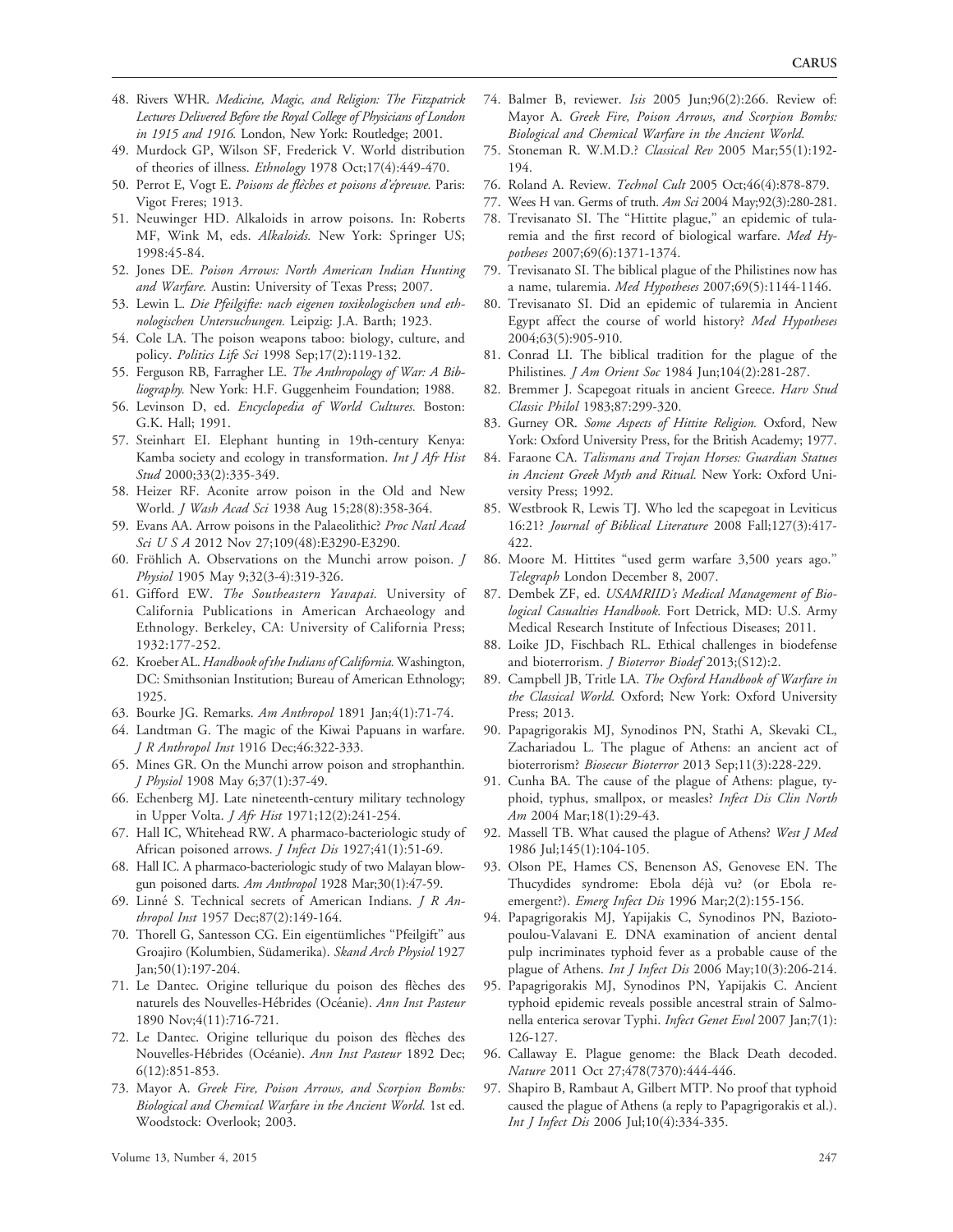48. Rivers WHR. *Medicine, Magic, and Religion: The Fitzpatrick Lectures Delivered Before the Royal College of Physicians of London in 1915 and 1916.* London, New York: Routledge; 2001.
49. Murdock GP, Wilson SF, Frederick V. World distribution of theories of illness. *Ethnology* 1978 Oct;17(4):449-470.
50. Perrot E, Vogt E. *Poisons de flèches et poisons d'épreuve.* Paris: Vigot Freres; 1913.
51. Neuwinger HD. Alkaloids in arrow poisons. In: Roberts MF, Wink M, eds. *Alkaloids.* New York: Springer US; 1998:45-84.
52. Jones DE. *Poison Arrows: North American Indian Hunting and Warfare.* Austin: University of Texas Press; 2007.
53. Lewin L. *Die Pfeilgifte: nach eigenen toxikologischen und ethnologischen Untersuchungen.* Leipzig: J.A. Barth; 1923.
54. Cole LA. The poison weapons taboo: biology, culture, and policy. *Politics Life Sci* 1998 Sep;17(2):119-132.
55. Ferguson RB, Farragher LE. *The Anthropology of War: A Bibliography.* New York: H.F. Guggenheim Foundation; 1988.
56. Levinson D, ed. *Encyclopedia of World Cultures.* Boston: G.K. Hall; 1991.
57. Steinhart EI. Elephant hunting in 19th-century Kenya: Kamba society and ecology in transformation. *Int J Afr Hist Stud* 2000;33(2):335-349.
58. Heizer RF. Aconite arrow poison in the Old and New World. *J Wash Acad Sci* 1938 Aug 15;28(8):358-364.
59. Evans AA. Arrow poisons in the Palaeolithic? *Proc Natl Acad Sci U S A* 2012 Nov 27;109(48):E3290-E3290.
60. Fröhlich A. Observations on the Munchi arrow poison. *J Physiol* 1905 May 9;32(3-4):319-326.
61. Gifford EW. *The Southeastern Yavapai.* University of California Publications in American Archaeology and Ethnology. Berkeley, CA: University of California Press; 1932:177-252.
62. Kroeber AL. *Handbook of the Indians of California.* Washington, DC: Smithsonian Institution; Bureau of American Ethnology; 1925.
63. Bourke JG. Remarks. *Am Anthropol* 1891 Jan;4(1):71-74.
64. Landtman G. The magic of the Kiwai Papuans in warfare. *J R Anthropol Inst* 1916 Dec;46:322-333.
65. Mines GR. On the Munchi arrow poison and strophanthin. *J Physiol* 1908 May 6;37(1):37-49.
66. Echenberg MJ. Late nineteenth-century military technology in Upper Volta. *J Afr Hist* 1971;12(2):241-254.
67. Hall IC, Whitehead RW. A pharmaco-bacteriologic study of African poisoned arrows. *J Infect Dis* 1927;41(1):51-69.
68. Hall IC. A pharmaco-bacteriologic study of two Malayan blowgun poisoned darts. *Am Anthropol* 1928 Mar;30(1):47-59.
69. Linné S. Technical secrets of American Indians. *J R Anthropol Inst* 1957 Dec;87(2):149-164.
70. Thorell G, Santesson CG. Ein eigentümliches "Pfeilgift" aus Groajiro (Kolumbien, Südamerika). *Skand Arch Physiol* 1927 Jan;50(1):197-204.
71. Le Dantec. Origine tellurique du poison des flèches des naturels des Nouvelles-Hébrides (Océanie). *Ann Inst Pasteur* 1890 Nov;4(11):716-721.
72. Le Dantec. Origine tellurique du poison des flèches des Nouvelles-Hébrides (Océanie). *Ann Inst Pasteur* 1892 Dec; 6(12):851-853.
73. Mayor A. *Greek Fire, Poison Arrows, and Scorpion Bombs: Biological and Chemical Warfare in the Ancient World.* 1st ed. Woodstock: Overlook; 2003.
74. Balmer B, reviewer. *Isis* 2005 Jun;96(2):266. Review of: Mayor A. *Greek Fire, Poison Arrows, and Scorpion Bombs: Biological and Chemical Warfare in the Ancient World.*
75. Stoneman R. W.M.D.? *Classical Rev* 2005 Mar;55(1):192-194.
76. Roland A. Review. *Technol Cult* 2005 Oct;46(4):878-879.
77. Wees H van. Germs of truth. *Am Sci* 2004 May;92(3):280-281.
78. Trevisanato SI. The "Hittite plague," an epidemic of tularemia and the first record of biological warfare. *Med Hypotheses* 2007;69(6):1371-1374.
79. Trevisanato SI. The biblical plague of the Philistines now has a name, tularemia. *Med Hypotheses* 2007;69(5):1144-1146.
80. Trevisanato SI. Did an epidemic of tularemia in Ancient Egypt affect the course of world history? *Med Hypotheses* 2004;63(5):905-910.
81. Conrad LI. The biblical tradition for the plague of the Philistines. *J Am Orient Soc* 1984 Jun;104(2):281-287.
82. Bremmer J. Scapegoat rituals in ancient Greece. *Harv Stud Classic Philol* 1983;87:299-320.
83. Gurney OR. *Some Aspects of Hittite Religion.* Oxford, New York: Oxford University Press, for the British Academy; 1977.
84. Faraone CA. *Talismans and Trojan Horses: Guardian Statues in Ancient Greek Myth and Ritual.* New York: Oxford University Press; 1992.
85. Westbrook R, Lewis TJ. Who led the scapegoat in Leviticus 16:21? *Journal of Biblical Literature* 2008 Fall;127(3):417-422.
86. Moore M. Hittites "used germ warfare 3,500 years ago." *Telegraph* London December 8, 2007.
87. Dembek ZF, ed. *USAMRIID's Medical Management of Biological Casualties Handbook.* Fort Detrick, MD: U.S. Army Medical Research Institute of Infectious Diseases; 2011.
88. Loike JD, Fischbach RL. Ethical challenges in biodefense and bioterrorism. *J Bioterror Biodef* 2013;(S12):2.
89. Campbell JB, Tritle LA. *The Oxford Handbook of Warfare in the Classical World.* Oxford; New York: Oxford University Press; 2013.
90. Papagrigorakis MJ, Synodinos PN, Stathi A, Skevaki CL, Zachariadou L. The plague of Athens: an ancient act of bioterrorism? *Biosecur Bioterror* 2013 Sep;11(3):228-229.
91. Cunha BA. The cause of the plague of Athens: plague, typhoid, typhus, smallpox, or measles? *Infect Dis Clin North Am* 2004 Mar;18(1):29-43.
92. Massell TB. What caused the plague of Athens? *West J Med* 1986 Jul;145(1):104-105.
93. Olson PE, Hames CS, Benenson AS, Genovese EN. The Thucydides syndrome: Ebola déjà vu? (or Ebola reemergent?). *Emerg Infect Dis* 1996 Mar;2(2):155-156.
94. Papagrigorakis MJ, Yapijakis C, Synodinos PN, Baziotopoulou-Valavani E. DNA examination of ancient dental pulp incriminates typhoid fever as a probable cause of the plague of Athens. *Int J Infect Dis* 2006 May;10(3):206-214.
95. Papagrigorakis MJ, Synodinos PN, Yapijakis C. Ancient typhoid epidemic reveals possible ancestral strain of Salmonella enterica serovar Typhi. *Infect Genet Evol* 2007 Jan;7(1): 126-127.
96. Callaway E. Plague genome: the Black Death decoded. *Nature* 2011 Oct 27;478(7370):444-446.
97. Shapiro B, Rambaut A, Gilbert MTP. No proof that typhoid caused the plague of Athens (a reply to Papagrigorakis et al.). *Int J Infect Dis* 2006 Jul;10(4):334-335.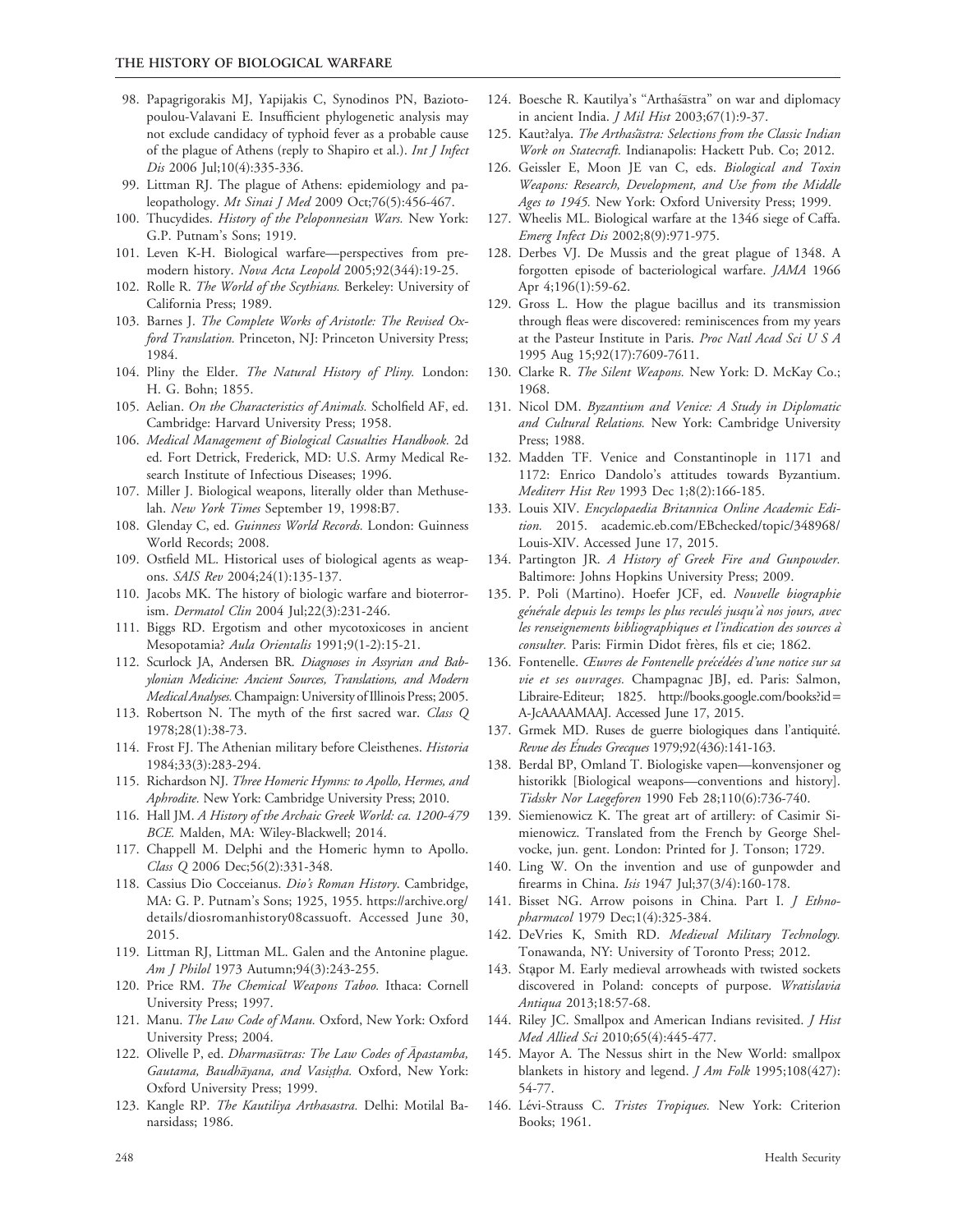98. Papagrigorakis MJ, Yapijakis C, Synodinos PN, Baziotopoulou-Valavani E. Insufficient phylogenetic analysis may not exclude candidacy of typhoid fever as a probable cause of the plague of Athens (reply to Shapiro et al.). *Int J Infect Dis* 2006 Jul;10(4):335-336.
99. Littman RJ. The plague of Athens: epidemiology and paleopathology. *Mt Sinai J Med* 2009 Oct;76(5):456-467.
100. Thucydides. *History of the Peloponnesian Wars.* New York: G.P. Putnam's Sons; 1919.
101. Leven K-H. Biological warfare—perspectives from premodern history. *Nova Acta Leopold* 2005;92(344):19-25.
102. Rolle R. *The World of the Scythians.* Berkeley: University of California Press; 1989.
103. Barnes J. *The Complete Works of Aristotle: The Revised Oxford Translation.* Princeton, NJ: Princeton University Press; 1984.
104. Pliny the Elder. *The Natural History of Pliny.* London: H. G. Bohn; 1855.
105. Aelian. *On the Characteristics of Animals.* Scholfield AF, ed. Cambridge: Harvard University Press; 1958.
106. *Medical Management of Biological Casualties Handbook.* 2d ed. Fort Detrick, Frederick, MD: U.S. Army Medical Research Institute of Infectious Diseases; 1996.
107. Miller J. Biological weapons, literally older than Methuselah. *New York Times* September 19, 1998:B7.
108. Glenday C, ed. *Guinness World Records.* London: Guinness World Records; 2008.
109. Ostfield ML. Historical uses of biological agents as weapons. *SAIS Rev* 2004;24(1):135-137.
110. Jacobs MK. The history of biologic warfare and bioterrorism. *Dermatol Clin* 2004 Jul;22(3):231-246.
111. Biggs RD. Ergotism and other mycotoxicoses in ancient Mesopotamia? *Aula Orientalis* 1991;9(1-2):15-21.
112. Scurlock JA, Andersen BR. *Diagnoses in Assyrian and Babylonian Medicine: Ancient Sources, Translations, and Modern Medical Analyses.* Champaign: University of Illinois Press; 2005.
113. Robertson N. The myth of the first sacred war. *Class Q* 1978;28(1):38-73.
114. Frost FJ. The Athenian military before Cleisthenes. *Historia* 1984;33(3):283-294.
115. Richardson NJ. *Three Homeric Hymns: to Apollo, Hermes, and Aphrodite.* New York: Cambridge University Press; 2010.
116. Hall JM. *A History of the Archaic Greek World: ca. 1200-479 BCE.* Malden, MA: Wiley-Blackwell; 2014.
117. Chappell M. Delphi and the Homeric hymn to Apollo. *Class Q* 2006 Dec;56(2):331-348.
118. Cassius Dio Cocceianus. *Dio's Roman History.* Cambridge, MA: G. P. Putnam's Sons; 1925, 1955. https://archive.org/details/diosromanhistory08cassuoft. Accessed June 30, 2015.
119. Littman RJ, Littman ML. Galen and the Antonine plague. *Am J Philol* 1973 Autumn;94(3):243-255.
120. Price RM. *The Chemical Weapons Taboo.* Ithaca: Cornell University Press; 1997.
121. Manu. *The Law Code of Manu.* Oxford, New York: Oxford University Press; 2004.
122. Olivelle P, ed. *Dharmasūtras: The Law Codes of Āpastamba, Gautama, Baudhāyana, and Vasiṣṭha.* Oxford, New York: Oxford University Press; 1999.
123. Kangle RP. *The Kautiliya Arthasastra.* Delhi: Motilal Banarsidass; 1986.
124. Boesche R. Kautilya's "Arthaśāstra" on war and diplomacy in ancient India. *J Mil Hist* 2003;67(1):9-37.
125. Kaut?alya. *The Arthaśāstra: Selections from the Classic Indian Work on Statecraft.* Indianapolis: Hackett Pub. Co; 2012.
126. Geissler E, Moon JE van C, eds. *Biological and Toxin Weapons: Research, Development, and Use from the Middle Ages to 1945.* New York: Oxford University Press; 1999.
127. Wheelis ML. Biological warfare at the 1346 siege of Caffa. *Emerg Infect Dis* 2002;8(9):971-975.
128. Derbes VJ. De Mussis and the great plague of 1348. A forgotten episode of bacteriological warfare. *JAMA* 1966 Apr 4;196(1):59-62.
129. Gross L. How the plague bacillus and its transmission through fleas were discovered: reminiscences from my years at the Pasteur Institute in Paris. *Proc Natl Acad Sci U S A* 1995 Aug 15;92(17):7609-7611.
130. Clarke R. *The Silent Weapons.* New York: D. McKay Co.; 1968.
131. Nicol DM. *Byzantium and Venice: A Study in Diplomatic and Cultural Relations.* New York: Cambridge University Press; 1988.
132. Madden TF. Venice and Constantinople in 1171 and 1172: Enrico Dandolo's attitudes towards Byzantium. *Mediterr Hist Rev* 1993 Dec 1;8(2):166-185.
133. Louis XIV. *Encyclopaedia Britannica Online Academic Edition.* 2015. academic.eb.com/EBchecked/topic/348968/Louis-XIV. Accessed June 17, 2015.
134. Partington JR. *A History of Greek Fire and Gunpowder.* Baltimore: Johns Hopkins University Press; 2009.
135. P. Poli (Martino). Hoefer JCF, ed. *Nouvelle biographie générale depuis les temps les plus reculés jusqu'à nos jours, avec les renseignements bibliographiques et l'indication des sources à consulter.* Paris: Firmin Didot frères, fils et cie; 1862.
136. Fontenelle. *Œuvres de Fontenelle précédées d'une notice sur sa vie et ses ouvrages.* Champagnac JBJ, ed. Paris: Salmon, Libraire-Editeur; 1825. http://books.google.com/books?id=A-JcAAAAMAAJ. Accessed June 17, 2015.
137. Grmek MD. Ruses de guerre biologiques dans l'antiquité. *Revue des Études Grecques* 1979;92(436):141-163.
138. Berdal BP, Omland T. Biologiske vapen—konvensjoner og historikk [Biological weapons—conventions and history]. *Tidsskr Nor Laegeforen* 1990 Feb 28;110(6):736-740.
139. Siemienowicz K. The great art of artillery: of Casimir Simienowicz. Translated from the French by George Shelvocke, jun. gent. London: Printed for J. Tonson; 1729.
140. Ling W. On the invention and use of gunpowder and firearms in China. *Isis* 1947 Jul;37(3/4):160-178.
141. Bisset NG. Arrow poisons in China. Part I. *J Ethnopharmacol* 1979 Dec;1(4):325-384.
142. DeVries K, Smith RD. *Medieval Military Technology.* Tonawanda, NY: University of Toronto Press; 2012.
143. Stąpor M. Early medieval arrowheads with twisted sockets discovered in Poland: concepts of purpose. *Wratislavia Antiqua* 2013;18:57-68.
144. Riley JC. Smallpox and American Indians revisited. *J Hist Med Allied Sci* 2010;65(4):445-477.
145. Mayor A. The Nessus shirt in the New World: smallpox blankets in history and legend. *J Am Folk* 1995;108(427):54-77.
146. Lévi-Strauss C. *Tristes Tropiques.* New York: Criterion Books; 1961.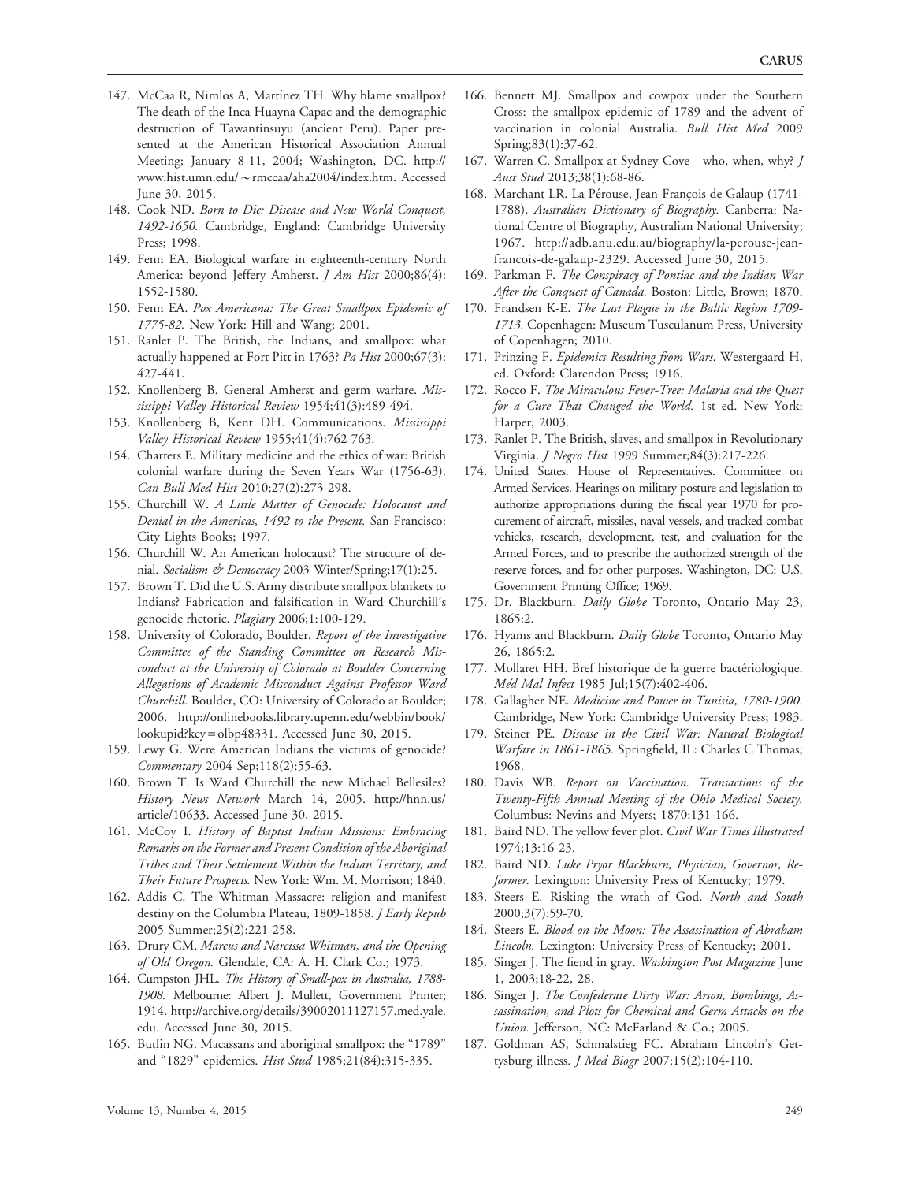147. McCaa R, Nimlos A, Martínez TH. Why blame smallpox? The death of the Inca Huayna Capac and the demographic destruction of Tawantinsuyu (ancient Peru). Paper presented at the American Historical Association Annual Meeting; January 8-11, 2004; Washington, DC. http://www.hist.umn.edu/~rmccaa/aha2004/index.htm. Accessed June 30, 2015.
148. Cook ND. *Born to Die: Disease and New World Conquest, 1492-1650.* Cambridge, England: Cambridge University Press; 1998.
149. Fenn EA. Biological warfare in eighteenth-century North America: beyond Jeffery Amherst. *J Am Hist* 2000;86(4):1552-1580.
150. Fenn EA. *Pox Americana: The Great Smallpox Epidemic of 1775-82.* New York: Hill and Wang; 2001.
151. Ranlet P. The British, the Indians, and smallpox: what actually happened at Fort Pitt in 1763? *Pa Hist* 2000;67(3):427-441.
152. Knollenberg B. General Amherst and germ warfare. *Mississippi Valley Historical Review* 1954;41(3):489-494.
153. Knollenberg B, Kent DH. Communications. *Mississippi Valley Historical Review* 1955;41(4):762-763.
154. Charters E. Military medicine and the ethics of war: British colonial warfare during the Seven Years War (1756-63). *Can Bull Med Hist* 2010;27(2):273-298.
155. Churchill W. *A Little Matter of Genocide: Holocaust and Denial in the Americas, 1492 to the Present.* San Francisco: City Lights Books; 1997.
156. Churchill W. An American holocaust? The structure of denial. *Socialism & Democracy* 2003 Winter/Spring;17(1):25.
157. Brown T. Did the U.S. Army distribute smallpox blankets to Indians? Fabrication and falsification in Ward Churchill's genocide rhetoric. *Plagiary* 2006;1:100-129.
158. University of Colorado, Boulder. *Report of the Investigative Committee of the Standing Committee on Research Misconduct at the University of Colorado at Boulder Concerning Allegations of Academic Misconduct Against Professor Ward Churchill.* Boulder, CO: University of Colorado at Boulder; 2006. http://onlinebooks.library.upenn.edu/webbin/book/lookupid?key=olbp48331. Accessed June 30, 2015.
159. Lewy G. Were American Indians the victims of genocide? *Commentary* 2004 Sep;118(2):55-63.
160. Brown T. Is Ward Churchill the new Michael Bellesiles? *History News Network* March 14, 2005. http://hnn.us/article/10633. Accessed June 30, 2015.
161. McCoy I. *History of Baptist Indian Missions: Embracing Remarks on the Former and Present Condition of the Aboriginal Tribes and Their Settlement Within the Indian Territory, and Their Future Prospects.* New York: Wm. M. Morrison; 1840.
162. Addis C. The Whitman Massacre: religion and manifest destiny on the Columbia Plateau, 1809-1858. *J Early Repub* 2005 Summer;25(2):221-258.
163. Drury CM. *Marcus and Narcissa Whitman, and the Opening of Old Oregon.* Glendale, CA: A. H. Clark Co.; 1973.
164. Cumpston JHL. *The History of Small-pox in Australia, 1788-1908.* Melbourne: Albert J. Mullett, Government Printer; 1914. http://archive.org/details/39002011127157.med.yale.edu. Accessed June 30, 2015.
165. Butlin NG. Macassans and aboriginal smallpox: the "1789" and "1829" epidemics. *Hist Stud* 1985;21(84):315-335.
166. Bennett MJ. Smallpox and cowpox under the Southern Cross: the smallpox epidemic of 1789 and the advent of vaccination in colonial Australia. *Bull Hist Med* 2009 Spring;83(1):37-62.
167. Warren C. Smallpox at Sydney Cove—who, when, why? *J Aust Stud* 2013;38(1):68-86.
168. Marchant LR. La Pérouse, Jean-François de Galaup (1741-1788). *Australian Dictionary of Biography.* Canberra: National Centre of Biography, Australian National University; 1967. http://adb.anu.edu.au/biography/la-perouse-jean-francois-de-galaup-2329. Accessed June 30, 2015.
169. Parkman F. *The Conspiracy of Pontiac and the Indian War After the Conquest of Canada.* Boston: Little, Brown; 1870.
170. Frandsen K-E. *The Last Plague in the Baltic Region 1709-1713.* Copenhagen: Museum Tusculanum Press, University of Copenhagen; 2010.
171. Prinzing F. *Epidemics Resulting from Wars.* Westergaard H, ed. Oxford: Clarendon Press; 1916.
172. Rocco F. *The Miraculous Fever-Tree: Malaria and the Quest for a Cure That Changed the World.* 1st ed. New York: Harper; 2003.
173. Ranlet P. The British, slaves, and smallpox in Revolutionary Virginia. *J Negro Hist* 1999 Summer;84(3):217-226.
174. United States. House of Representatives. Committee on Armed Services. Hearings on military posture and legislation to authorize appropriations during the fiscal year 1970 for procurement of aircraft, missiles, naval vessels, and tracked combat vehicles, research, development, test, and evaluation for the Armed Forces, and to prescribe the authorized strength of the reserve forces, and for other purposes. Washington, DC: U.S. Government Printing Office; 1969.
175. Dr. Blackburn. *Daily Globe* Toronto, Ontario May 23, 1865:2.
176. Hyams and Blackburn. *Daily Globe* Toronto, Ontario May 26, 1865:2.
177. Mollaret HH. Bref historique de la guerre bactériologique. *Méd Mal Infect* 1985 Jul;15(7):402-406.
178. Gallagher NE. *Medicine and Power in Tunisia, 1780-1900.* Cambridge, New York: Cambridge University Press; 1983.
179. Steiner PE. *Disease in the Civil War: Natural Biological Warfare in 1861-1865.* Springfield, IL: Charles C Thomas; 1968.
180. Davis WB. *Report on Vaccination. Transactions of the Twenty-Fifth Annual Meeting of the Ohio Medical Society.* Columbus: Nevins and Myers; 1870:131-166.
181. Baird ND. The yellow fever plot. *Civil War Times Illustrated* 1974;13:16-23.
182. Baird ND. *Luke Pryor Blackburn, Physician, Governor, Reformer.* Lexington: University Press of Kentucky; 1979.
183. Steers E. Risking the wrath of God. *North and South* 2000;3(7):59-70.
184. Steers E. *Blood on the Moon: The Assassination of Abraham Lincoln.* Lexington: University Press of Kentucky; 2001.
185. Singer J. The fiend in gray. *Washington Post Magazine* June 1, 2003;18-22, 28.
186. Singer J. *The Confederate Dirty War: Arson, Bombings, Assassination, and Plots for Chemical and Germ Attacks on the Union.* Jefferson, NC: McFarland & Co.; 2005.
187. Goldman AS, Schmalstieg FC. Abraham Lincoln's Gettysburg illness. *J Med Biogr* 2007;15(2):104-110.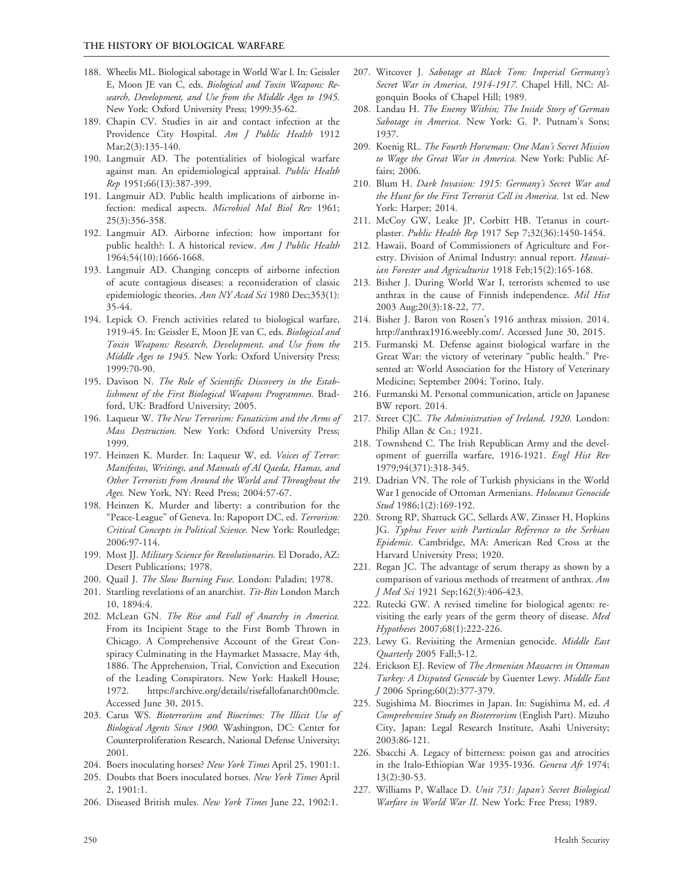188. Wheelis ML. Biological sabotage in World War I. In: Geissler E, Moon JE van C, eds. *Biological and Toxin Weapons: Research, Development, and Use from the Middle Ages to 1945.* New York: Oxford University Press; 1999:35-62.
189. Chapin CV. Studies in air and contact infection at the Providence City Hospital. *Am J Public Health* 1912 Mar;2(3):135-140.
190. Langmuir AD. The potentialities of biological warfare against man. An epidemiological appraisal. *Public Health Rep* 1951;66(13):387-399.
191. Langmuir AD. Public health implications of airborne infection: medical aspects. *Microbiol Mol Biol Rev* 1961; 25(3):356-358.
192. Langmuir AD. Airborne infection: how important for public health?: I. A historical review. *Am J Public Health* 1964;54(10):1666-1668.
193. Langmuir AD. Changing concepts of airborne infection of acute contagious diseases: a reconsideration of classic epidemiologic theories. *Ann NY Acad Sci* 1980 Dec;353(1): 35-44.
194. Lepick O. French activities related to biological warfare, 1919-45. In: Geissler E, Moon JE van C, eds. *Biological and Toxin Weapons: Research, Development, and Use from the Middle Ages to 1945.* New York: Oxford University Press; 1999:70-90.
195. Davison N. *The Role of Scientific Discovery in the Establishment of the First Biological Weapons Programmes.* Bradford, UK: Bradford University; 2005.
196. Laqueur W. *The New Terrorism: Fanaticism and the Arms of Mass Destruction.* New York: Oxford University Press; 1999.
197. Heinzen K. Murder. In: Laqueur W, ed. *Voices of Terror: Manifestos, Writings, and Manuals of Al Qaeda, Hamas, and Other Terrorists from Around the World and Throughout the Ages.* New York, NY: Reed Press; 2004:57-67.
198. Heinzen K. Murder and liberty: a contribution for the "Peace-League" of Geneva. In: Rapoport DC, ed. *Terrorism: Critical Concepts in Political Science.* New York: Routledge; 2006:97-114.
199. Most JJ. *Military Science for Revolutionaries.* El Dorado, AZ: Desert Publications; 1978.
200. Quail J. *The Slow Burning Fuse.* London: Paladin; 1978.
201. Startling revelations of an anarchist. *Tit-Bits* London March 10, 1894:4.
202. McLean GN. *The Rise and Fall of Anarchy in America.* From its Incipient Stage to the First Bomb Thrown in Chicago. A Comprehensive Account of the Great Conspiracy Culminating in the Haymarket Massacre, May 4th, 1886. The Apprehension, Trial, Conviction and Execution of the Leading Conspirators. New York: Haskell House; 1972. https://archive.org/details/risefallofanarch00mcle. Accessed June 30, 2015.
203. Carus WS. *Bioterrorism and Biocrimes: The Illicit Use of Biological Agents Since 1900.* Washington, DC: Center for Counterproliferation Research, National Defense University; 2001.
204. Boers inoculating horses? *New York Times* April 25, 1901:1.
205. Doubts that Boers inoculated horses. *New York Times* April 2, 1901:1.
206. Diseased British mules. *New York Times* June 22, 1902:1.
207. Witcover J. *Sabotage at Black Tom: Imperial Germany's Secret War in America, 1914-1917.* Chapel Hill, NC: Algonquin Books of Chapel Hill; 1989.
208. Landau H. *The Enemy Within; The Inside Story of German Sabotage in America.* New York: G. P. Putnam's Sons; 1937.
209. Koenig RL. *The Fourth Horseman: One Man's Secret Mission to Wage the Great War in America.* New York: Public Affairs; 2006.
210. Blum H. *Dark Invasion: 1915: Germany's Secret War and the Hunt for the First Terrorist Cell in America.* 1st ed. New York: Harper; 2014.
211. McCoy GW, Leake JP, Corbitt HB. Tetanus in court-plaster. *Public Health Rep* 1917 Sep 7;32(36):1450-1454.
212. Hawaii, Board of Commissioners of Agriculture and Forestry. Division of Animal Industry: annual report. *Hawaiian Forester and Agriculturist* 1918 Feb;15(2):165-168.
213. Bisher J. During World War I, terrorists schemed to use anthrax in the cause of Finnish independence. *Mil Hist* 2003 Aug;20(3):18-22, 77.
214. Bisher J. Baron von Rosen's 1916 anthrax mission. 2014. http://anthrax1916.weebly.com/. Accessed June 30, 2015.
215. Furmanski M. Defense against biological warfare in the Great War: the victory of veterinary "public health." Presented at: World Association for the History of Veterinary Medicine; September 2004; Torino, Italy.
216. Furmanski M. Personal communication, article on Japanese BW report. 2014.
217. Street CJC. *The Administration of Ireland, 1920.* London: Philip Allan & Co.; 1921.
218. Townshend C. The Irish Republican Army and the development of guerrilla warfare, 1916-1921. *Engl Hist Rev* 1979;94(371):318-345.
219. Dadrian VN. The role of Turkish physicians in the World War I genocide of Ottoman Armenians. *Holocaust Genocide Stud* 1986;1(2):169-192.
220. Strong RP, Shattuck GC, Sellards AW, Zinsser H, Hopkins JG. *Typhus Fever with Particular Reference to the Serbian Epidemic.* Cambridge, MA: American Red Cross at the Harvard University Press; 1920.
221. Regan JC. The advantage of serum therapy as shown by a comparison of various methods of treatment of anthrax. *Am J Med Sci* 1921 Sep;162(3):406-423.
222. Rutecki GW. A revised timeline for biological agents: revisiting the early years of the germ theory of disease. *Med Hypotheses* 2007;68(1):222-226.
223. Lewy G. Revisiting the Armenian genocide. *Middle East Quarterly* 2005 Fall;3-12.
224. Erickson EJ. Review of *The Armenian Massacres in Ottoman Turkey: A Disputed Genocide* by Guenter Lewy. *Middle East J* 2006 Spring;60(2):377-379.
225. Sugishima M. Biocrimes in Japan. In: Sugishima M, ed. *A Comprehensive Study on Bioterrorism* (English Part). Mizuho City, Japan: Legal Research Institute, Asahi University; 2003:86-121.
226. Sbacchi A. Legacy of bitterness: poison gas and atrocities in the Italo-Ethiopian War 1935-1936. *Geneva Afr* 1974; 13(2):30-53.
227. Williams P, Wallace D. *Unit 731: Japan's Secret Biological Warfare in World War II.* New York: Free Press; 1989.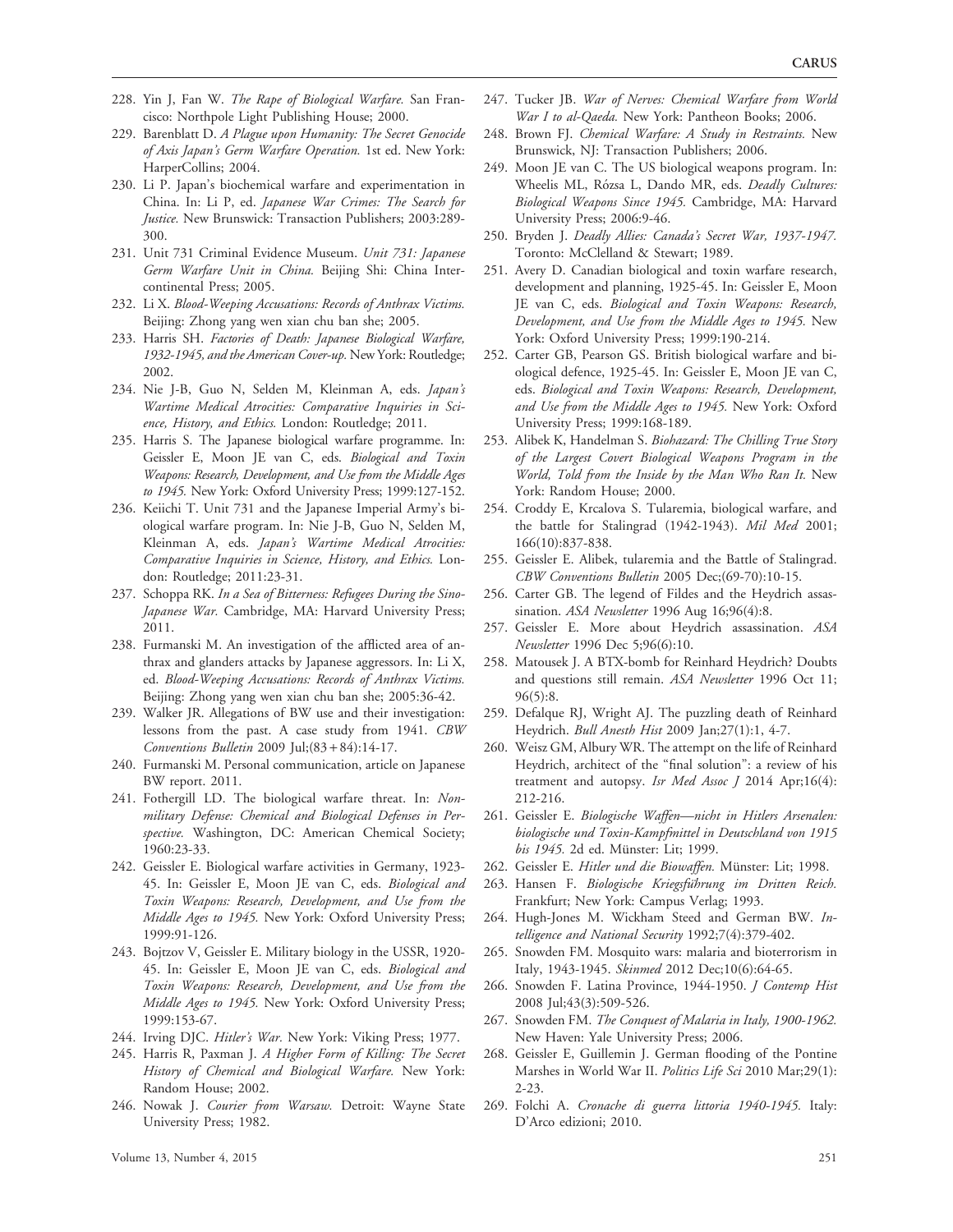228. Yin J, Fan W. *The Rape of Biological Warfare.* San Francisco: Northpole Light Publishing House; 2000.
229. Barenblatt D. *A Plague upon Humanity: The Secret Genocide of Axis Japan's Germ Warfare Operation.* 1st ed. New York: HarperCollins; 2004.
230. Li P. Japan's biochemical warfare and experimentation in China. In: Li P, ed. *Japanese War Crimes: The Search for Justice.* New Brunswick: Transaction Publishers; 2003:289-300.
231. Unit 731 Criminal Evidence Museum. *Unit 731: Japanese Germ Warfare Unit in China.* Beijing Shi: China Intercontinental Press; 2005.
232. Li X. *Blood-Weeping Accusations: Records of Anthrax Victims.* Beijing: Zhong yang wen xian chu ban she; 2005.
233. Harris SH. *Factories of Death: Japanese Biological Warfare, 1932-1945, and the American Cover-up.* New York: Routledge; 2002.
234. Nie J-B, Guo N, Selden M, Kleinman A, eds. *Japan's Wartime Medical Atrocities: Comparative Inquiries in Science, History, and Ethics.* London: Routledge; 2011.
235. Harris S. The Japanese biological warfare programme. In: Geissler E, Moon JE van C, eds. *Biological and Toxin Weapons: Research, Development, and Use from the Middle Ages to 1945.* New York: Oxford University Press; 1999:127-152.
236. Keiichi T. Unit 731 and the Japanese Imperial Army's biological warfare program. In: Nie J-B, Guo N, Selden M, Kleinman A, eds. *Japan's Wartime Medical Atrocities: Comparative Inquiries in Science, History, and Ethics.* London: Routledge; 2011:23-31.
237. Schoppa RK. *In a Sea of Bitterness: Refugees During the Sino-Japanese War.* Cambridge, MA: Harvard University Press; 2011.
238. Furmanski M. An investigation of the afflicted area of anthrax and glanders attacks by Japanese aggressors. In: Li X, ed. *Blood-Weeping Accusations: Records of Anthrax Victims.* Beijing: Zhong yang wen xian chu ban she; 2005:36-42.
239. Walker JR. Allegations of BW use and their investigation: lessons from the past. A case study from 1941. *CBW Conventions Bulletin* 2009 Jul;(83 + 84):14-17.
240. Furmanski M. Personal communication, article on Japanese BW report. 2011.
241. Fothergill LD. The biological warfare threat. In: *Nonmilitary Defense: Chemical and Biological Defenses in Perspective.* Washington, DC: American Chemical Society; 1960:23-33.
242. Geissler E. Biological warfare activities in Germany, 1923-45. In: Geissler E, Moon JE van C, eds. *Biological and Toxin Weapons: Research, Development, and Use from the Middle Ages to 1945.* New York: Oxford University Press; 1999:91-126.
243. Bojtzov V, Geissler E. Military biology in the USSR, 1920-45. In: Geissler E, Moon JE van C, eds. *Biological and Toxin Weapons: Research, Development, and Use from the Middle Ages to 1945.* New York: Oxford University Press; 1999:153-67.
244. Irving DJC. *Hitler's War.* New York: Viking Press; 1977.
245. Harris R, Paxman J. *A Higher Form of Killing: The Secret History of Chemical and Biological Warfare.* New York: Random House; 2002.
246. Nowak J. *Courier from Warsaw.* Detroit: Wayne State University Press; 1982.
247. Tucker JB. *War of Nerves: Chemical Warfare from World War I to al-Qaeda.* New York: Pantheon Books; 2006.
248. Brown FJ. *Chemical Warfare: A Study in Restraints.* New Brunswick, NJ: Transaction Publishers; 2006.
249. Moon JE van C. The US biological weapons program. In: Wheelis ML, Rózsa L, Dando MR, eds. *Deadly Cultures: Biological Weapons Since 1945.* Cambridge, MA: Harvard University Press; 2006:9-46.
250. Bryden J. *Deadly Allies: Canada's Secret War, 1937-1947.* Toronto: McClelland & Stewart; 1989.
251. Avery D. Canadian biological and toxin warfare research, development and planning, 1925-45. In: Geissler E, Moon JE van C, eds. *Biological and Toxin Weapons: Research, Development, and Use from the Middle Ages to 1945.* New York: Oxford University Press; 1999:190-214.
252. Carter GB, Pearson GS. British biological warfare and biological defence, 1925-45. In: Geissler E, Moon JE van C, eds. *Biological and Toxin Weapons: Research, Development, and Use from the Middle Ages to 1945.* New York: Oxford University Press; 1999:168-189.
253. Alibek K, Handelman S. *Biohazard: The Chilling True Story of the Largest Covert Biological Weapons Program in the World, Told from the Inside by the Man Who Ran It.* New York: Random House; 2000.
254. Croddy E, Krcalova S. Tularemia, biological warfare, and the battle for Stalingrad (1942-1943). *Mil Med* 2001; 166(10):837-838.
255. Geissler E. Alibek, tularemia and the Battle of Stalingrad. *CBW Conventions Bulletin* 2005 Dec;(69-70):10-15.
256. Carter GB. The legend of Fildes and the Heydrich assassination. *ASA Newsletter* 1996 Aug 16;96(4):8.
257. Geissler E. More about Heydrich assassination. *ASA Newsletter* 1996 Dec 5;96(6):10.
258. Matousek J. A BTX-bomb for Reinhard Heydrich? Doubts and questions still remain. *ASA Newsletter* 1996 Oct 11; 96(5):8.
259. Defalque RJ, Wright AJ. The puzzling death of Reinhard Heydrich. *Bull Anesth Hist* 2009 Jan;27(1):1, 4-7.
260. Weisz GM, Albury WR. The attempt on the life of Reinhard Heydrich, architect of the "final solution": a review of his treatment and autopsy. *Isr Med Assoc J* 2014 Apr;16(4): 212-216.
261. Geissler E. *Biologische Waffen—nicht in Hitlers Arsenalen: biologische und Toxin-Kampfmittel in Deutschland von 1915 bis 1945.* 2d ed. Münster: Lit; 1999.
262. Geissler E. *Hitler und die Biowaffen.* Münster: Lit; 1998.
263. Hansen F. *Biologische Kriegsführung im Dritten Reich.* Frankfurt; New York: Campus Verlag; 1993.
264. Hugh-Jones M. Wickham Steed and German BW. *Intelligence and National Security* 1992;7(4):379-402.
265. Snowden FM. Mosquito wars: malaria and bioterrorism in Italy, 1943-1945. *Skinmed* 2012 Dec;10(6):64-65.
266. Snowden F. Latina Province, 1944-1950. *J Contemp Hist* 2008 Jul;43(3):509-526.
267. Snowden FM. *The Conquest of Malaria in Italy, 1900-1962.* New Haven: Yale University Press; 2006.
268. Geissler E, Guillemin J. German flooding of the Pontine Marshes in World War II. *Politics Life Sci* 2010 Mar;29(1): 2-23.
269. Folchi A. *Cronache di guerra littoria 1940-1945.* Italy: D'Arco edizioni; 2010.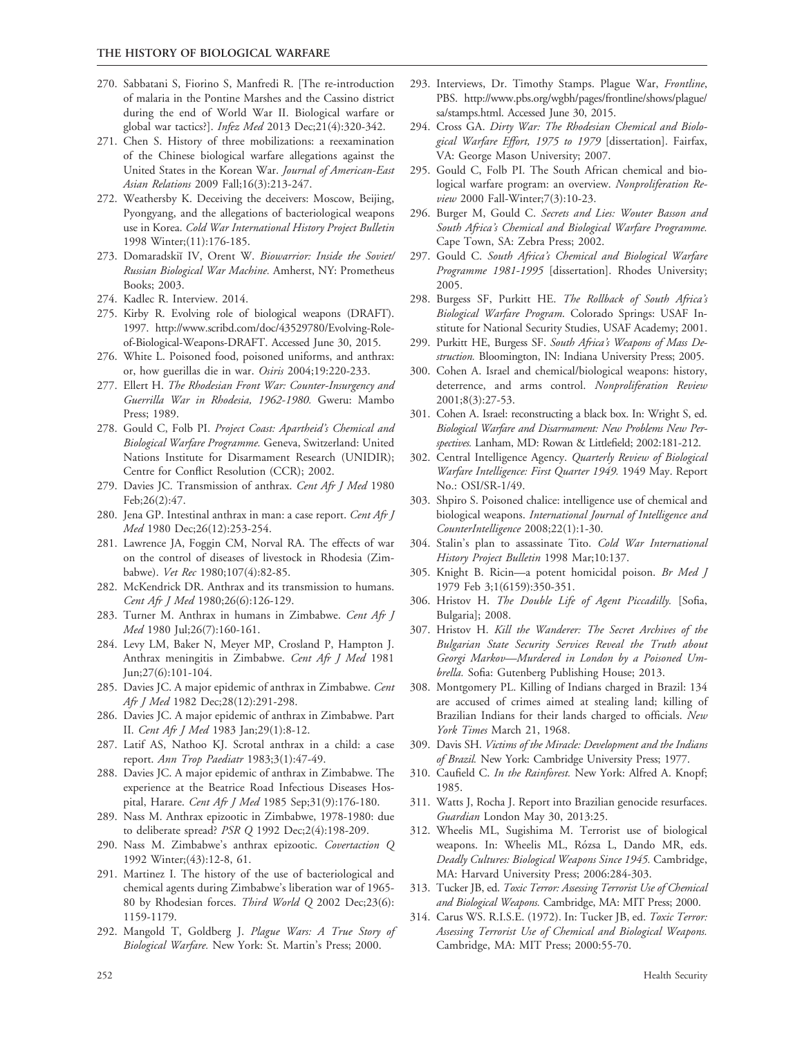270. Sabbatani S, Fiorino S, Manfredi R. [The re-introduction of malaria in the Pontine Marshes and the Cassino district during the end of World War II. Biological warfare or global war tactics?]. *Infez Med* 2013 Dec;21(4):320-342.
271. Chen S. History of three mobilizations: a reexamination of the Chinese biological warfare allegations against the United States in the Korean War. *Journal of American-East Asian Relations* 2009 Fall;16(3):213-247.
272. Weathersby K. Deceiving the deceivers: Moscow, Beijing, Pyongyang, and the allegations of bacteriological weapons use in Korea. *Cold War International History Project Bulletin* 1998 Winter;(11):176-185.
273. Domaradskiĭ IV, Orent W. *Biowarrior: Inside the Soviet/Russian Biological War Machine.* Amherst, NY: Prometheus Books; 2003.
274. Kadlec R. Interview. 2014.
275. Kirby R. Evolving role of biological weapons (DRAFT). 1997. http://www.scribd.com/doc/43529780/Evolving-Role-of-Biological-Weapons-DRAFT. Accessed June 30, 2015.
276. White L. Poisoned food, poisoned uniforms, and anthrax: or, how guerillas die in war. *Osiris* 2004;19:220-233.
277. Ellert H. *The Rhodesian Front War: Counter-Insurgency and Guerrilla War in Rhodesia, 1962-1980.* Gweru: Mambo Press; 1989.
278. Gould C, Folb PI. *Project Coast: Apartheid's Chemical and Biological Warfare Programme.* Geneva, Switzerland: United Nations Institute for Disarmament Research (UNIDIR); Centre for Conflict Resolution (CCR); 2002.
279. Davies JC. Transmission of anthrax. *Cent Afr J Med* 1980 Feb;26(2):47.
280. Jena GP. Intestinal anthrax in man: a case report. *Cent Afr J Med* 1980 Dec;26(12):253-254.
281. Lawrence JA, Foggin CM, Norval RA. The effects of war on the control of diseases of livestock in Rhodesia (Zimbabwe). *Vet Rec* 1980;107(4):82-85.
282. McKendrick DR. Anthrax and its transmission to humans. *Cent Afr J Med* 1980;26(6):126-129.
283. Turner M. Anthrax in humans in Zimbabwe. *Cent Afr J Med* 1980 Jul;26(7):160-161.
284. Levy LM, Baker N, Meyer MP, Crosland P, Hampton J. Anthrax meningitis in Zimbabwe. *Cent Afr J Med* 1981 Jun;27(6):101-104.
285. Davies JC. A major epidemic of anthrax in Zimbabwe. *Cent Afr J Med* 1982 Dec;28(12):291-298.
286. Davies JC. A major epidemic of anthrax in Zimbabwe. Part II. *Cent Afr J Med* 1983 Jan;29(1):8-12.
287. Latif AS, Nathoo KJ. Scrotal anthrax in a child: a case report. *Ann Trop Paediatr* 1983;3(1):47-49.
288. Davies JC. A major epidemic of anthrax in Zimbabwe. The experience at the Beatrice Road Infectious Diseases Hospital, Harare. *Cent Afr J Med* 1985 Sep;31(9):176-180.
289. Nass M. Anthrax epizootic in Zimbabwe, 1978-1980: due to deliberate spread? *PSR Q* 1992 Dec;2(4):198-209.
290. Nass M. Zimbabwe's anthrax epizootic. *Covertaction Q* 1992 Winter;(43):12-8, 61.
291. Martinez I. The history of the use of bacteriological and chemical agents during Zimbabwe's liberation war of 1965-80 by Rhodesian forces. *Third World Q* 2002 Dec;23(6): 1159-1179.
292. Mangold T, Goldberg J. *Plague Wars: A True Story of Biological Warfare.* New York: St. Martin's Press; 2000.
293. Interviews, Dr. Timothy Stamps. Plague War, *Frontline*, PBS. http://www.pbs.org/wgbh/pages/frontline/shows/plague/sa/stamps.html. Accessed June 30, 2015.
294. Cross GA. *Dirty War: The Rhodesian Chemical and Biological Warfare Effort, 1975 to 1979* [dissertation]. Fairfax, VA: George Mason University; 2007.
295. Gould C, Folb PI. The South African chemical and biological warfare program: an overview. *Nonproliferation Review* 2000 Fall-Winter;7(3):10-23.
296. Burger M, Gould C. *Secrets and Lies: Wouter Basson and South Africa's Chemical and Biological Warfare Programme.* Cape Town, SA: Zebra Press; 2002.
297. Gould C. *South Africa's Chemical and Biological Warfare Programme 1981-1995* [dissertation]. Rhodes University; 2005.
298. Burgess SF, Purkitt HE. *The Rollback of South Africa's Biological Warfare Program.* Colorado Springs: USAF Institute for National Security Studies, USAF Academy; 2001.
299. Purkitt HE, Burgess SF. *South Africa's Weapons of Mass Destruction.* Bloomington, IN: Indiana University Press; 2005.
300. Cohen A. Israel and chemical/biological weapons: history, deterrence, and arms control. *Nonproliferation Review* 2001;8(3):27-53.
301. Cohen A. Israel: reconstructing a black box. In: Wright S, ed. *Biological Warfare and Disarmament: New Problems New Perspectives.* Lanham, MD: Rowan & Littlefield; 2002:181-212.
302. Central Intelligence Agency. *Quarterly Review of Biological Warfare Intelligence: First Quarter 1949.* 1949 May. Report No.: OSI/SR-1/49.
303. Shpiro S. Poisoned chalice: intelligence use of chemical and biological weapons. *International Journal of Intelligence and CounterIntelligence* 2008;22(1):1-30.
304. Stalin's plan to assassinate Tito. *Cold War International History Project Bulletin* 1998 Mar;10:137.
305. Knight B. Ricin—a potent homicidal poison. *Br Med J* 1979 Feb 3;1(6159):350-351.
306. Hristov H. *The Double Life of Agent Piccadilly.* [Sofia, Bulgaria]; 2008.
307. Hristov H. *Kill the Wanderer: The Secret Archives of the Bulgarian State Security Services Reveal the Truth about Georgi Markov—Murdered in London by a Poisoned Umbrella.* Sofia: Gutenberg Publishing House; 2013.
308. Montgomery PL. Killing of Indians charged in Brazil: 134 are accused of crimes aimed at stealing land; killing of Brazilian Indians for their lands charged to officials. *New York Times* March 21, 1968.
309. Davis SH. *Victims of the Miracle: Development and the Indians of Brazil.* New York: Cambridge University Press; 1977.
310. Caufield C. *In the Rainforest.* New York: Alfred A. Knopf; 1985.
311. Watts J, Rocha J. Report into Brazilian genocide resurfaces. *Guardian* London May 30, 2013:25.
312. Wheelis ML, Sugishima M. Terrorist use of biological weapons. In: Wheelis ML, Rózsa L, Dando MR, eds. *Deadly Cultures: Biological Weapons Since 1945.* Cambridge, MA: Harvard University Press; 2006:284-303.
313. Tucker JB, ed. *Toxic Terror: Assessing Terrorist Use of Chemical and Biological Weapons.* Cambridge, MA: MIT Press; 2000.
314. Carus WS. R.I.S.E. (1972). In: Tucker JB, ed. *Toxic Terror: Assessing Terrorist Use of Chemical and Biological Weapons.* Cambridge, MA: MIT Press; 2000:55-70.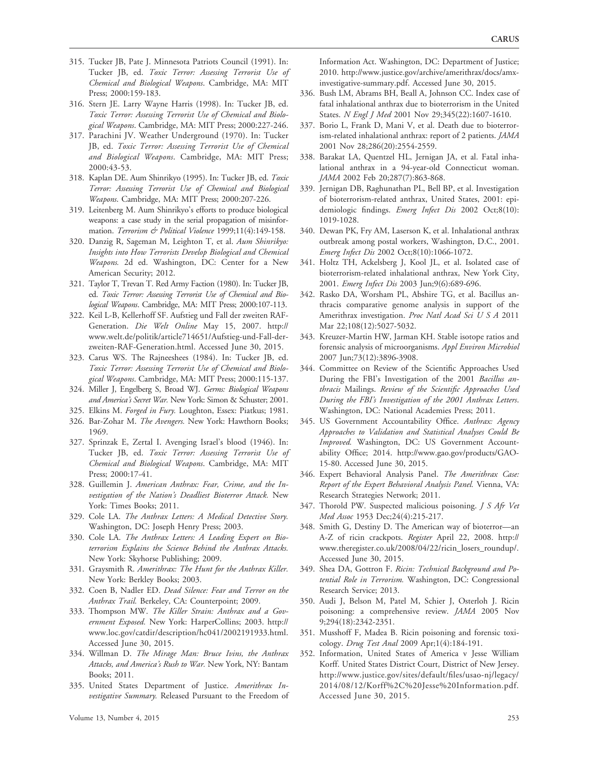315. Tucker JB, Pate J. Minnesota Patriots Council (1991). In: Tucker JB, ed. *Toxic Terror: Assessing Terrorist Use of Chemical and Biological Weapons*. Cambridge, MA: MIT Press; 2000:159-183.
316. Stern JE. Larry Wayne Harris (1998). In: Tucker JB, ed. *Toxic Terror: Assessing Terrorist Use of Chemical and Biological Weapons*. Cambridge, MA: MIT Press; 2000:227-246.
317. Parachini JV. Weather Underground (1970). In: Tucker JB, ed. *Toxic Terror: Assessing Terrorist Use of Chemical and Biological Weapons*. Cambridge, MA: MIT Press; 2000:43-53.
318. Kaplan DE. Aum Shinrikyo (1995). In: Tucker JB, ed. *Toxic Terror: Assessing Terrorist Use of Chemical and Biological Weapons*. Cambridge, MA: MIT Press; 2000:207-226.
319. Leitenberg M. Aum Shinrikyo's efforts to produce biological weapons: a case study in the serial propagation of misinformation. *Terrorism & Political Violence* 1999;11(4):149-158.
320. Danzig R, Sageman M, Leighton T, et al. *Aum Shinrikyo: Insights into How Terrorists Develop Biological and Chemical Weapons.* 2d ed. Washington, DC: Center for a New American Security; 2012.
321. Taylor T, Trevan T. Red Army Faction (1980). In: Tucker JB, ed. *Toxic Terror: Assessing Terrorist Use of Chemical and Biological Weapons*. Cambridge, MA: MIT Press; 2000:107-113.
322. Keil L-B, Kellerhoff SF. Aufstieg und Fall der zweiten RAF-Generation. *Die Welt Online* May 15, 2007. http://www.welt.de/politik/article714651/Aufstieg-und-Fall-der-zweiten-RAF-Generation.html. Accessed June 30, 2015.
323. Carus WS. The Rajneeshees (1984). In: Tucker JB, ed. *Toxic Terror: Assessing Terrorist Use of Chemical and Biological Weapons*. Cambridge, MA: MIT Press; 2000:115-137.
324. Miller J, Engelberg S, Broad WJ. *Germs: Biological Weapons and America's Secret War.* New York: Simon & Schuster; 2001.
325. Elkins M. *Forged in Fury.* Loughton, Essex: Piatkus; 1981.
326. Bar-Zohar M. *The Avengers.* New York: Hawthorn Books; 1969.
327. Sprinzak E, Zertal I. Avenging Israel's blood (1946). In: Tucker JB, ed. *Toxic Terror: Assessing Terrorist Use of Chemical and Biological Weapons*. Cambridge, MA: MIT Press; 2000:17-41.
328. Guillemin J. *American Anthrax: Fear, Crime, and the Investigation of the Nation's Deadliest Bioterror Attack.* New York: Times Books; 2011.
329. Cole LA. *The Anthrax Letters: A Medical Detective Story.* Washington, DC: Joseph Henry Press; 2003.
330. Cole LA. *The Anthrax Letters: A Leading Expert on Bioterrorism Explains the Science Behind the Anthrax Attacks.* New York: Skyhorse Publishing; 2009.
331. Graysmith R. *Amerithrax: The Hunt for the Anthrax Killer.* New York: Berkley Books; 2003.
332. Coen B, Nadler ED. *Dead Silence: Fear and Terror on the Anthrax Trail.* Berkeley, CA: Counterpoint; 2009.
333. Thompson MW. *The Killer Strain: Anthrax and a Government Exposed.* New York: HarperCollins; 2003. http://www.loc.gov/catdir/description/hc041/2002191933.html. Accessed June 30, 2015.
334. Willman D. *The Mirage Man: Bruce Ivins, the Anthrax Attacks, and America's Rush to War.* New York, NY: Bantam Books; 2011.
335. United States Department of Justice. *Amerithrax Investigative Summary.* Released Pursuant to the Freedom of Information Act. Washington, DC: Department of Justice; 2010. http://www.justice.gov/archive/amerithrax/docs/amx-investigative-summary.pdf. Accessed June 30, 2015.
336. Bush LM, Abrams BH, Beall A, Johnson CC. Index case of fatal inhalational anthrax due to bioterrorism in the United States. *N Engl J Med* 2001 Nov 29;345(22):1607-1610.
337. Borio L, Frank D, Mani V, et al. Death due to bioterrorism-related inhalational anthrax: report of 2 patients. *JAMA* 2001 Nov 28;286(20):2554-2559.
338. Barakat LA, Quentzel HL, Jernigan JA, et al. Fatal inhalational anthrax in a 94-year-old Connecticut woman. *JAMA* 2002 Feb 20;287(7):863-868.
339. Jernigan DB, Raghunathan PL, Bell BP, et al. Investigation of bioterrorism-related anthrax, United States, 2001: epidemiologic findings. *Emerg Infect Dis* 2002 Oct;8(10):1019-1028.
340. Dewan PK, Fry AM, Laserson K, et al. Inhalational anthrax outbreak among postal workers, Washington, D.C., 2001. *Emerg Infect Dis* 2002 Oct;8(10):1066-1072.
341. Holtz TH, Ackelsberg J, Kool JL, et al. Isolated case of bioterrorism-related inhalational anthrax, New York City, 2001. *Emerg Infect Dis* 2003 Jun;9(6):689-696.
342. Rasko DA, Worsham PL, Abshire TG, et al. Bacillus anthracis comparative genome analysis in support of the Amerithrax investigation. *Proc Natl Acad Sci U S A* 2011 Mar 22;108(12):5027-5032.
343. Kreuzer-Martin HW, Jarman KH. Stable isotope ratios and forensic analysis of microorganisms. *Appl Environ Microbiol* 2007 Jun;73(12):3896-3908.
344. Committee on Review of the Scientific Approaches Used During the FBI's Investigation of the 2001 *Bacillus anthracis* Mailings. *Review of the Scientific Approaches Used During the FBI's Investigation of the 2001 Anthrax Letters*. Washington, DC: National Academies Press; 2011.
345. US Government Accountability Office. *Anthrax: Agency Approaches to Validation and Statistical Analyses Could Be Improved.* Washington, DC: US Government Accountability Office; 2014. http://www.gao.gov/products/GAO-15-80. Accessed June 30, 2015.
346. Expert Behavioral Analysis Panel. *The Amerithrax Case: Report of the Expert Behavioral Analysis Panel.* Vienna, VA: Research Strategies Network; 2011.
347. Thorold PW. Suspected malicious poisoning. *J S Afr Vet Med Assoc* 1953 Dec;24(4):215-217.
348. Smith G, Destiny D. The American way of bioterror—an A-Z of ricin crackpots. *Register* April 22, 2008. http://www.theregister.co.uk/2008/04/22/ricin_losers_roundup/. Accessed June 30, 2015.
349. Shea DA, Gottron F. *Ricin: Technical Background and Potential Role in Terrorism.* Washington, DC: Congressional Research Service; 2013.
350. Audi J, Belson M, Patel M, Schier J, Osterloh J. Ricin poisoning: a comprehensive review. *JAMA* 2005 Nov 9;294(18):2342-2351.
351. Musshoff F, Madea B. Ricin poisoning and forensic toxicology. *Drug Test Anal* 2009 Apr;1(4):184-191.
352. Information, United States of America v Jesse William Korff. United States District Court, District of New Jersey. http://www.justice.gov/sites/default/files/usao-nj/legacy/2014/08/12/Korff%2C%20Jesse%20Information.pdf. Accessed June 30, 2015.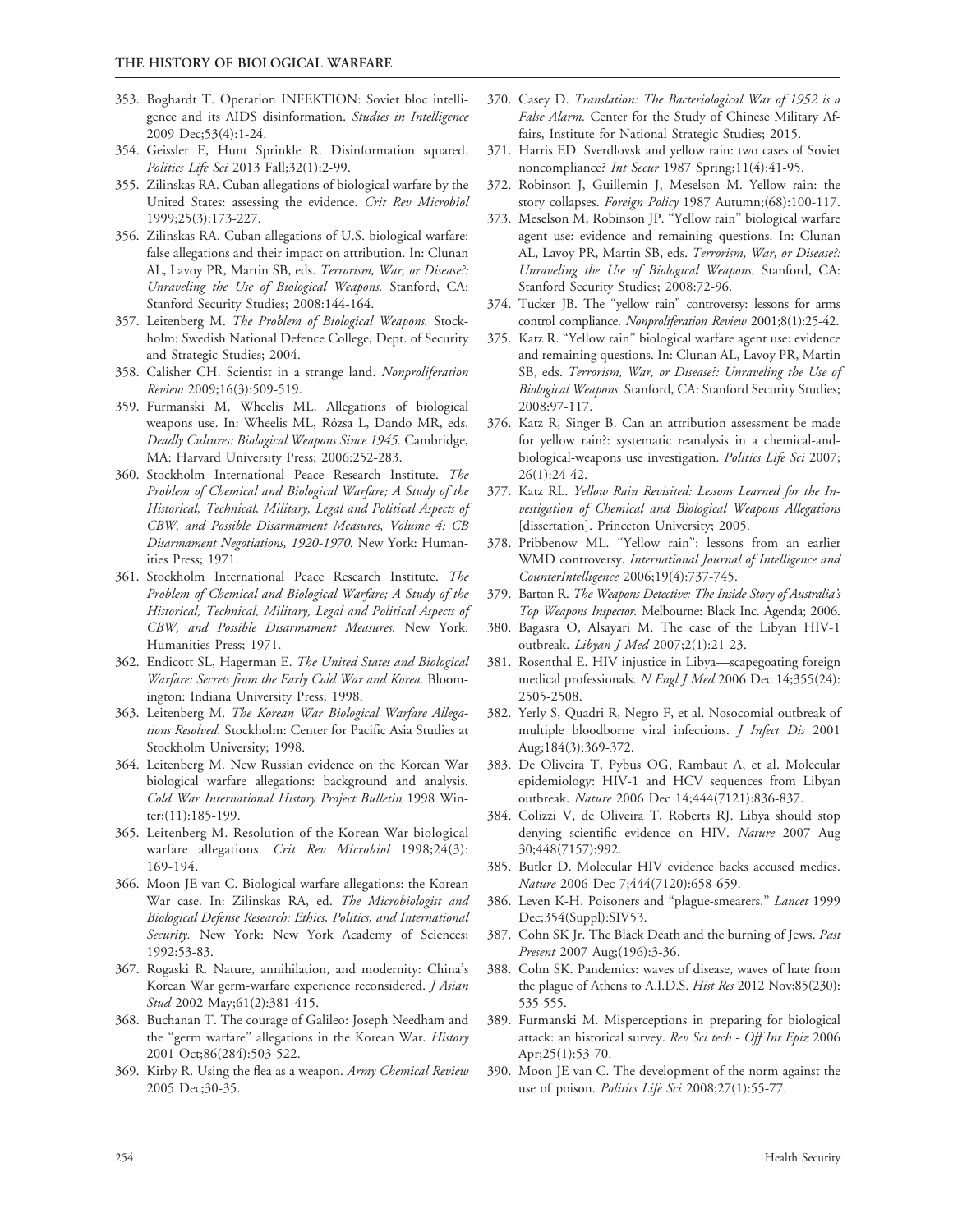353. Boghardt T. Operation INFEKTION: Soviet bloc intelligence and its AIDS disinformation. *Studies in Intelligence* 2009 Dec;53(4):1-24.
354. Geissler E, Hunt Sprinkle R. Disinformation squared. *Politics Life Sci* 2013 Fall;32(1):2-99.
355. Zilinskas RA. Cuban allegations of biological warfare by the United States: assessing the evidence. *Crit Rev Microbiol* 1999;25(3):173-227.
356. Zilinskas RA. Cuban allegations of U.S. biological warfare: false allegations and their impact on attribution. In: Clunan AL, Lavoy PR, Martin SB, eds. *Terrorism, War, or Disease?: Unraveling the Use of Biological Weapons.* Stanford, CA: Stanford Security Studies; 2008:144-164.
357. Leitenberg M. *The Problem of Biological Weapons.* Stockholm: Swedish National Defence College, Dept. of Security and Strategic Studies; 2004.
358. Calisher CH. Scientist in a strange land. *Nonproliferation Review* 2009;16(3):509-519.
359. Furmanski M, Wheelis ML. Allegations of biological weapons use. In: Wheelis ML, Rózsa L, Dando MR, eds. *Deadly Cultures: Biological Weapons Since 1945.* Cambridge, MA: Harvard University Press; 2006:252-283.
360. Stockholm International Peace Research Institute. *The Problem of Chemical and Biological Warfare; A Study of the Historical, Technical, Military, Legal and Political Aspects of CBW, and Possible Disarmament Measures, Volume 4: CB Disarmament Negotiations, 1920-1970.* New York: Humanities Press; 1971.
361. Stockholm International Peace Research Institute. *The Problem of Chemical and Biological Warfare; A Study of the Historical, Technical, Military, Legal and Political Aspects of CBW, and Possible Disarmament Measures.* New York: Humanities Press; 1971.
362. Endicott SL, Hagerman E. *The United States and Biological Warfare: Secrets from the Early Cold War and Korea.* Bloomington: Indiana University Press; 1998.
363. Leitenberg M. *The Korean War Biological Warfare Allegations Resolved.* Stockholm: Center for Pacific Asia Studies at Stockholm University; 1998.
364. Leitenberg M. New Russian evidence on the Korean War biological warfare allegations: background and analysis. *Cold War International History Project Bulletin* 1998 Winter;(11):185-199.
365. Leitenberg M. Resolution of the Korean War biological warfare allegations. *Crit Rev Microbiol* 1998;24(3):169-194.
366. Moon JE van C. Biological warfare allegations: the Korean War case. In: Zilinskas RA, ed. *The Microbiologist and Biological Defense Research: Ethics, Politics, and International Security.* New York: New York Academy of Sciences; 1992:53-83.
367. Rogaski R. Nature, annihilation, and modernity: China's Korean War germ-warfare experience reconsidered. *J Asian Stud* 2002 May;61(2):381-415.
368. Buchanan T. The courage of Galileo: Joseph Needham and the "germ warfare" allegations in the Korean War. *History* 2001 Oct;86(284):503-522.
369. Kirby R. Using the flea as a weapon. *Army Chemical Review* 2005 Dec;30-35.
370. Casey D. *Translation: The Bacteriological War of 1952 is a False Alarm.* Center for the Study of Chinese Military Affairs, Institute for National Strategic Studies; 2015.
371. Harris ED. Sverdlovsk and yellow rain: two cases of Soviet noncompliance? *Int Secur* 1987 Spring;11(4):41-95.
372. Robinson J, Guillemin J, Meselson M. Yellow rain: the story collapses. *Foreign Policy* 1987 Autumn;(68):100-117.
373. Meselson M, Robinson JP. "Yellow rain" biological warfare agent use: evidence and remaining questions. In: Clunan AL, Lavoy PR, Martin SB, eds. *Terrorism, War, or Disease?: Unraveling the Use of Biological Weapons.* Stanford, CA: Stanford Security Studies; 2008:72-96.
374. Tucker JB. The "yellow rain" controversy: lessons for arms control compliance. *Nonproliferation Review* 2001;8(1):25-42.
375. Katz R. "Yellow rain" biological warfare agent use: evidence and remaining questions. In: Clunan AL, Lavoy PR, Martin SB, eds. *Terrorism, War, or Disease?: Unraveling the Use of Biological Weapons.* Stanford, CA: Stanford Security Studies; 2008:97-117.
376. Katz R, Singer B. Can an attribution assessment be made for yellow rain?: systematic reanalysis in a chemical-and-biological-weapons use investigation. *Politics Life Sci* 2007; 26(1):24-42.
377. Katz RL. *Yellow Rain Revisited: Lessons Learned for the Investigation of Chemical and Biological Weapons Allegations* [dissertation]. Princeton University; 2005.
378. Pribbenow ML. "Yellow rain": lessons from an earlier WMD controversy. *International Journal of Intelligence and CounterIntelligence* 2006;19(4):737-745.
379. Barton R. *The Weapons Detective: The Inside Story of Australia's Top Weapons Inspector.* Melbourne: Black Inc. Agenda; 2006.
380. Bagasra O, Alsayari M. The case of the Libyan HIV-1 outbreak. *Libyan J Med* 2007;2(1):21-23.
381. Rosenthal E. HIV injustice in Libya—scapegoating foreign medical professionals. *N Engl J Med* 2006 Dec 14;355(24): 2505-2508.
382. Yerly S, Quadri R, Negro F, et al. Nosocomial outbreak of multiple bloodborne viral infections. *J Infect Dis* 2001 Aug;184(3):369-372.
383. De Oliveira T, Pybus OG, Rambaut A, et al. Molecular epidemiology: HIV-1 and HCV sequences from Libyan outbreak. *Nature* 2006 Dec 14;444(7121):836-837.
384. Colizzi V, de Oliveira T, Roberts RJ. Libya should stop denying scientific evidence on HIV. *Nature* 2007 Aug 30;448(7157):992.
385. Butler D. Molecular HIV evidence backs accused medics. *Nature* 2006 Dec 7;444(7120):658-659.
386. Leven K-H. Poisoners and "plague-smearers." *Lancet* 1999 Dec;354(Suppl):SIV53.
387. Cohn SK Jr. The Black Death and the burning of Jews. *Past Present* 2007 Aug;(196):3-36.
388. Cohn SK. Pandemics: waves of disease, waves of hate from the plague of Athens to A.I.D.S. *Hist Res* 2012 Nov;85(230): 535-555.
389. Furmanski M. Misperceptions in preparing for biological attack: an historical survey. *Rev Sci tech - Off Int Epiz* 2006 Apr;25(1):53-70.
390. Moon JE van C. The development of the norm against the use of poison. *Politics Life Sci* 2008;27(1):55-77.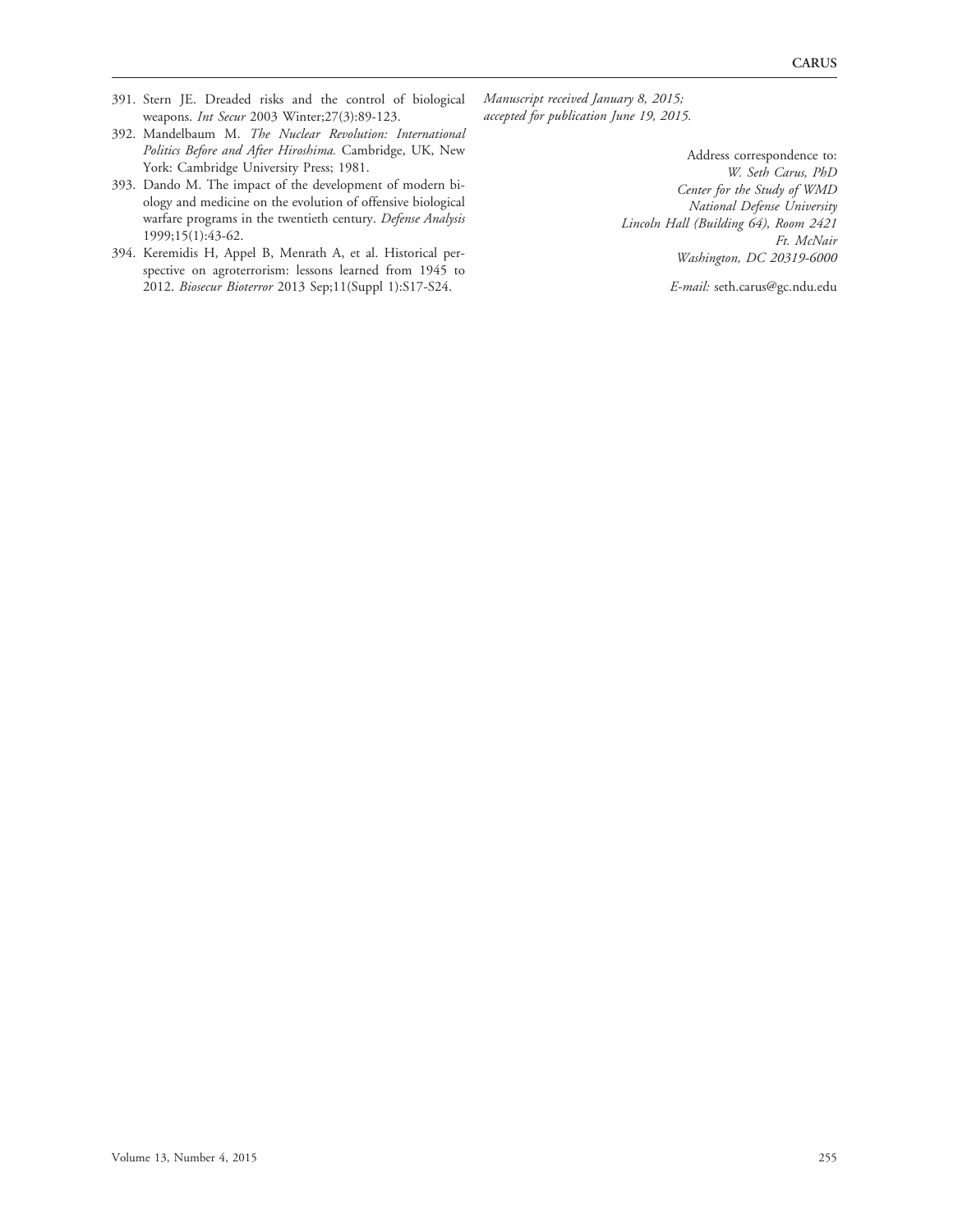391. Stern JE. Dreaded risks and the control of biological weapons. *Int Secur* 2003 Winter;27(3):89-123.
392. Mandelbaum M. *The Nuclear Revolution: International Politics Before and After Hiroshima.* Cambridge, UK, New York: Cambridge University Press; 1981.
393. Dando M. The impact of the development of modern biology and medicine on the evolution of offensive biological warfare programs in the twentieth century. *Defense Analysis* 1999;15(1):43-62.
394. Keremidis H, Appel B, Menrath A, et al. Historical perspective on agroterrorism: lessons learned from 1945 to 2012. *Biosecur Bioterror* 2013 Sep;11(Suppl 1):S17-S24.

*Manuscript received January 8, 2015;*
*accepted for publication June 19, 2015.*

Address correspondence to:
*W. Seth Carus, PhD*
*Center for the Study of WMD*
*National Defense University*
*Lincoln Hall (Building 64), Room 2421*
*Ft. McNair*
*Washington, DC 20319-6000*

*E-mail:* seth.carus@gc.ndu.edu